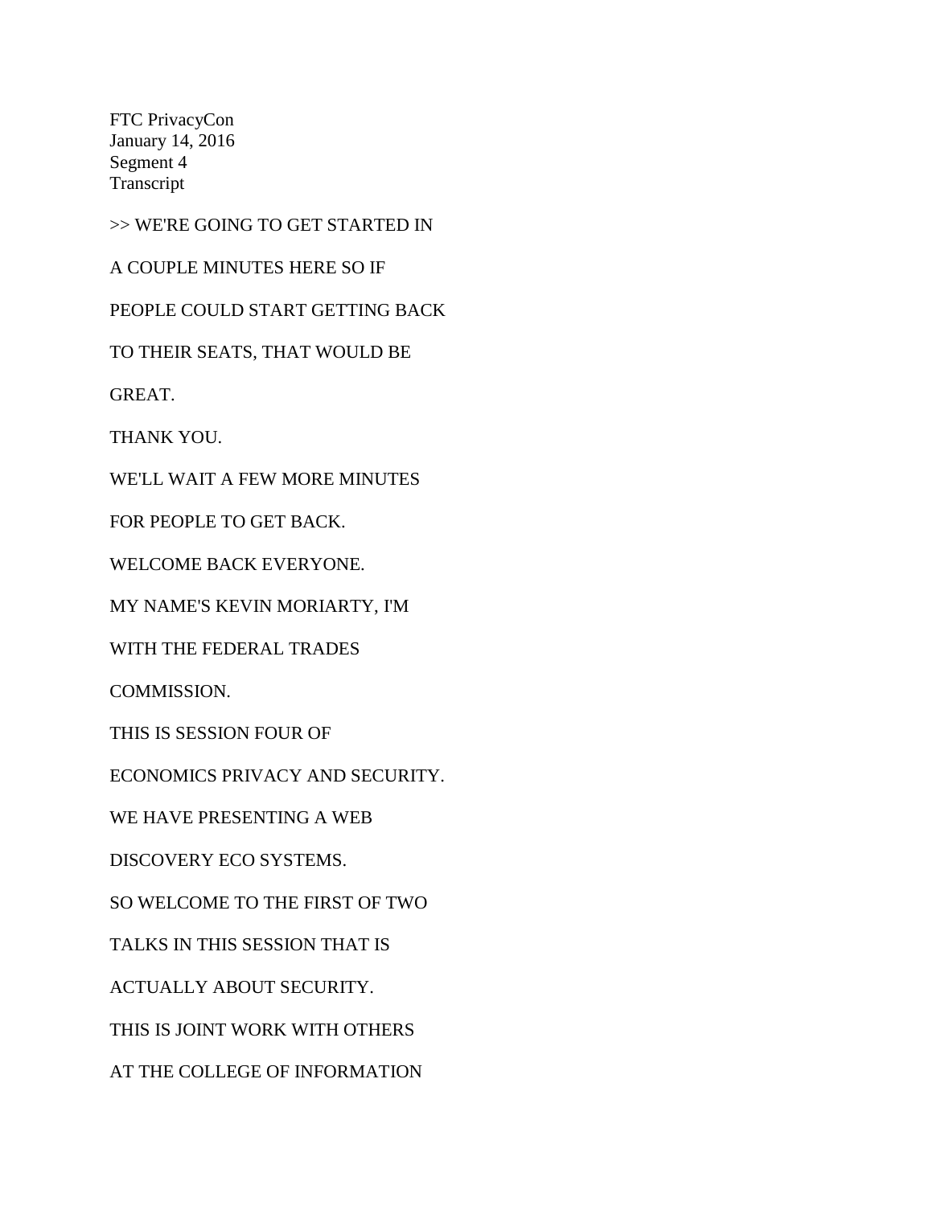FTC PrivacyCon
January 14, 2016
Segment 4
Transcript

>> WE'RE GOING TO GET STARTED IN

A COUPLE MINUTES HERE SO IF

PEOPLE COULD START GETTING BACK

TO THEIR SEATS, THAT WOULD BE

GREAT.

THANK YOU.

WE'LL WAIT A FEW MORE MINUTES

FOR PEOPLE TO GET BACK.

WELCOME BACK EVERYONE.

MY NAME'S KEVIN MORIARTY, I'M

WITH THE FEDERAL TRADES

COMMISSION.

THIS IS SESSION FOUR OF

ECONOMICS PRIVACY AND SECURITY.

WE HAVE PRESENTING A WEB

DISCOVERY ECO SYSTEMS.

SO WELCOME TO THE FIRST OF TWO

TALKS IN THIS SESSION THAT IS

ACTUALLY ABOUT SECURITY.

THIS IS JOINT WORK WITH OTHERS

AT THE COLLEGE OF INFORMATION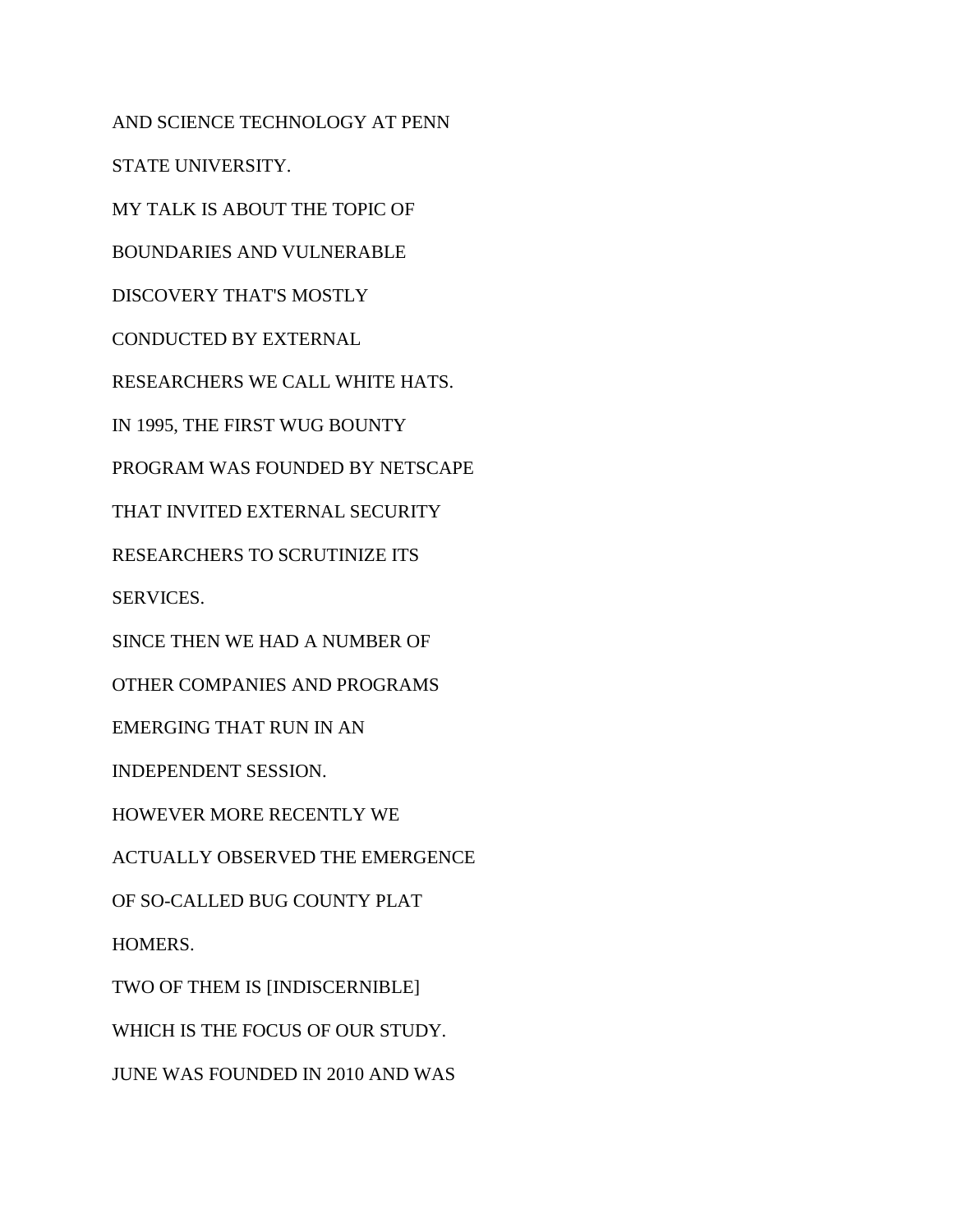AND SCIENCE TECHNOLOGY AT PENN

STATE UNIVERSITY.

MY TALK IS ABOUT THE TOPIC OF

BOUNDARIES AND VULNERABLE

DISCOVERY THAT'S MOSTLY

CONDUCTED BY EXTERNAL

RESEARCHERS WE CALL WHITE HATS.

IN 1995, THE FIRST WUG BOUNTY

PROGRAM WAS FOUNDED BY NETSCAPE

THAT INVITED EXTERNAL SECURITY

RESEARCHERS TO SCRUTINIZE ITS

SERVICES.

SINCE THEN WE HAD A NUMBER OF

OTHER COMPANIES AND PROGRAMS

EMERGING THAT RUN IN AN

INDEPENDENT SESSION.

HOWEVER MORE RECENTLY WE

ACTUALLY OBSERVED THE EMERGENCE

OF SO-CALLED BUG COUNTY PLAT

HOMERS.

TWO OF THEM IS [INDISCERNIBLE]

WHICH IS THE FOCUS OF OUR STUDY.

JUNE WAS FOUNDED IN 2010 AND WAS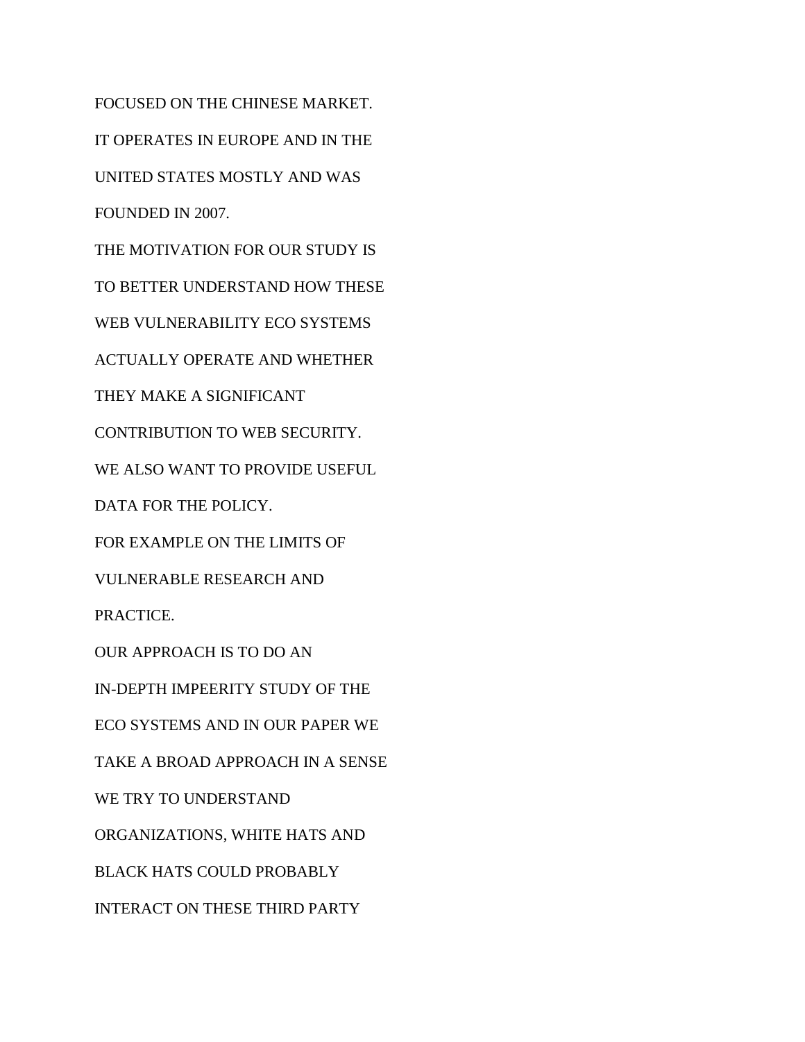FOCUSED ON THE CHINESE MARKET.

IT OPERATES IN EUROPE AND IN THE

UNITED STATES MOSTLY AND WAS

FOUNDED IN 2007.

THE MOTIVATION FOR OUR STUDY IS

TO BETTER UNDERSTAND HOW THESE

WEB VULNERABILITY ECO SYSTEMS

ACTUALLY OPERATE AND WHETHER

THEY MAKE A SIGNIFICANT

CONTRIBUTION TO WEB SECURITY.

WE ALSO WANT TO PROVIDE USEFUL

DATA FOR THE POLICY.

FOR EXAMPLE ON THE LIMITS OF

VULNERABLE RESEARCH AND

PRACTICE.

OUR APPROACH IS TO DO AN

IN-DEPTH IMPEERITY STUDY OF THE

ECO SYSTEMS AND IN OUR PAPER WE

TAKE A BROAD APPROACH IN A SENSE

WE TRY TO UNDERSTAND

ORGANIZATIONS, WHITE HATS AND

BLACK HATS COULD PROBABLY

INTERACT ON THESE THIRD PARTY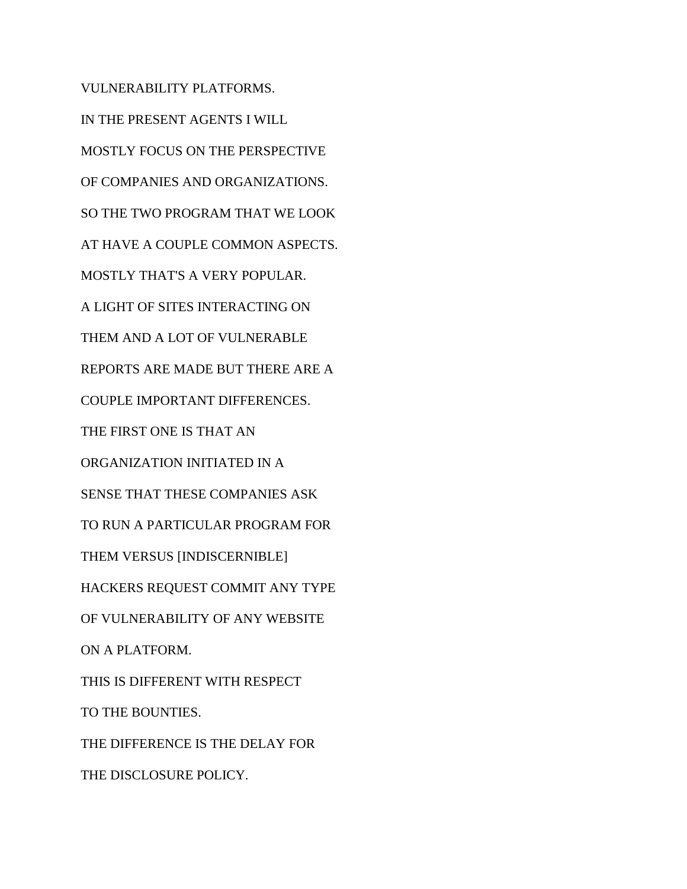VULNERABILITY PLATFORMS.

IN THE PRESENT AGENTS I WILL

MOSTLY FOCUS ON THE PERSPECTIVE

OF COMPANIES AND ORGANIZATIONS.

SO THE TWO PROGRAM THAT WE LOOK

AT HAVE A COUPLE COMMON ASPECTS.

MOSTLY THAT'S A VERY POPULAR.

A LIGHT OF SITES INTERACTING ON

THEM AND A LOT OF VULNERABLE

REPORTS ARE MADE BUT THERE ARE A

COUPLE IMPORTANT DIFFERENCES.

THE FIRST ONE IS THAT AN

ORGANIZATION INITIATED IN A

SENSE THAT THESE COMPANIES ASK

TO RUN A PARTICULAR PROGRAM FOR

THEM VERSUS [INDISCERNIBLE]

HACKERS REQUEST COMMIT ANY TYPE

OF VULNERABILITY OF ANY WEBSITE

ON A PLATFORM.

THIS IS DIFFERENT WITH RESPECT

TO THE BOUNTIES.

THE DIFFERENCE IS THE DELAY FOR

THE DISCLOSURE POLICY.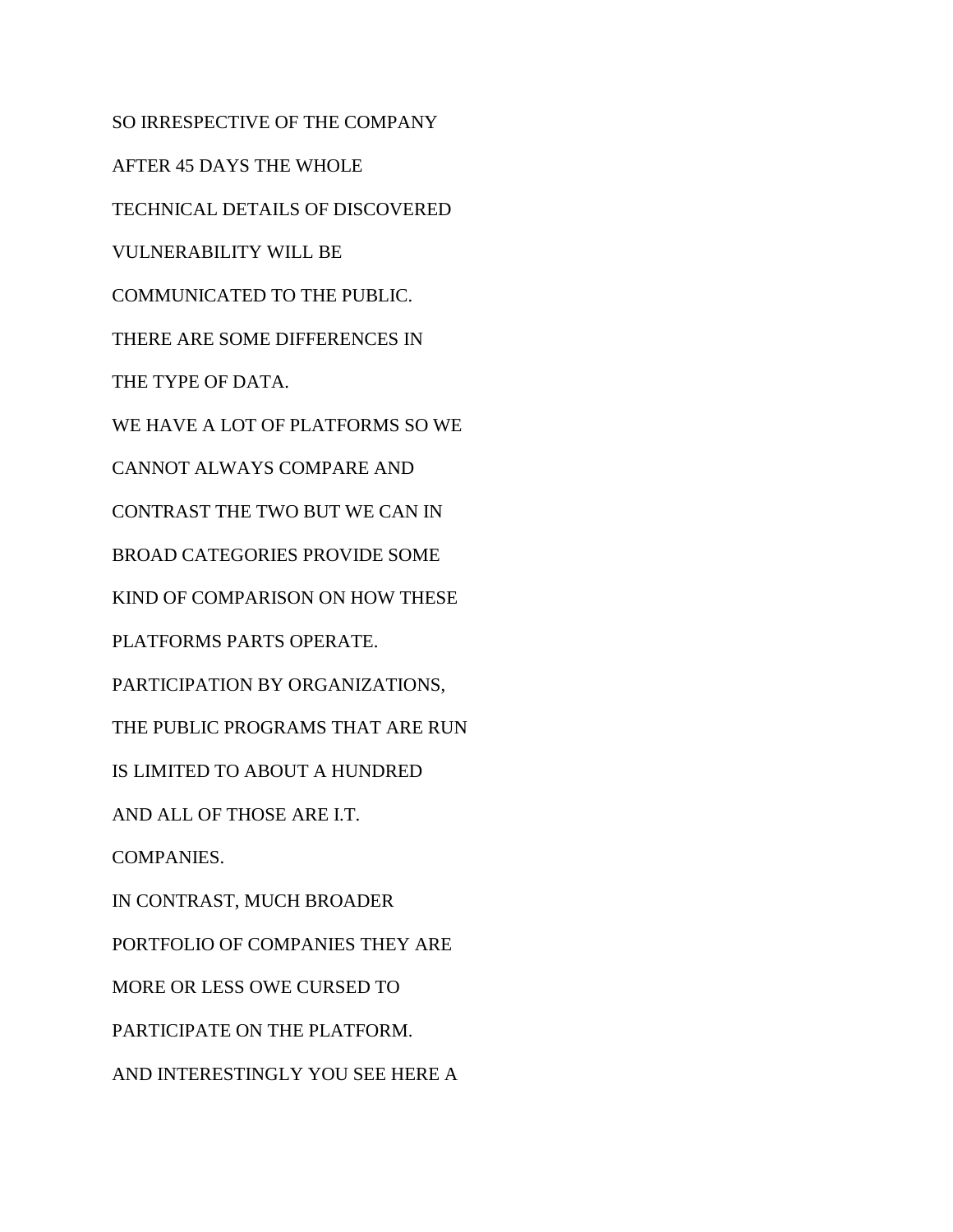SO IRRESPECTIVE OF THE COMPANY

AFTER 45 DAYS THE WHOLE

TECHNICAL DETAILS OF DISCOVERED

VULNERABILITY WILL BE

COMMUNICATED TO THE PUBLIC.

THERE ARE SOME DIFFERENCES IN

THE TYPE OF DATA.

WE HAVE A LOT OF PLATFORMS SO WE

CANNOT ALWAYS COMPARE AND

CONTRAST THE TWO BUT WE CAN IN

BROAD CATEGORIES PROVIDE SOME

KIND OF COMPARISON ON HOW THESE

PLATFORMS PARTS OPERATE.

PARTICIPATION BY ORGANIZATIONS,

THE PUBLIC PROGRAMS THAT ARE RUN

IS LIMITED TO ABOUT A HUNDRED

AND ALL OF THOSE ARE I.T.

COMPANIES.

IN CONTRAST, MUCH BROADER

PORTFOLIO OF COMPANIES THEY ARE

MORE OR LESS OWE CURSED TO

PARTICIPATE ON THE PLATFORM.

AND INTERESTINGLY YOU SEE HERE A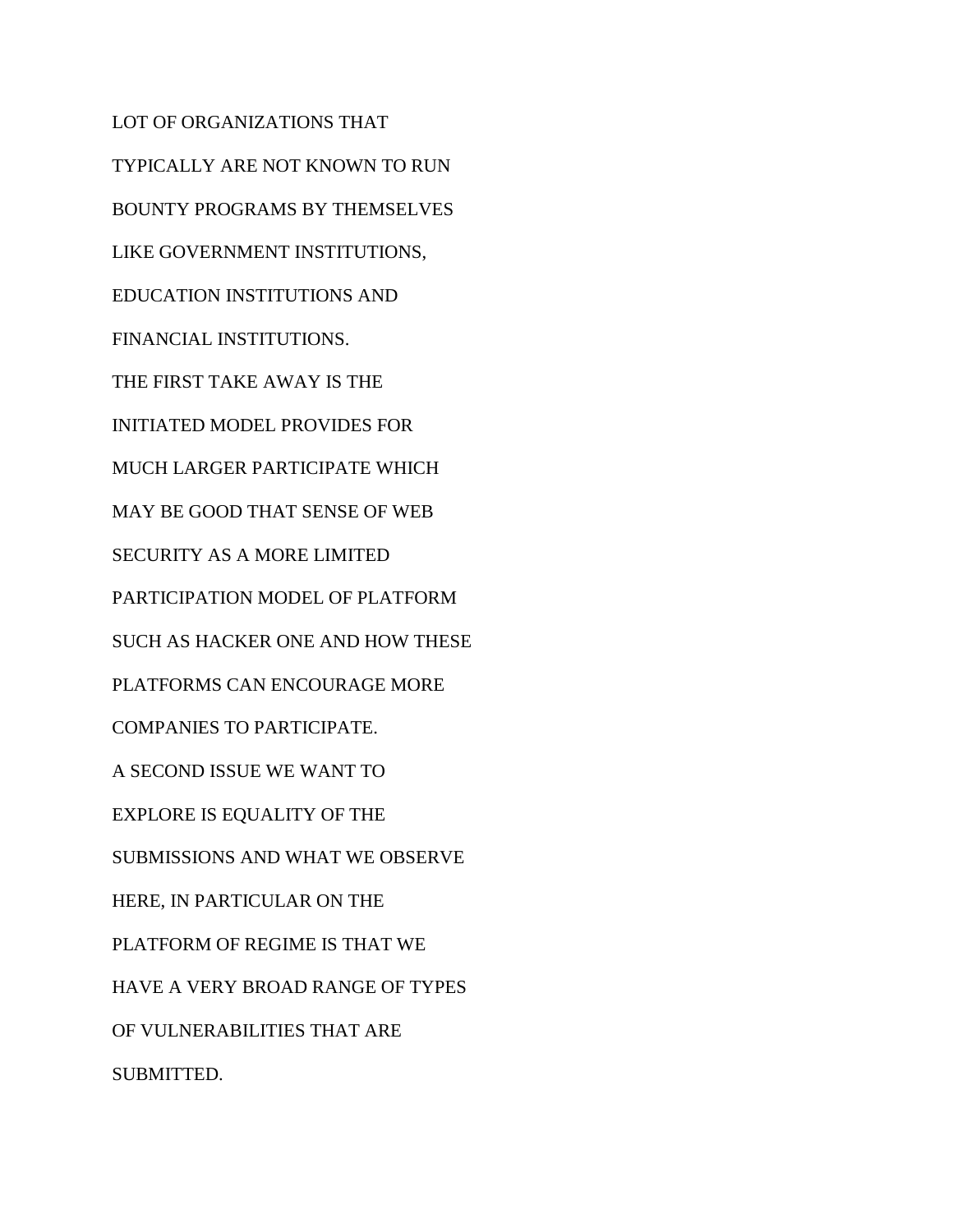LOT OF ORGANIZATIONS THAT

TYPICALLY ARE NOT KNOWN TO RUN

BOUNTY PROGRAMS BY THEMSELVES

LIKE GOVERNMENT INSTITUTIONS,

EDUCATION INSTITUTIONS AND

FINANCIAL INSTITUTIONS.

THE FIRST TAKE AWAY IS THE

INITIATED MODEL PROVIDES FOR

MUCH LARGER PARTICIPATE WHICH

MAY BE GOOD THAT SENSE OF WEB

SECURITY AS A MORE LIMITED

PARTICIPATION MODEL OF PLATFORM

SUCH AS HACKER ONE AND HOW THESE

PLATFORMS CAN ENCOURAGE MORE

COMPANIES TO PARTICIPATE.

A SECOND ISSUE WE WANT TO

EXPLORE IS EQUALITY OF THE

SUBMISSIONS AND WHAT WE OBSERVE

HERE, IN PARTICULAR ON THE

PLATFORM OF REGIME IS THAT WE

HAVE A VERY BROAD RANGE OF TYPES

OF VULNERABILITIES THAT ARE

SUBMITTED.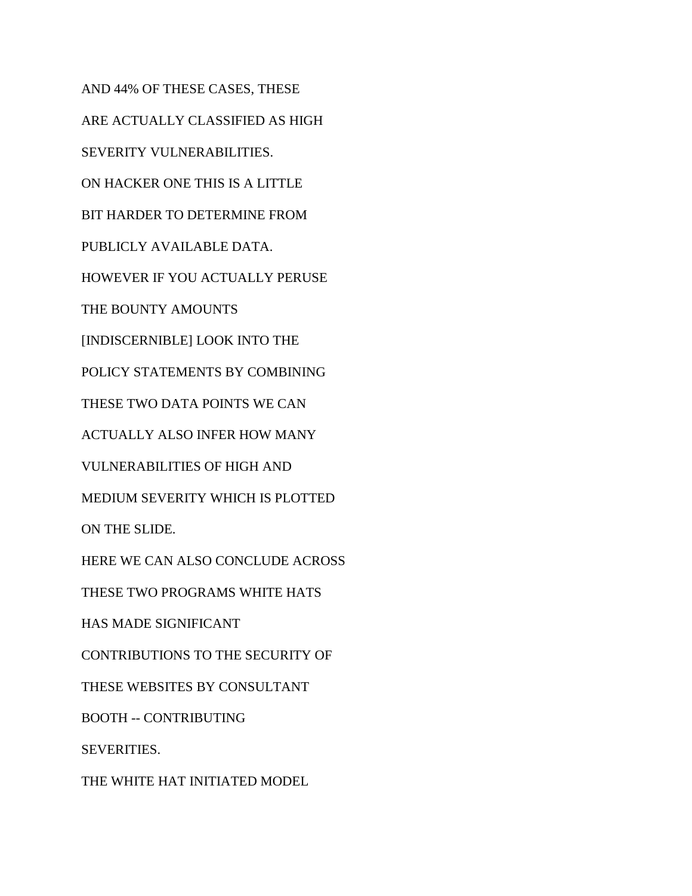AND 44% OF THESE CASES, THESE

ARE ACTUALLY CLASSIFIED AS HIGH

SEVERITY VULNERABILITIES.

ON HACKER ONE THIS IS A LITTLE

BIT HARDER TO DETERMINE FROM

PUBLICLY AVAILABLE DATA.

HOWEVER IF YOU ACTUALLY PERUSE

THE BOUNTY AMOUNTS

[INDISCERNIBLE] LOOK INTO THE

POLICY STATEMENTS BY COMBINING

THESE TWO DATA POINTS WE CAN

ACTUALLY ALSO INFER HOW MANY

VULNERABILITIES OF HIGH AND

MEDIUM SEVERITY WHICH IS PLOTTED

ON THE SLIDE.

HERE WE CAN ALSO CONCLUDE ACROSS

THESE TWO PROGRAMS WHITE HATS

HAS MADE SIGNIFICANT

CONTRIBUTIONS TO THE SECURITY OF

THESE WEBSITES BY CONSULTANT

BOOTH -- CONTRIBUTING

SEVERITIES.

THE WHITE HAT INITIATED MODEL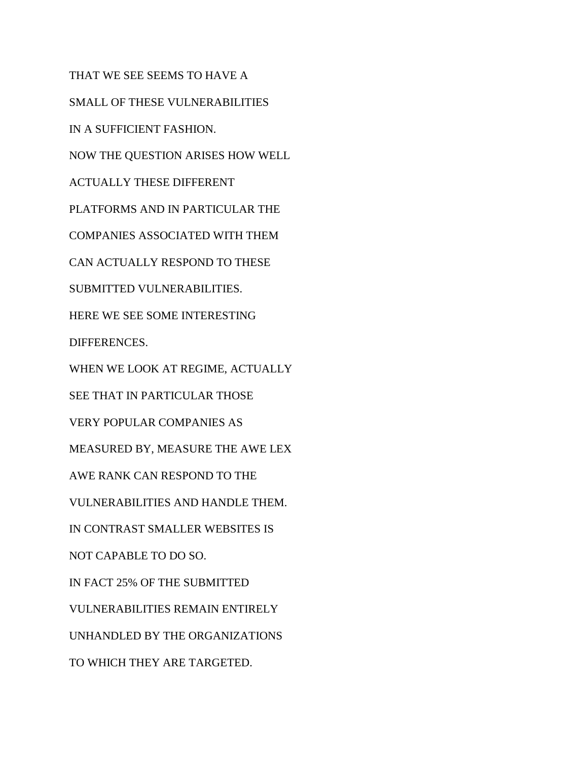THAT WE SEE SEEMS TO HAVE A

SMALL OF THESE VULNERABILITIES

IN A SUFFICIENT FASHION.

NOW THE QUESTION ARISES HOW WELL

ACTUALLY THESE DIFFERENT

PLATFORMS AND IN PARTICULAR THE

COMPANIES ASSOCIATED WITH THEM

CAN ACTUALLY RESPOND TO THESE

SUBMITTED VULNERABILITIES.

HERE WE SEE SOME INTERESTING

DIFFERENCES.

WHEN WE LOOK AT REGIME, ACTUALLY

SEE THAT IN PARTICULAR THOSE

VERY POPULAR COMPANIES AS

MEASURED BY, MEASURE THE AWE LEX

AWE RANK CAN RESPOND TO THE

VULNERABILITIES AND HANDLE THEM.

IN CONTRAST SMALLER WEBSITES IS

NOT CAPABLE TO DO SO.

IN FACT 25% OF THE SUBMITTED

VULNERABILITIES REMAIN ENTIRELY

UNHANDLED BY THE ORGANIZATIONS

TO WHICH THEY ARE TARGETED.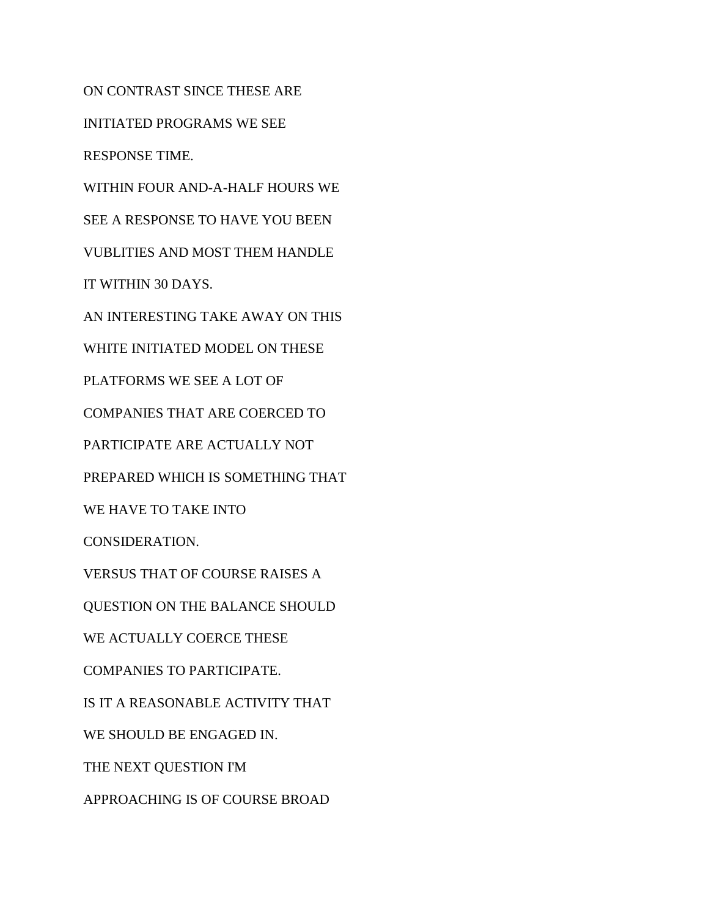ON CONTRAST SINCE THESE ARE

INITIATED PROGRAMS WE SEE

RESPONSE TIME.

WITHIN FOUR AND-A-HALF HOURS WE

SEE A RESPONSE TO HAVE YOU BEEN

VUBLITIES AND MOST THEM HANDLE

IT WITHIN 30 DAYS.

AN INTERESTING TAKE AWAY ON THIS

WHITE INITIATED MODEL ON THESE

PLATFORMS WE SEE A LOT OF

COMPANIES THAT ARE COERCED TO

PARTICIPATE ARE ACTUALLY NOT

PREPARED WHICH IS SOMETHING THAT

WE HAVE TO TAKE INTO

CONSIDERATION.

VERSUS THAT OF COURSE RAISES A

QUESTION ON THE BALANCE SHOULD

WE ACTUALLY COERCE THESE

COMPANIES TO PARTICIPATE.

IS IT A REASONABLE ACTIVITY THAT

WE SHOULD BE ENGAGED IN.

THE NEXT QUESTION I'M

APPROACHING IS OF COURSE BROAD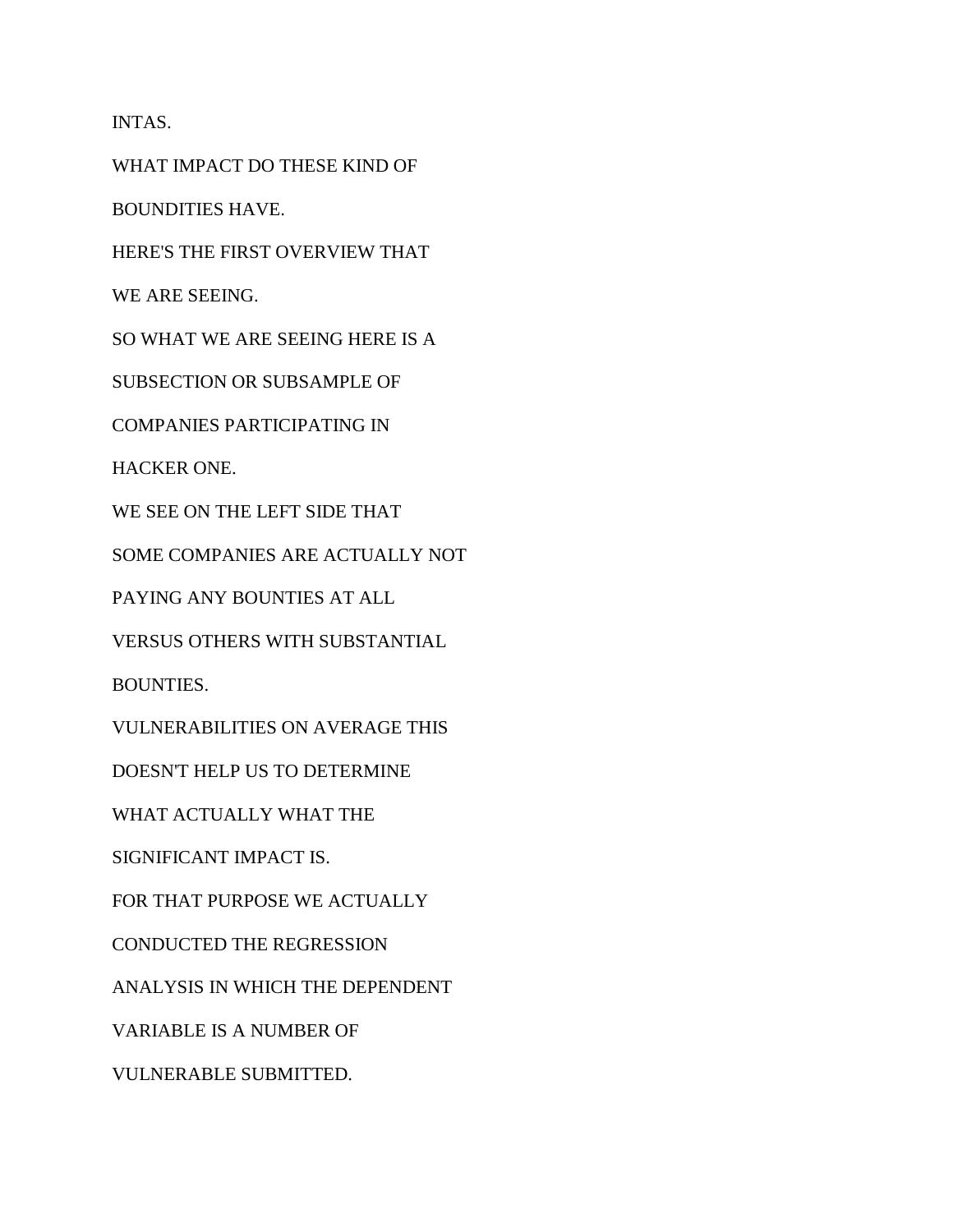INTAS.

WHAT IMPACT DO THESE KIND OF

BOUNDITIES HAVE.

HERE'S THE FIRST OVERVIEW THAT

WE ARE SEEING.

SO WHAT WE ARE SEEING HERE IS A

SUBSECTION OR SUBSAMPLE OF

COMPANIES PARTICIPATING IN

HACKER ONE.

WE SEE ON THE LEFT SIDE THAT

SOME COMPANIES ARE ACTUALLY NOT

PAYING ANY BOUNTIES AT ALL

VERSUS OTHERS WITH SUBSTANTIAL

BOUNTIES.

VULNERABILITIES ON AVERAGE THIS

DOESN'T HELP US TO DETERMINE

WHAT ACTUALLY WHAT THE

SIGNIFICANT IMPACT IS.

FOR THAT PURPOSE WE ACTUALLY

CONDUCTED THE REGRESSION

ANALYSIS IN WHICH THE DEPENDENT

VARIABLE IS A NUMBER OF

VULNERABLE SUBMITTED.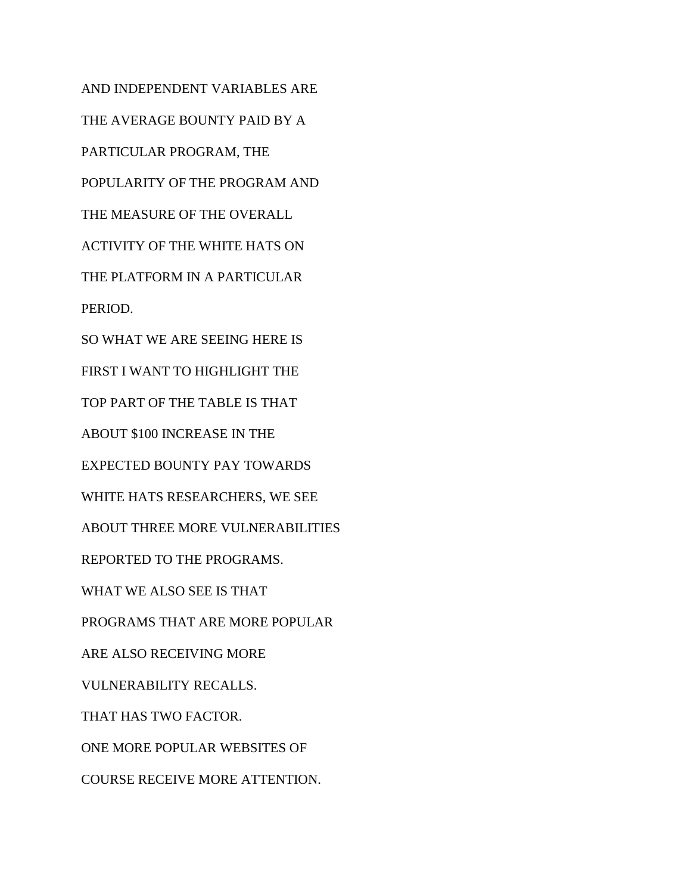AND INDEPENDENT VARIABLES ARE

THE AVERAGE BOUNTY PAID BY A

PARTICULAR PROGRAM, THE

POPULARITY OF THE PROGRAM AND

THE MEASURE OF THE OVERALL

ACTIVITY OF THE WHITE HATS ON

THE PLATFORM IN A PARTICULAR

PERIOD.

SO WHAT WE ARE SEEING HERE IS

FIRST I WANT TO HIGHLIGHT THE

TOP PART OF THE TABLE IS THAT

ABOUT $100 INCREASE IN THE

EXPECTED BOUNTY PAY TOWARDS

WHITE HATS RESEARCHERS, WE SEE

ABOUT THREE MORE VULNERABILITIES

REPORTED TO THE PROGRAMS.

WHAT WE ALSO SEE IS THAT

PROGRAMS THAT ARE MORE POPULAR

ARE ALSO RECEIVING MORE

VULNERABILITY RECALLS.

THAT HAS TWO FACTOR.

ONE MORE POPULAR WEBSITES OF

COURSE RECEIVE MORE ATTENTION.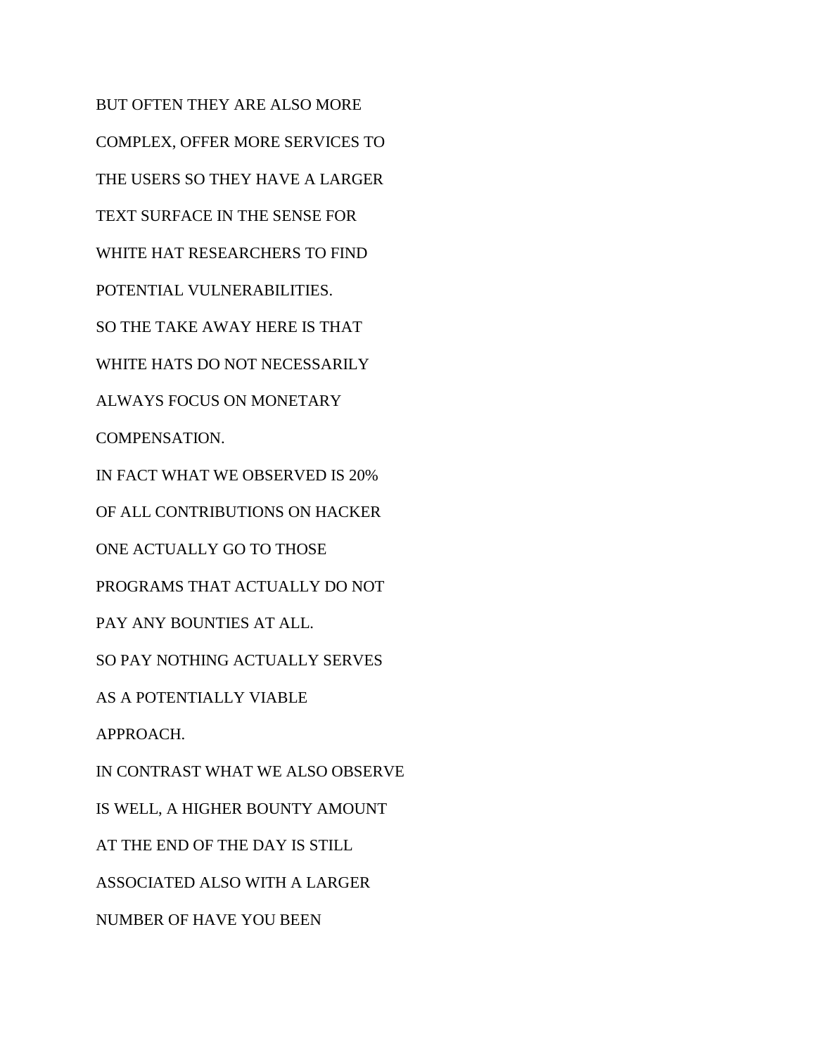BUT OFTEN THEY ARE ALSO MORE

COMPLEX, OFFER MORE SERVICES TO

THE USERS SO THEY HAVE A LARGER

TEXT SURFACE IN THE SENSE FOR

WHITE HAT RESEARCHERS TO FIND

POTENTIAL VULNERABILITIES.

SO THE TAKE AWAY HERE IS THAT

WHITE HATS DO NOT NECESSARILY

ALWAYS FOCUS ON MONETARY

COMPENSATION.

IN FACT WHAT WE OBSERVED IS 20%

OF ALL CONTRIBUTIONS ON HACKER

ONE ACTUALLY GO TO THOSE

PROGRAMS THAT ACTUALLY DO NOT

PAY ANY BOUNTIES AT ALL.

SO PAY NOTHING ACTUALLY SERVES

AS A POTENTIALLY VIABLE

APPROACH.

IN CONTRAST WHAT WE ALSO OBSERVE

IS WELL, A HIGHER BOUNTY AMOUNT

AT THE END OF THE DAY IS STILL

ASSOCIATED ALSO WITH A LARGER

NUMBER OF HAVE YOU BEEN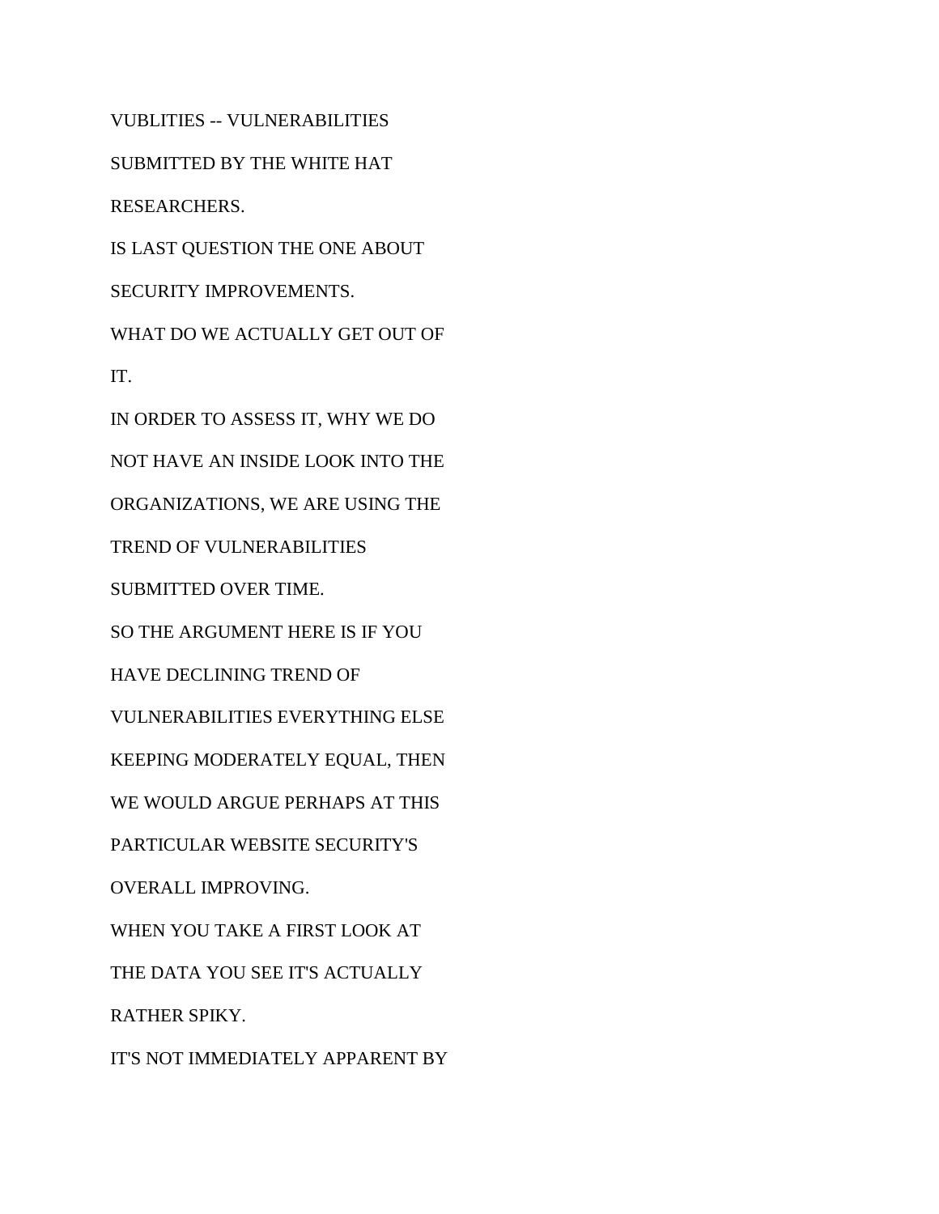VUBLITIES -- VULNERABILITIES

SUBMITTED BY THE WHITE HAT

RESEARCHERS.

IS LAST QUESTION THE ONE ABOUT

SECURITY IMPROVEMENTS.

WHAT DO WE ACTUALLY GET OUT OF

IT.

IN ORDER TO ASSESS IT, WHY WE DO

NOT HAVE AN INSIDE LOOK INTO THE

ORGANIZATIONS, WE ARE USING THE

TREND OF VULNERABILITIES

SUBMITTED OVER TIME.

SO THE ARGUMENT HERE IS IF YOU

HAVE DECLINING TREND OF

VULNERABILITIES EVERYTHING ELSE

KEEPING MODERATELY EQUAL, THEN

WE WOULD ARGUE PERHAPS AT THIS

PARTICULAR WEBSITE SECURITY'S

OVERALL IMPROVING.

WHEN YOU TAKE A FIRST LOOK AT

THE DATA YOU SEE IT'S ACTUALLY

RATHER SPIKY.

IT'S NOT IMMEDIATELY APPARENT BY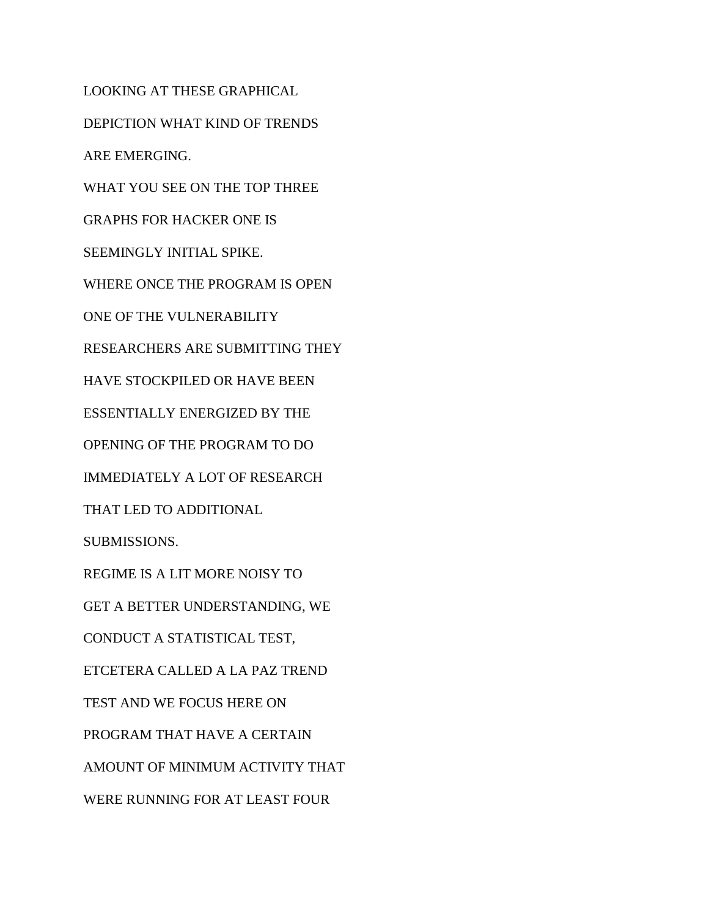LOOKING AT THESE GRAPHICAL

DEPICTION WHAT KIND OF TRENDS

ARE EMERGING.

WHAT YOU SEE ON THE TOP THREE

GRAPHS FOR HACKER ONE IS

SEEMINGLY INITIAL SPIKE.

WHERE ONCE THE PROGRAM IS OPEN

ONE OF THE VULNERABILITY

RESEARCHERS ARE SUBMITTING THEY

HAVE STOCKPILED OR HAVE BEEN

ESSENTIALLY ENERGIZED BY THE

OPENING OF THE PROGRAM TO DO

IMMEDIATELY A LOT OF RESEARCH

THAT LED TO ADDITIONAL

SUBMISSIONS.

REGIME IS A LIT MORE NOISY TO

GET A BETTER UNDERSTANDING, WE

CONDUCT A STATISTICAL TEST,

ETCETERA CALLED A LA PAZ TREND

TEST AND WE FOCUS HERE ON

PROGRAM THAT HAVE A CERTAIN

AMOUNT OF MINIMUM ACTIVITY THAT

WERE RUNNING FOR AT LEAST FOUR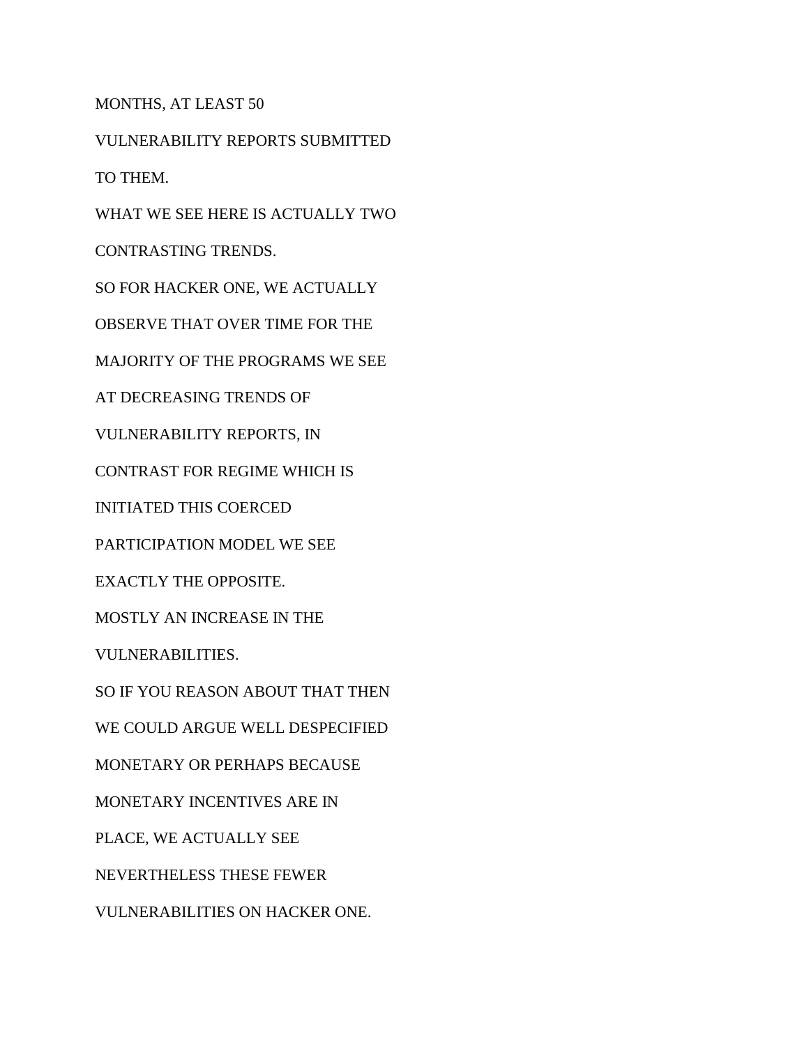MONTHS, AT LEAST 50

VULNERABILITY REPORTS SUBMITTED

TO THEM.

WHAT WE SEE HERE IS ACTUALLY TWO

CONTRASTING TRENDS.

SO FOR HACKER ONE, WE ACTUALLY

OBSERVE THAT OVER TIME FOR THE

MAJORITY OF THE PROGRAMS WE SEE

AT DECREASING TRENDS OF

VULNERABILITY REPORTS, IN

CONTRAST FOR REGIME WHICH IS

INITIATED THIS COERCED

PARTICIPATION MODEL WE SEE

EXACTLY THE OPPOSITE.

MOSTLY AN INCREASE IN THE

VULNERABILITIES.

SO IF YOU REASON ABOUT THAT THEN

WE COULD ARGUE WELL DESPECIFIED

MONETARY OR PERHAPS BECAUSE

MONETARY INCENTIVES ARE IN

PLACE, WE ACTUALLY SEE

NEVERTHELESS THESE FEWER

VULNERABILITIES ON HACKER ONE.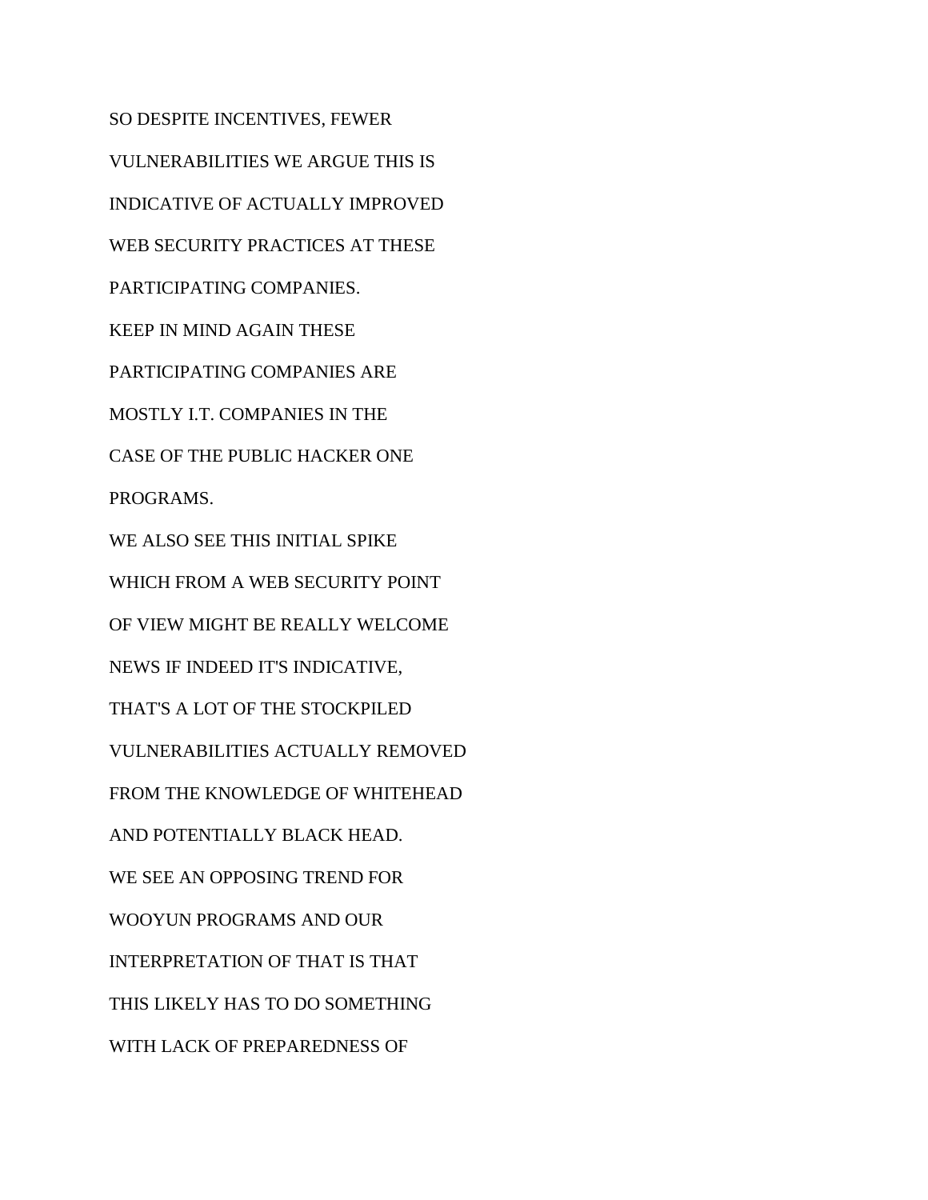SO DESPITE INCENTIVES, FEWER

VULNERABILITIES WE ARGUE THIS IS

INDICATIVE OF ACTUALLY IMPROVED

WEB SECURITY PRACTICES AT THESE

PARTICIPATING COMPANIES.

KEEP IN MIND AGAIN THESE

PARTICIPATING COMPANIES ARE

MOSTLY I.T. COMPANIES IN THE

CASE OF THE PUBLIC HACKER ONE

PROGRAMS.

WE ALSO SEE THIS INITIAL SPIKE

WHICH FROM A WEB SECURITY POINT

OF VIEW MIGHT BE REALLY WELCOME

NEWS IF INDEED IT'S INDICATIVE,

THAT'S A LOT OF THE STOCKPILED

VULNERABILITIES ACTUALLY REMOVED

FROM THE KNOWLEDGE OF WHITEHEAD

AND POTENTIALLY BLACK HEAD.

WE SEE AN OPPOSING TREND FOR

WOOYUN PROGRAMS AND OUR

INTERPRETATION OF THAT IS THAT

THIS LIKELY HAS TO DO SOMETHING

WITH LACK OF PREPAREDNESS OF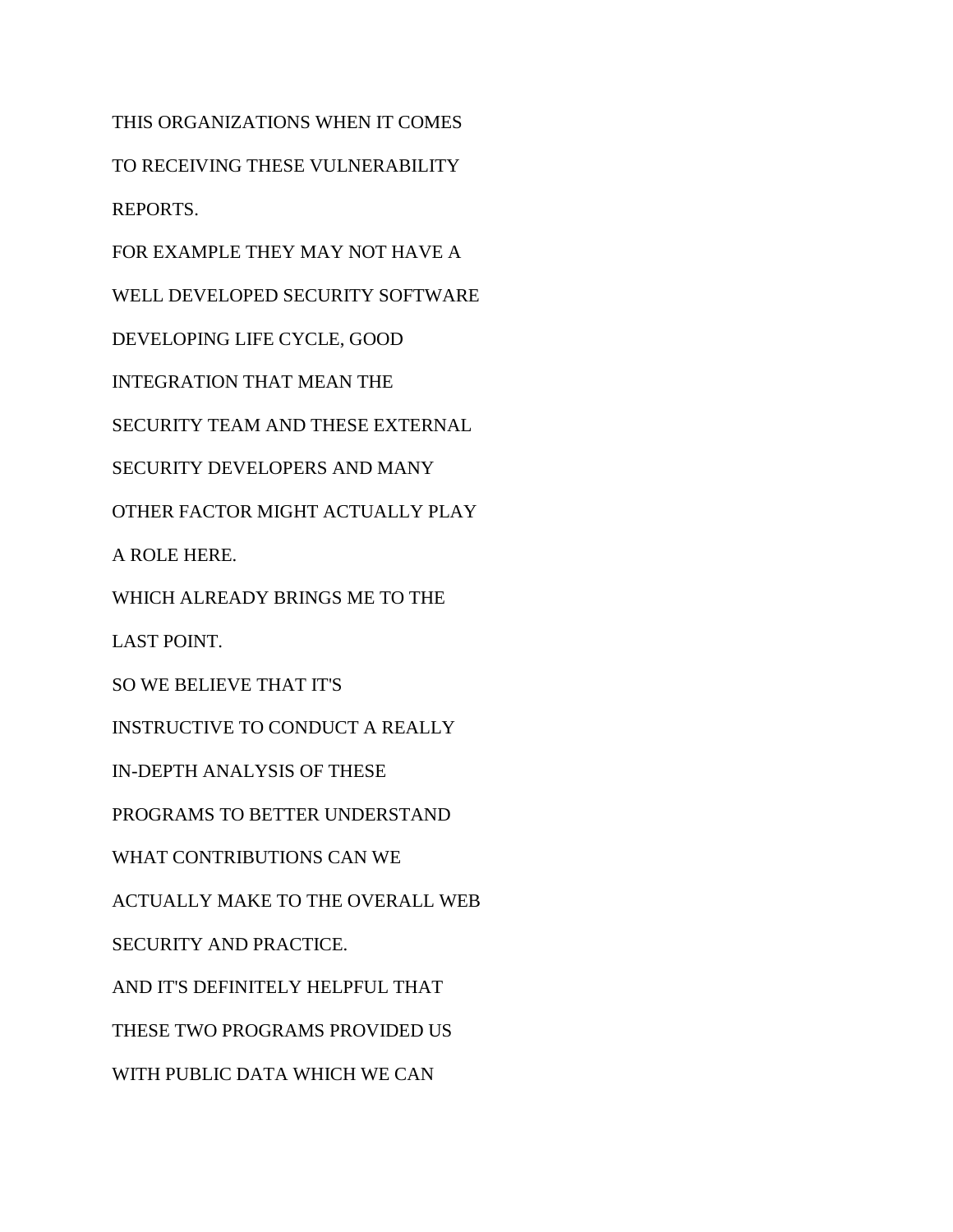THIS ORGANIZATIONS WHEN IT COMES

TO RECEIVING THESE VULNERABILITY

REPORTS.

FOR EXAMPLE THEY MAY NOT HAVE A

WELL DEVELOPED SECURITY SOFTWARE

DEVELOPING LIFE CYCLE, GOOD

INTEGRATION THAT MEAN THE

SECURITY TEAM AND THESE EXTERNAL

SECURITY DEVELOPERS AND MANY

OTHER FACTOR MIGHT ACTUALLY PLAY

A ROLE HERE.

WHICH ALREADY BRINGS ME TO THE

LAST POINT.

SO WE BELIEVE THAT IT'S

INSTRUCTIVE TO CONDUCT A REALLY

IN-DEPTH ANALYSIS OF THESE

PROGRAMS TO BETTER UNDERSTAND

WHAT CONTRIBUTIONS CAN WE

ACTUALLY MAKE TO THE OVERALL WEB

SECURITY AND PRACTICE.

AND IT'S DEFINITELY HELPFUL THAT

THESE TWO PROGRAMS PROVIDED US

WITH PUBLIC DATA WHICH WE CAN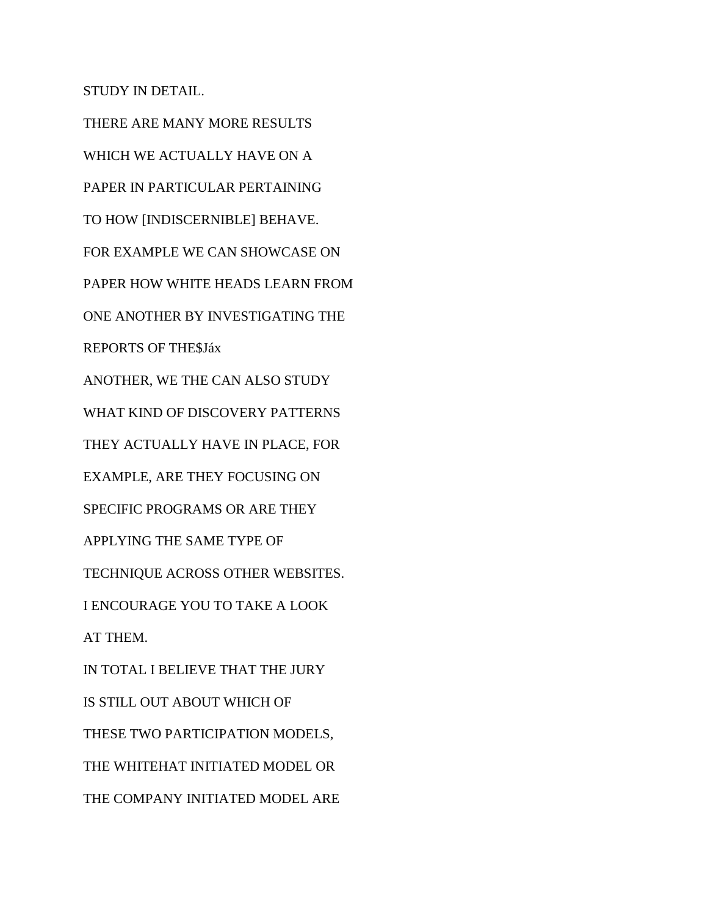STUDY IN DETAIL.

THERE ARE MANY MORE RESULTS

WHICH WE ACTUALLY HAVE ON A

PAPER IN PARTICULAR PERTAINING

TO HOW [INDISCERNIBLE] BEHAVE.

FOR EXAMPLE WE CAN SHOWCASE ON

PAPER HOW WHITE HEADS LEARN FROM

ONE ANOTHER BY INVESTIGATING THE

REPORTS OF THE$Jáx

ANOTHER, WE THE CAN ALSO STUDY

WHAT KIND OF DISCOVERY PATTERNS

THEY ACTUALLY HAVE IN PLACE, FOR

EXAMPLE, ARE THEY FOCUSING ON

SPECIFIC PROGRAMS OR ARE THEY

APPLYING THE SAME TYPE OF

TECHNIQUE ACROSS OTHER WEBSITES.

I ENCOURAGE YOU TO TAKE A LOOK

AT THEM.

IN TOTAL I BELIEVE THAT THE JURY

IS STILL OUT ABOUT WHICH OF

THESE TWO PARTICIPATION MODELS,

THE WHITEHAT INITIATED MODEL OR

THE COMPANY INITIATED MODEL ARE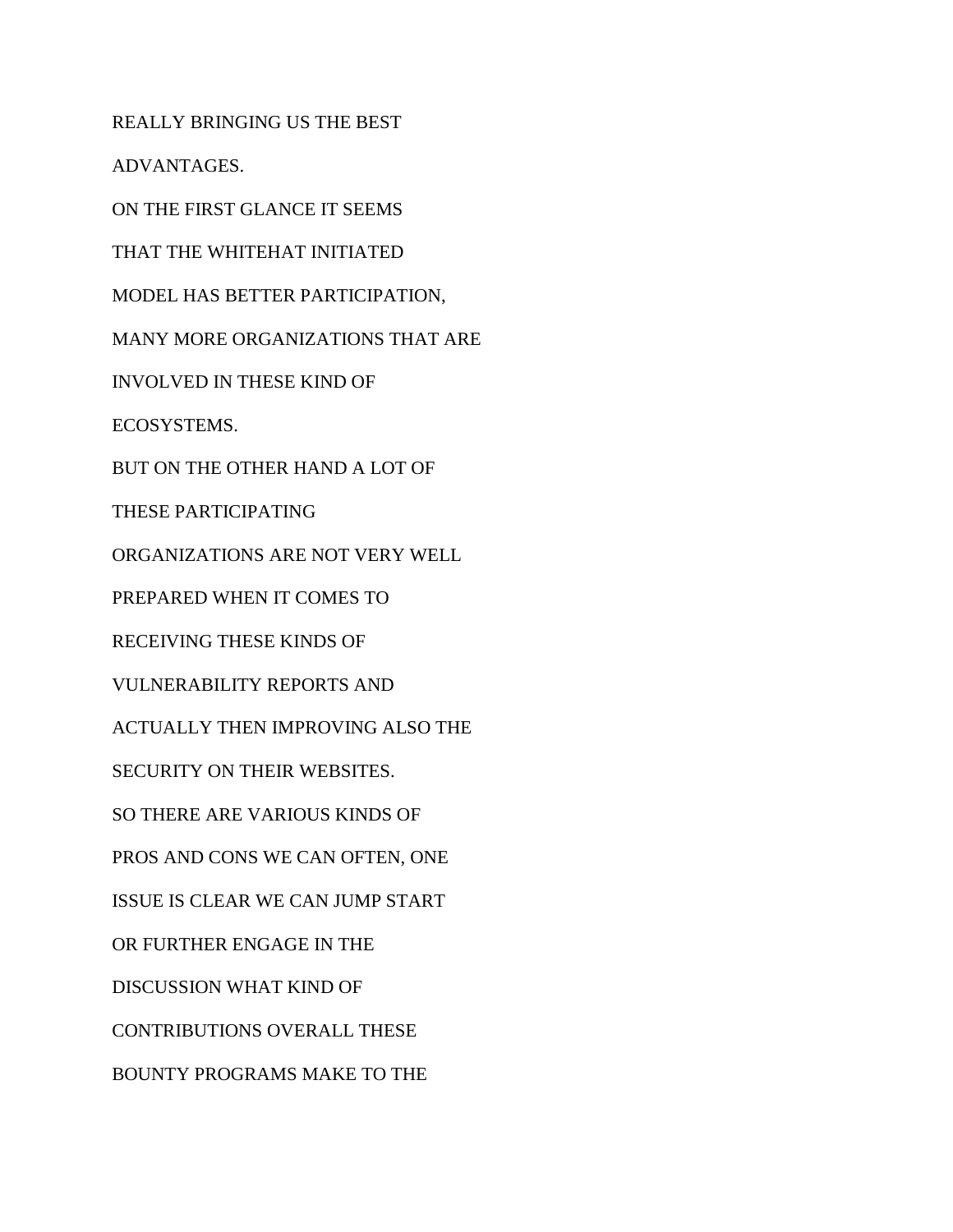REALLY BRINGING US THE BEST

ADVANTAGES.

ON THE FIRST GLANCE IT SEEMS

THAT THE WHITEHAT INITIATED

MODEL HAS BETTER PARTICIPATION,

MANY MORE ORGANIZATIONS THAT ARE

INVOLVED IN THESE KIND OF

ECOSYSTEMS.

BUT ON THE OTHER HAND A LOT OF

THESE PARTICIPATING

ORGANIZATIONS ARE NOT VERY WELL

PREPARED WHEN IT COMES TO

RECEIVING THESE KINDS OF

VULNERABILITY REPORTS AND

ACTUALLY THEN IMPROVING ALSO THE

SECURITY ON THEIR WEBSITES.

SO THERE ARE VARIOUS KINDS OF

PROS AND CONS WE CAN OFTEN, ONE

ISSUE IS CLEAR WE CAN JUMP START

OR FURTHER ENGAGE IN THE

DISCUSSION WHAT KIND OF

CONTRIBUTIONS OVERALL THESE

BOUNTY PROGRAMS MAKE TO THE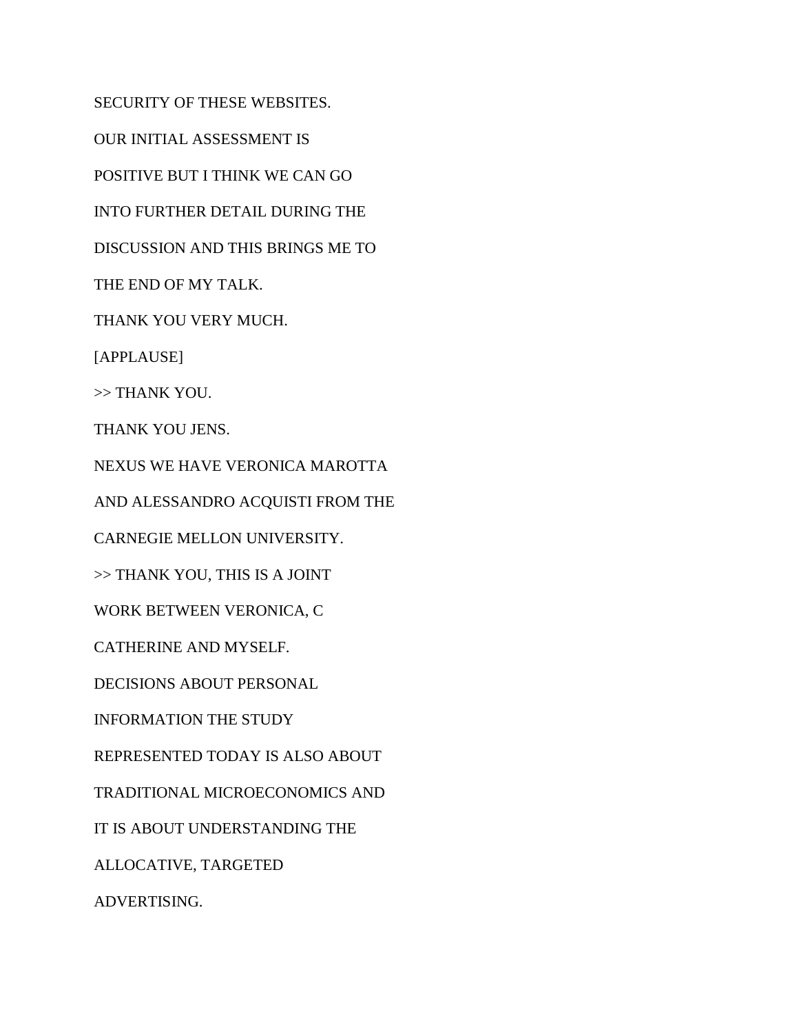SECURITY OF THESE WEBSITES.

OUR INITIAL ASSESSMENT IS

POSITIVE BUT I THINK WE CAN GO

INTO FURTHER DETAIL DURING THE

DISCUSSION AND THIS BRINGS ME TO

THE END OF MY TALK.

THANK YOU VERY MUCH.

[APPLAUSE]

>> THANK YOU.

THANK YOU JENS.

NEXUS WE HAVE VERONICA MAROTTA

AND ALESSANDRO ACQUISTI FROM THE

CARNEGIE MELLON UNIVERSITY.

>> THANK YOU, THIS IS A JOINT

WORK BETWEEN VERONICA, C

CATHERINE AND MYSELF.

DECISIONS ABOUT PERSONAL

INFORMATION THE STUDY

REPRESENTED TODAY IS ALSO ABOUT

TRADITIONAL MICROECONOMICS AND

IT IS ABOUT UNDERSTANDING THE

ALLOCATIVE, TARGETED

ADVERTISING.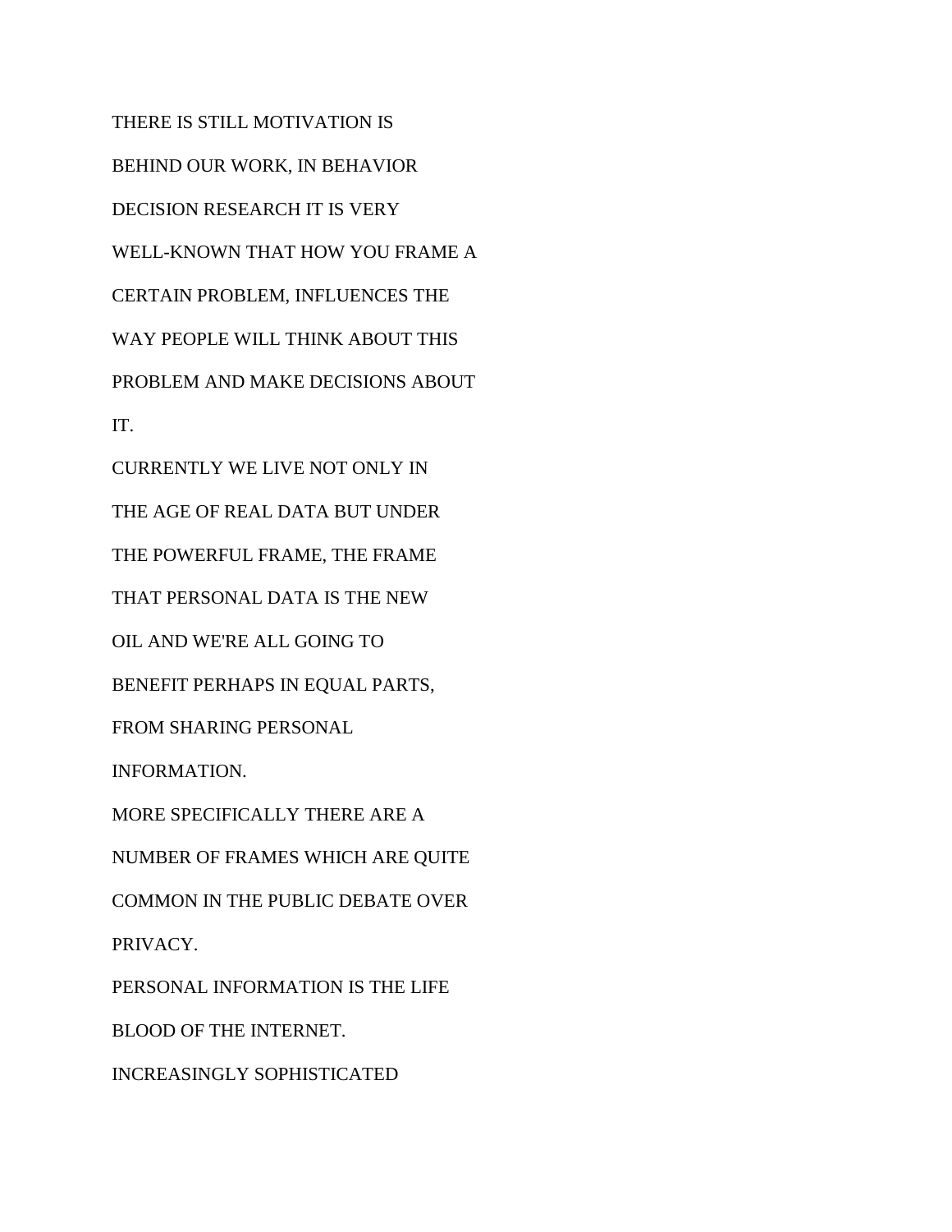THERE IS STILL MOTIVATION IS

BEHIND OUR WORK, IN BEHAVIOR

DECISION RESEARCH IT IS VERY

WELL-KNOWN THAT HOW YOU FRAME A

CERTAIN PROBLEM, INFLUENCES THE

WAY PEOPLE WILL THINK ABOUT THIS

PROBLEM AND MAKE DECISIONS ABOUT

IT.

CURRENTLY WE LIVE NOT ONLY IN

THE AGE OF REAL DATA BUT UNDER

THE POWERFUL FRAME, THE FRAME

THAT PERSONAL DATA IS THE NEW

OIL AND WE'RE ALL GOING TO

BENEFIT PERHAPS IN EQUAL PARTS,

FROM SHARING PERSONAL

INFORMATION.

MORE SPECIFICALLY THERE ARE A

NUMBER OF FRAMES WHICH ARE QUITE

COMMON IN THE PUBLIC DEBATE OVER

PRIVACY.

PERSONAL INFORMATION IS THE LIFE

BLOOD OF THE INTERNET.

INCREASINGLY SOPHISTICATED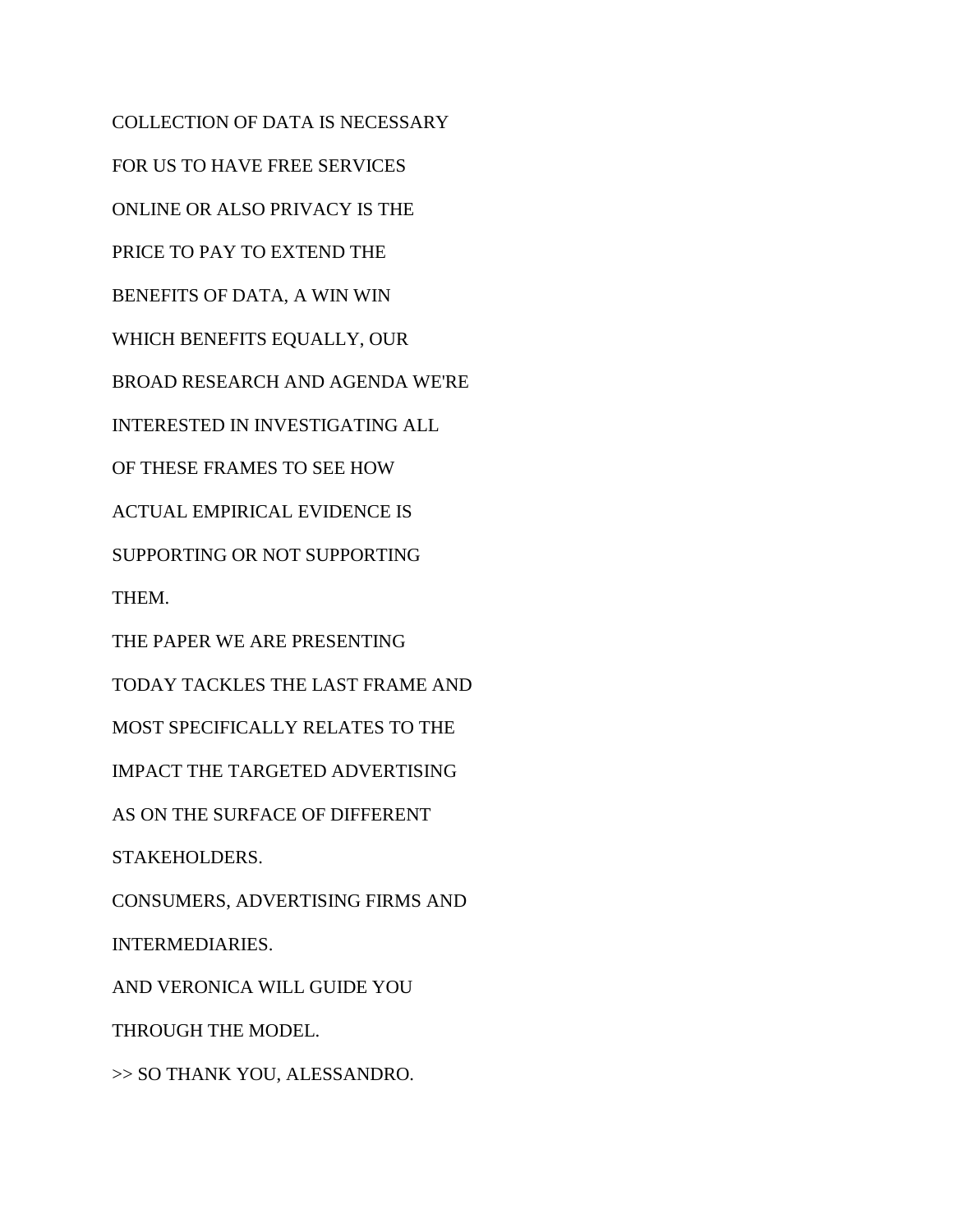COLLECTION OF DATA IS NECESSARY

FOR US TO HAVE FREE SERVICES

ONLINE OR ALSO PRIVACY IS THE

PRICE TO PAY TO EXTEND THE

BENEFITS OF DATA, A WIN WIN

WHICH BENEFITS EQUALLY, OUR

BROAD RESEARCH AND AGENDA WE'RE

INTERESTED IN INVESTIGATING ALL

OF THESE FRAMES TO SEE HOW

ACTUAL EMPIRICAL EVIDENCE IS

SUPPORTING OR NOT SUPPORTING

THEM.

THE PAPER WE ARE PRESENTING

TODAY TACKLES THE LAST FRAME AND

MOST SPECIFICALLY RELATES TO THE

IMPACT THE TARGETED ADVERTISING

AS ON THE SURFACE OF DIFFERENT

STAKEHOLDERS.

CONSUMERS, ADVERTISING FIRMS AND

INTERMEDIARIES.

AND VERONICA WILL GUIDE YOU

THROUGH THE MODEL.

>> SO THANK YOU, ALESSANDRO.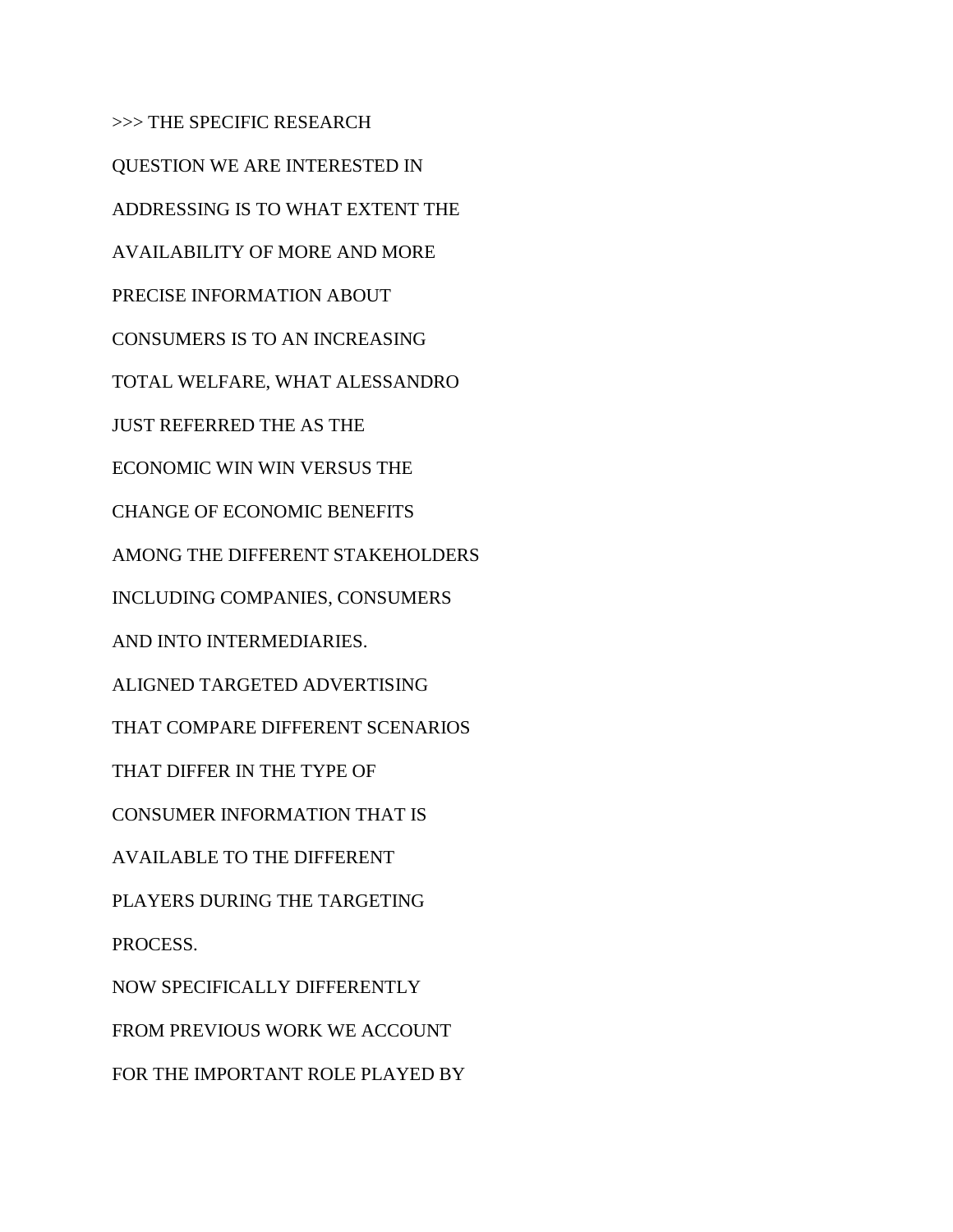>>> THE SPECIFIC RESEARCH

QUESTION WE ARE INTERESTED IN

ADDRESSING IS TO WHAT EXTENT THE

AVAILABILITY OF MORE AND MORE

PRECISE INFORMATION ABOUT

CONSUMERS IS TO AN INCREASING

TOTAL WELFARE, WHAT ALESSANDRO

JUST REFERRED THE AS THE

ECONOMIC WIN WIN VERSUS THE

CHANGE OF ECONOMIC BENEFITS

AMONG THE DIFFERENT STAKEHOLDERS

INCLUDING COMPANIES, CONSUMERS

AND INTO INTERMEDIARIES.

ALIGNED TARGETED ADVERTISING

THAT COMPARE DIFFERENT SCENARIOS

THAT DIFFER IN THE TYPE OF

CONSUMER INFORMATION THAT IS

AVAILABLE TO THE DIFFERENT

PLAYERS DURING THE TARGETING

PROCESS.

NOW SPECIFICALLY DIFFERENTLY

FROM PREVIOUS WORK WE ACCOUNT

FOR THE IMPORTANT ROLE PLAYED BY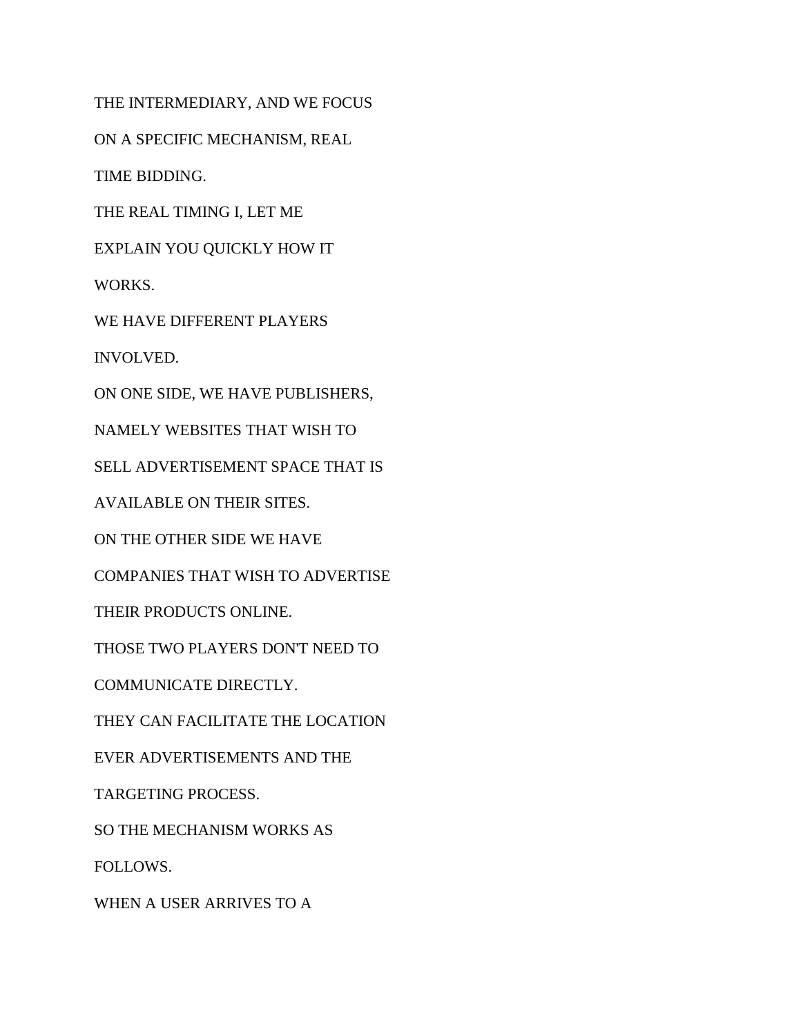THE INTERMEDIARY, AND WE FOCUS

ON A SPECIFIC MECHANISM, REAL

TIME BIDDING.

THE REAL TIMING I, LET ME

EXPLAIN YOU QUICKLY HOW IT

WORKS.

WE HAVE DIFFERENT PLAYERS

INVOLVED.

ON ONE SIDE, WE HAVE PUBLISHERS,

NAMELY WEBSITES THAT WISH TO

SELL ADVERTISEMENT SPACE THAT IS

AVAILABLE ON THEIR SITES.

ON THE OTHER SIDE WE HAVE

COMPANIES THAT WISH TO ADVERTISE

THEIR PRODUCTS ONLINE.

THOSE TWO PLAYERS DON'T NEED TO

COMMUNICATE DIRECTLY.

THEY CAN FACILITATE THE LOCATION

EVER ADVERTISEMENTS AND THE

TARGETING PROCESS.

SO THE MECHANISM WORKS AS

FOLLOWS.

WHEN A USER ARRIVES TO A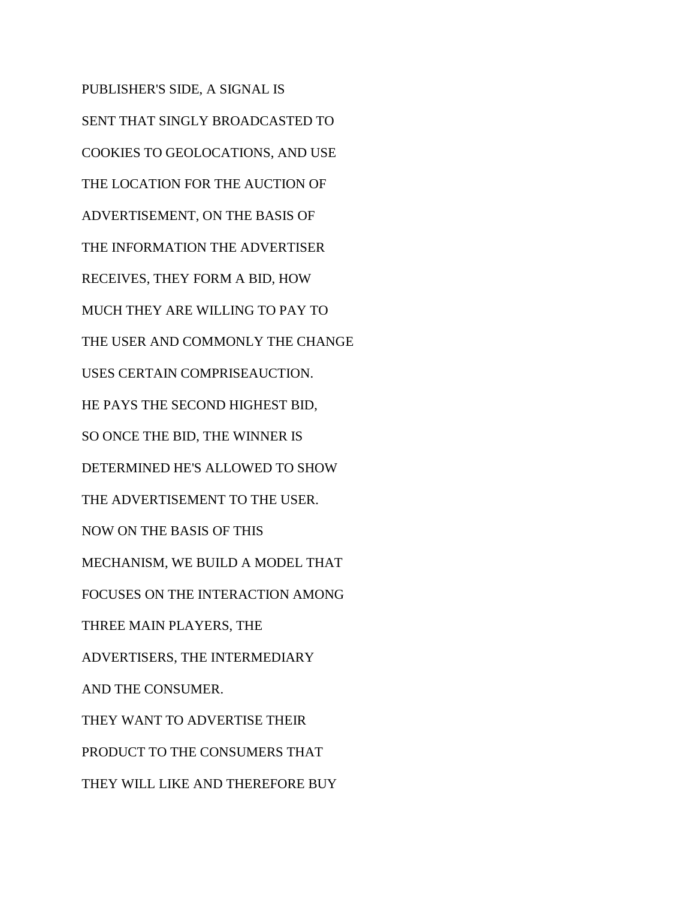PUBLISHER'S SIDE, A SIGNAL IS

SENT THAT SINGLY BROADCASTED TO

COOKIES TO GEOLOCATIONS, AND USE

THE LOCATION FOR THE AUCTION OF

ADVERTISEMENT, ON THE BASIS OF

THE INFORMATION THE ADVERTISER

RECEIVES, THEY FORM A BID, HOW

MUCH THEY ARE WILLING TO PAY TO

THE USER AND COMMONLY THE CHANGE

USES CERTAIN COMPRISEAUCTION.

HE PAYS THE SECOND HIGHEST BID,

SO ONCE THE BID, THE WINNER IS

DETERMINED HE'S ALLOWED TO SHOW

THE ADVERTISEMENT TO THE USER.

NOW ON THE BASIS OF THIS

MECHANISM, WE BUILD A MODEL THAT

FOCUSES ON THE INTERACTION AMONG

THREE MAIN PLAYERS, THE

ADVERTISERS, THE INTERMEDIARY

AND THE CONSUMER.

THEY WANT TO ADVERTISE THEIR

PRODUCT TO THE CONSUMERS THAT

THEY WILL LIKE AND THEREFORE BUY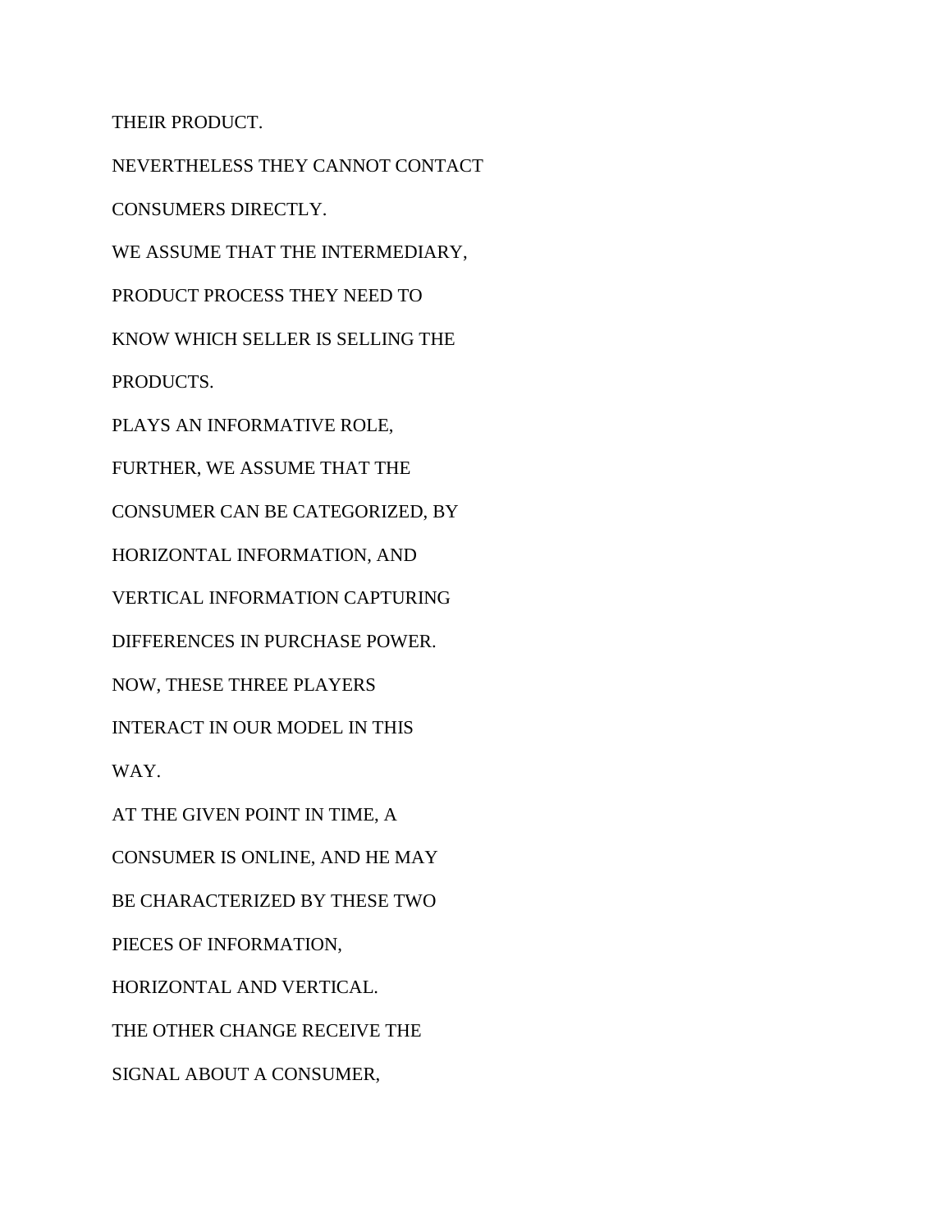THEIR PRODUCT.

NEVERTHELESS THEY CANNOT CONTACT

CONSUMERS DIRECTLY.

WE ASSUME THAT THE INTERMEDIARY,

PRODUCT PROCESS THEY NEED TO

KNOW WHICH SELLER IS SELLING THE

PRODUCTS.

PLAYS AN INFORMATIVE ROLE,

FURTHER, WE ASSUME THAT THE

CONSUMER CAN BE CATEGORIZED, BY

HORIZONTAL INFORMATION, AND

VERTICAL INFORMATION CAPTURING

DIFFERENCES IN PURCHASE POWER.

NOW, THESE THREE PLAYERS

INTERACT IN OUR MODEL IN THIS

WAY.

AT THE GIVEN POINT IN TIME, A

CONSUMER IS ONLINE, AND HE MAY

BE CHARACTERIZED BY THESE TWO

PIECES OF INFORMATION,

HORIZONTAL AND VERTICAL.

THE OTHER CHANGE RECEIVE THE

SIGNAL ABOUT A CONSUMER,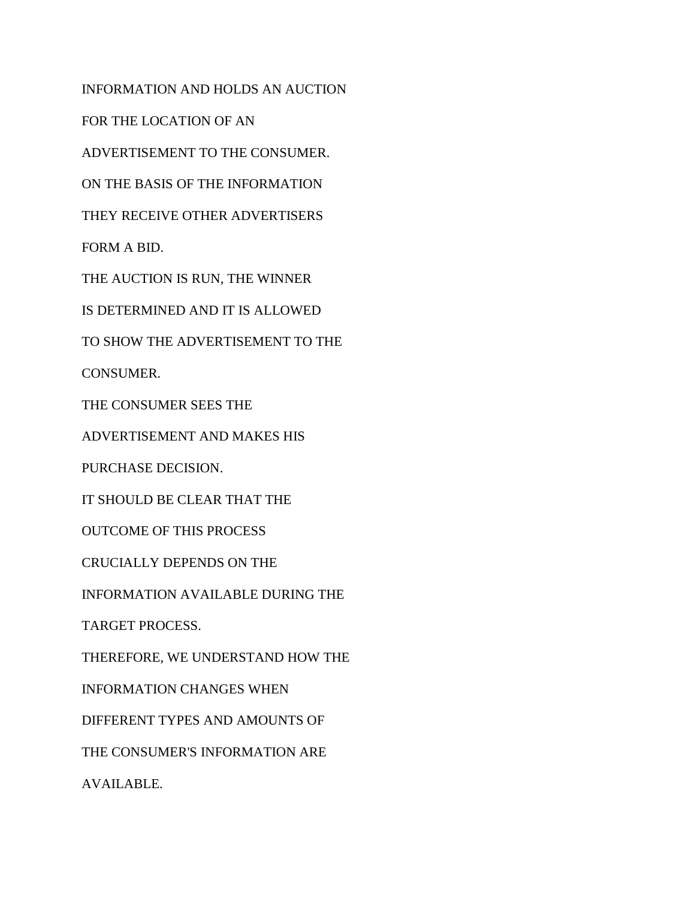INFORMATION AND HOLDS AN AUCTION

FOR THE LOCATION OF AN

ADVERTISEMENT TO THE CONSUMER.

ON THE BASIS OF THE INFORMATION

THEY RECEIVE OTHER ADVERTISERS

FORM A BID.

THE AUCTION IS RUN, THE WINNER

IS DETERMINED AND IT IS ALLOWED

TO SHOW THE ADVERTISEMENT TO THE

CONSUMER.

THE CONSUMER SEES THE

ADVERTISEMENT AND MAKES HIS

PURCHASE DECISION.

IT SHOULD BE CLEAR THAT THE

OUTCOME OF THIS PROCESS

CRUCIALLY DEPENDS ON THE

INFORMATION AVAILABLE DURING THE

TARGET PROCESS.

THEREFORE, WE UNDERSTAND HOW THE

INFORMATION CHANGES WHEN

DIFFERENT TYPES AND AMOUNTS OF

THE CONSUMER'S INFORMATION ARE

AVAILABLE.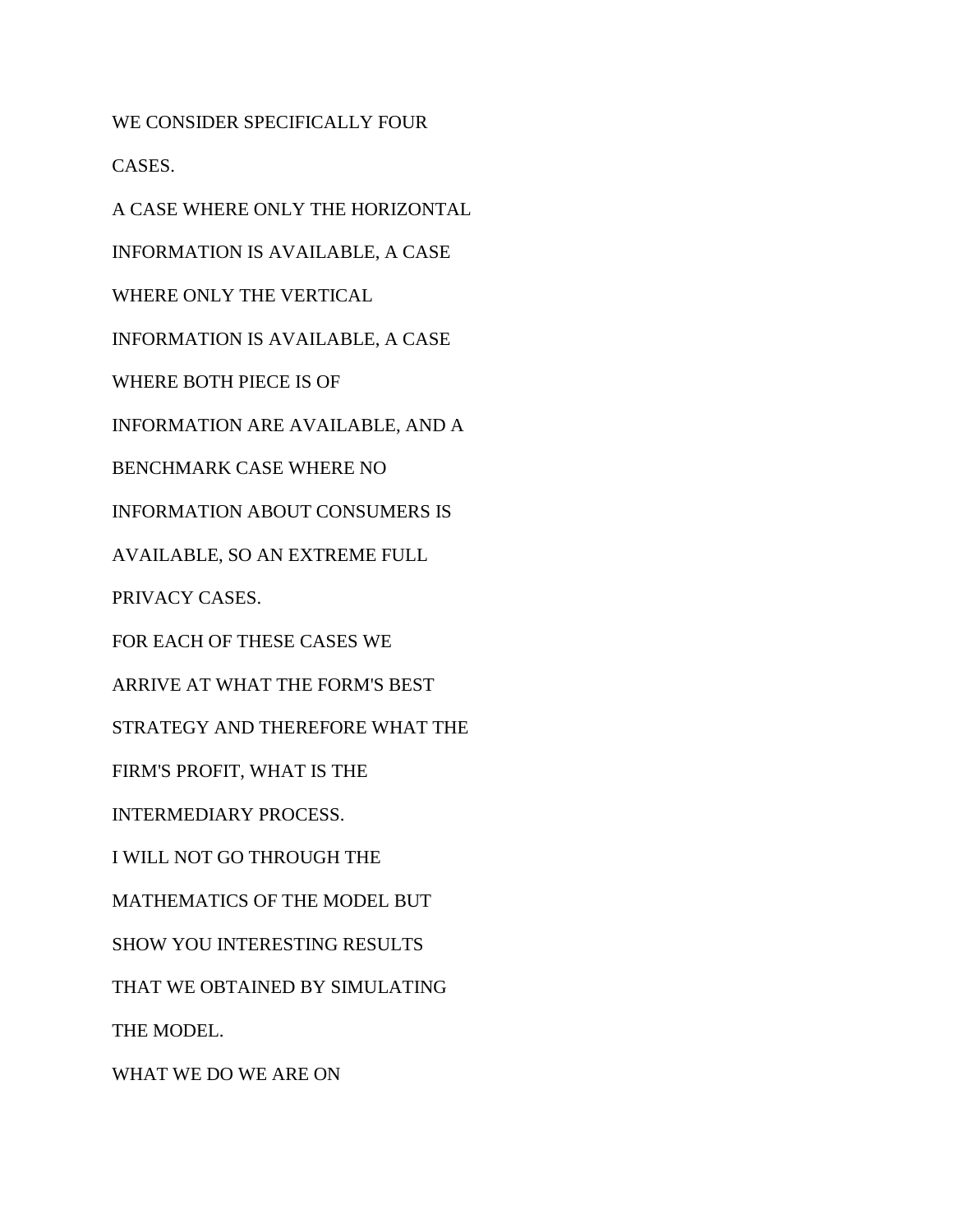WE CONSIDER SPECIFICALLY FOUR

CASES.

A CASE WHERE ONLY THE HORIZONTAL

INFORMATION IS AVAILABLE, A CASE

WHERE ONLY THE VERTICAL

INFORMATION IS AVAILABLE, A CASE

WHERE BOTH PIECE IS OF

INFORMATION ARE AVAILABLE, AND A

BENCHMARK CASE WHERE NO

INFORMATION ABOUT CONSUMERS IS

AVAILABLE, SO AN EXTREME FULL

PRIVACY CASES.

FOR EACH OF THESE CASES WE

ARRIVE AT WHAT THE FORM'S BEST

STRATEGY AND THEREFORE WHAT THE

FIRM'S PROFIT, WHAT IS THE

INTERMEDIARY PROCESS.

I WILL NOT GO THROUGH THE

MATHEMATICS OF THE MODEL BUT

SHOW YOU INTERESTING RESULTS

THAT WE OBTAINED BY SIMULATING

THE MODEL.

WHAT WE DO WE ARE ON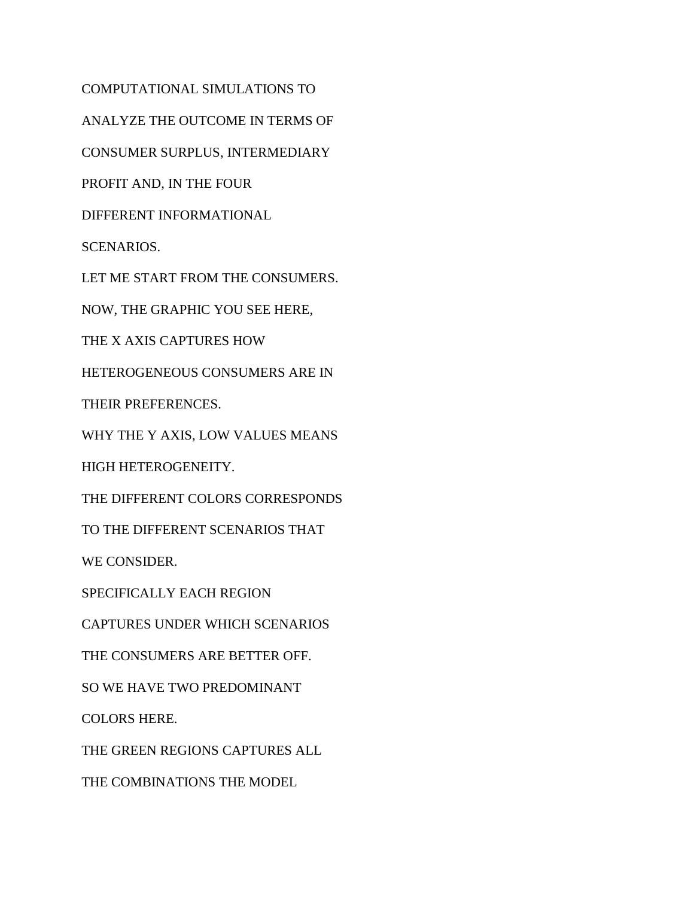COMPUTATIONAL SIMULATIONS TO

ANALYZE THE OUTCOME IN TERMS OF

CONSUMER SURPLUS, INTERMEDIARY

PROFIT AND, IN THE FOUR

DIFFERENT INFORMATIONAL

SCENARIOS.

LET ME START FROM THE CONSUMERS.

NOW, THE GRAPHIC YOU SEE HERE,

THE X AXIS CAPTURES HOW

HETEROGENEOUS CONSUMERS ARE IN

THEIR PREFERENCES.

WHY THE Y AXIS, LOW VALUES MEANS

HIGH HETEROGENEITY.

THE DIFFERENT COLORS CORRESPONDS

TO THE DIFFERENT SCENARIOS THAT

WE CONSIDER.

SPECIFICALLY EACH REGION

CAPTURES UNDER WHICH SCENARIOS

THE CONSUMERS ARE BETTER OFF.

SO WE HAVE TWO PREDOMINANT

COLORS HERE.

THE GREEN REGIONS CAPTURES ALL

THE COMBINATIONS THE MODEL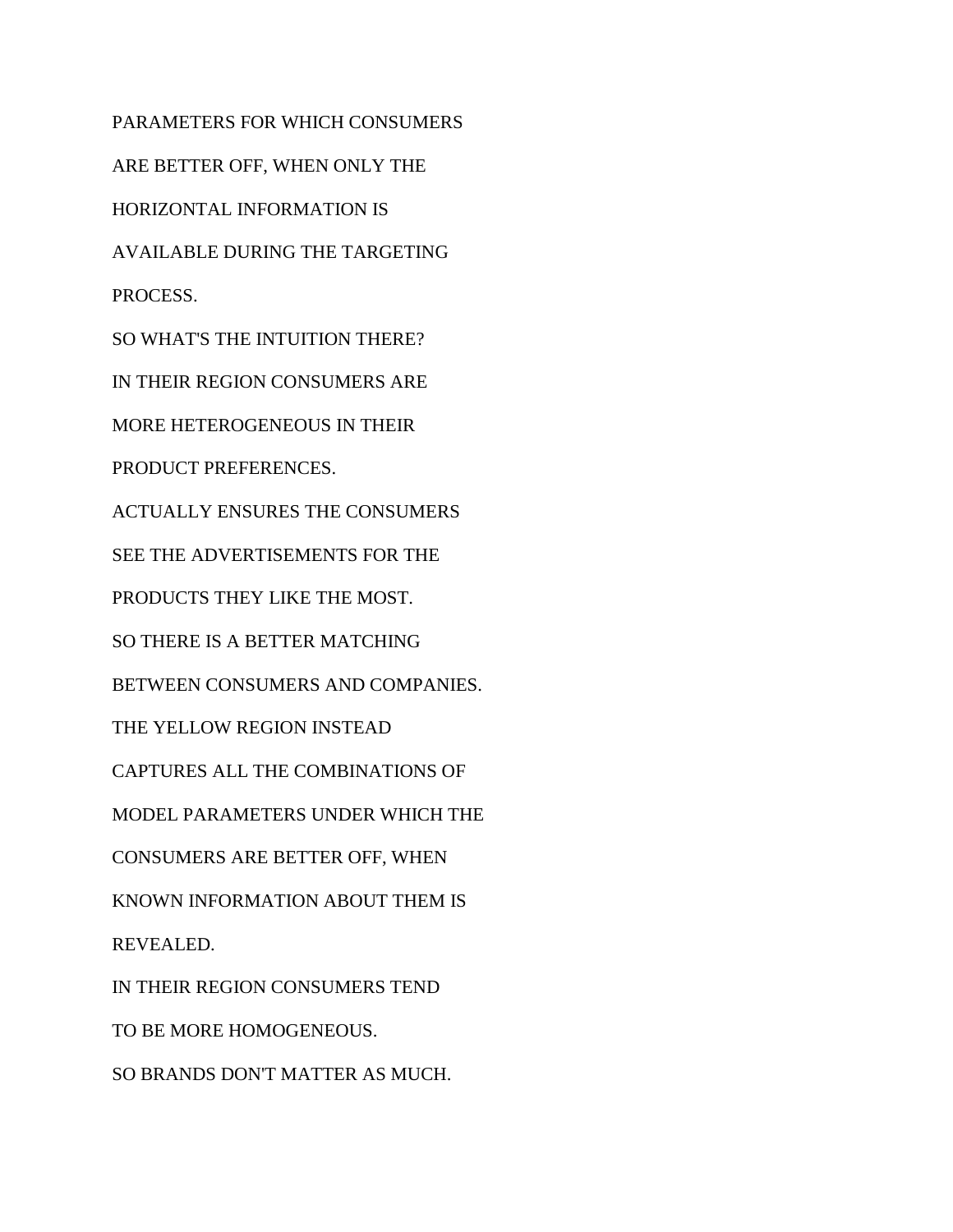PARAMETERS FOR WHICH CONSUMERS

ARE BETTER OFF, WHEN ONLY THE

HORIZONTAL INFORMATION IS

AVAILABLE DURING THE TARGETING

PROCESS.

SO WHAT'S THE INTUITION THERE?

IN THEIR REGION CONSUMERS ARE

MORE HETEROGENEOUS IN THEIR

PRODUCT PREFERENCES.

ACTUALLY ENSURES THE CONSUMERS

SEE THE ADVERTISEMENTS FOR THE

PRODUCTS THEY LIKE THE MOST.

SO THERE IS A BETTER MATCHING

BETWEEN CONSUMERS AND COMPANIES.

THE YELLOW REGION INSTEAD

CAPTURES ALL THE COMBINATIONS OF

MODEL PARAMETERS UNDER WHICH THE

CONSUMERS ARE BETTER OFF, WHEN

KNOWN INFORMATION ABOUT THEM IS

REVEALED.

IN THEIR REGION CONSUMERS TEND

TO BE MORE HOMOGENEOUS.

SO BRANDS DON'T MATTER AS MUCH.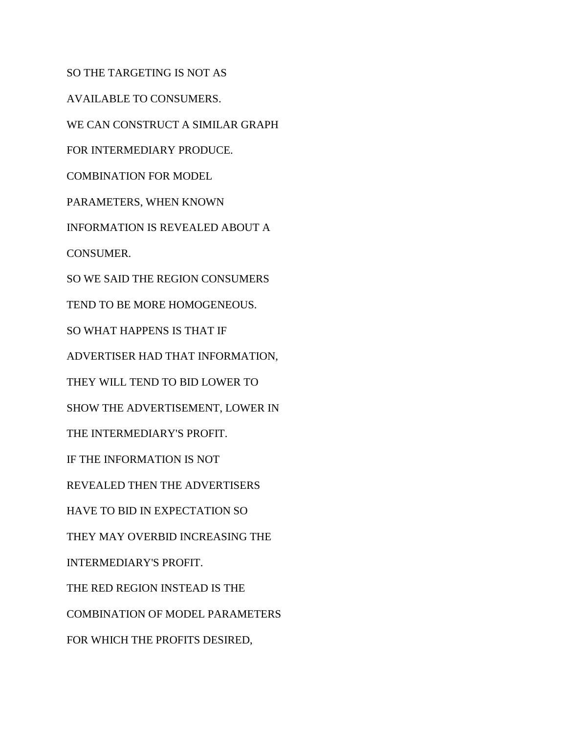SO THE TARGETING IS NOT AS

AVAILABLE TO CONSUMERS.

WE CAN CONSTRUCT A SIMILAR GRAPH

FOR INTERMEDIARY PRODUCE.

COMBINATION FOR MODEL

PARAMETERS, WHEN KNOWN

INFORMATION IS REVEALED ABOUT A

CONSUMER.

SO WE SAID THE REGION CONSUMERS

TEND TO BE MORE HOMOGENEOUS.

SO WHAT HAPPENS IS THAT IF

ADVERTISER HAD THAT INFORMATION,

THEY WILL TEND TO BID LOWER TO

SHOW THE ADVERTISEMENT, LOWER IN

THE INTERMEDIARY'S PROFIT.

IF THE INFORMATION IS NOT

REVEALED THEN THE ADVERTISERS

HAVE TO BID IN EXPECTATION SO

THEY MAY OVERBID INCREASING THE

INTERMEDIARY'S PROFIT.

THE RED REGION INSTEAD IS THE

COMBINATION OF MODEL PARAMETERS

FOR WHICH THE PROFITS DESIRED,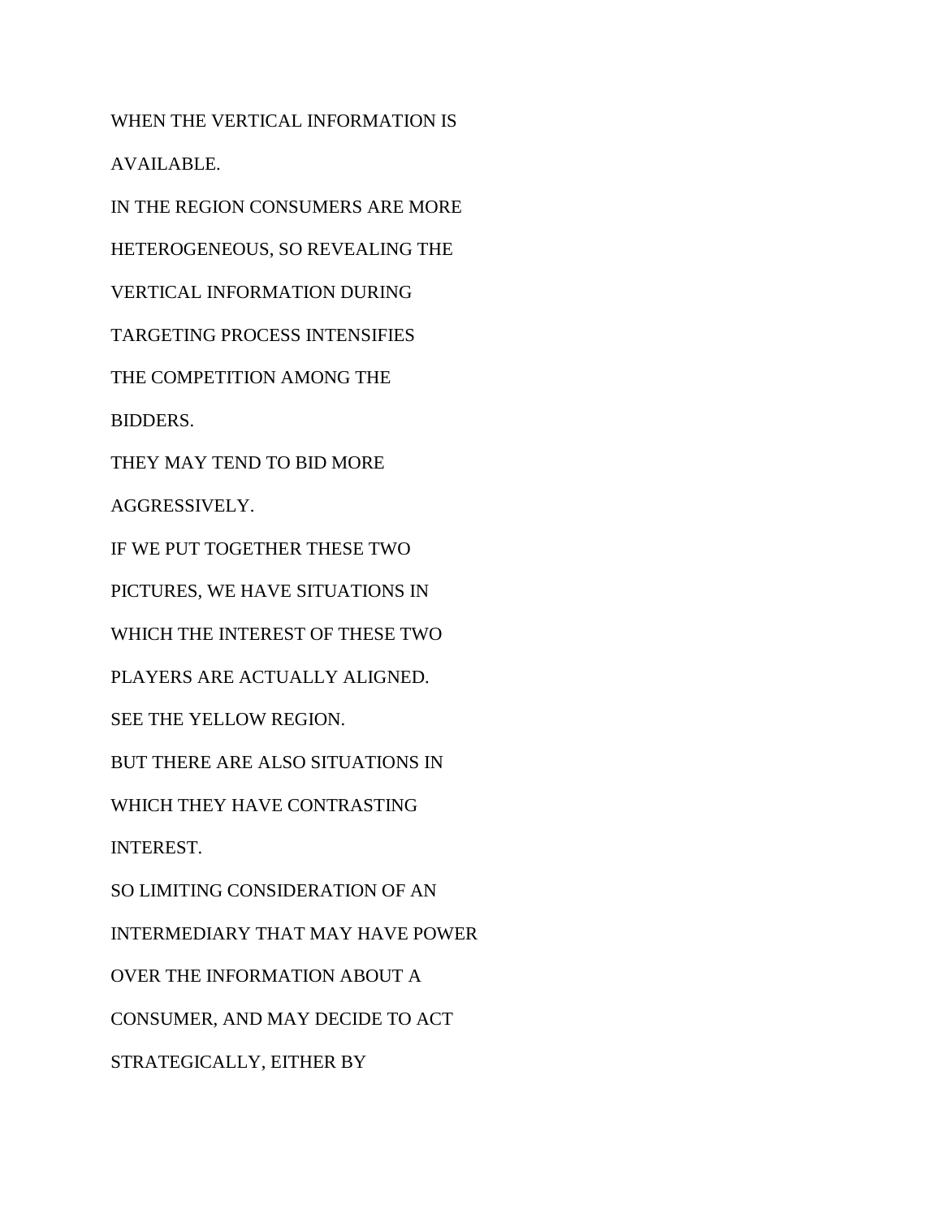WHEN THE VERTICAL INFORMATION IS

AVAILABLE.

IN THE REGION CONSUMERS ARE MORE

HETEROGENEOUS, SO REVEALING THE

VERTICAL INFORMATION DURING

TARGETING PROCESS INTENSIFIES

THE COMPETITION AMONG THE

BIDDERS.

THEY MAY TEND TO BID MORE

AGGRESSIVELY.

IF WE PUT TOGETHER THESE TWO

PICTURES, WE HAVE SITUATIONS IN

WHICH THE INTEREST OF THESE TWO

PLAYERS ARE ACTUALLY ALIGNED.

SEE THE YELLOW REGION.

BUT THERE ARE ALSO SITUATIONS IN

WHICH THEY HAVE CONTRASTING

INTEREST.

SO LIMITING CONSIDERATION OF AN

INTERMEDIARY THAT MAY HAVE POWER

OVER THE INFORMATION ABOUT A

CONSUMER, AND MAY DECIDE TO ACT

STRATEGICALLY, EITHER BY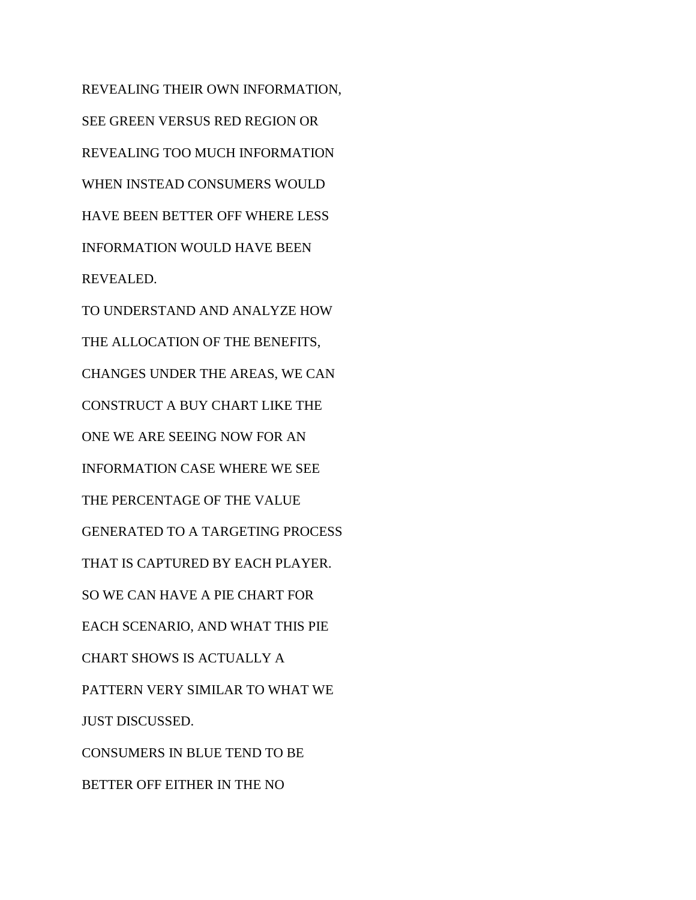REVEALING THEIR OWN INFORMATION,
SEE GREEN VERSUS RED REGION OR
REVEALING TOO MUCH INFORMATION
WHEN INSTEAD CONSUMERS WOULD
HAVE BEEN BETTER OFF WHERE LESS
INFORMATION WOULD HAVE BEEN
REVEALED.
TO UNDERSTAND AND ANALYZE HOW
THE ALLOCATION OF THE BENEFITS,
CHANGES UNDER THE AREAS, WE CAN
CONSTRUCT A BUY CHART LIKE THE
ONE WE ARE SEEING NOW FOR AN
INFORMATION CASE WHERE WE SEE
THE PERCENTAGE OF THE VALUE
GENERATED TO A TARGETING PROCESS
THAT IS CAPTURED BY EACH PLAYER.
SO WE CAN HAVE A PIE CHART FOR
EACH SCENARIO, AND WHAT THIS PIE
CHART SHOWS IS ACTUALLY A
PATTERN VERY SIMILAR TO WHAT WE
JUST DISCUSSED.
CONSUMERS IN BLUE TEND TO BE
BETTER OFF EITHER IN THE NO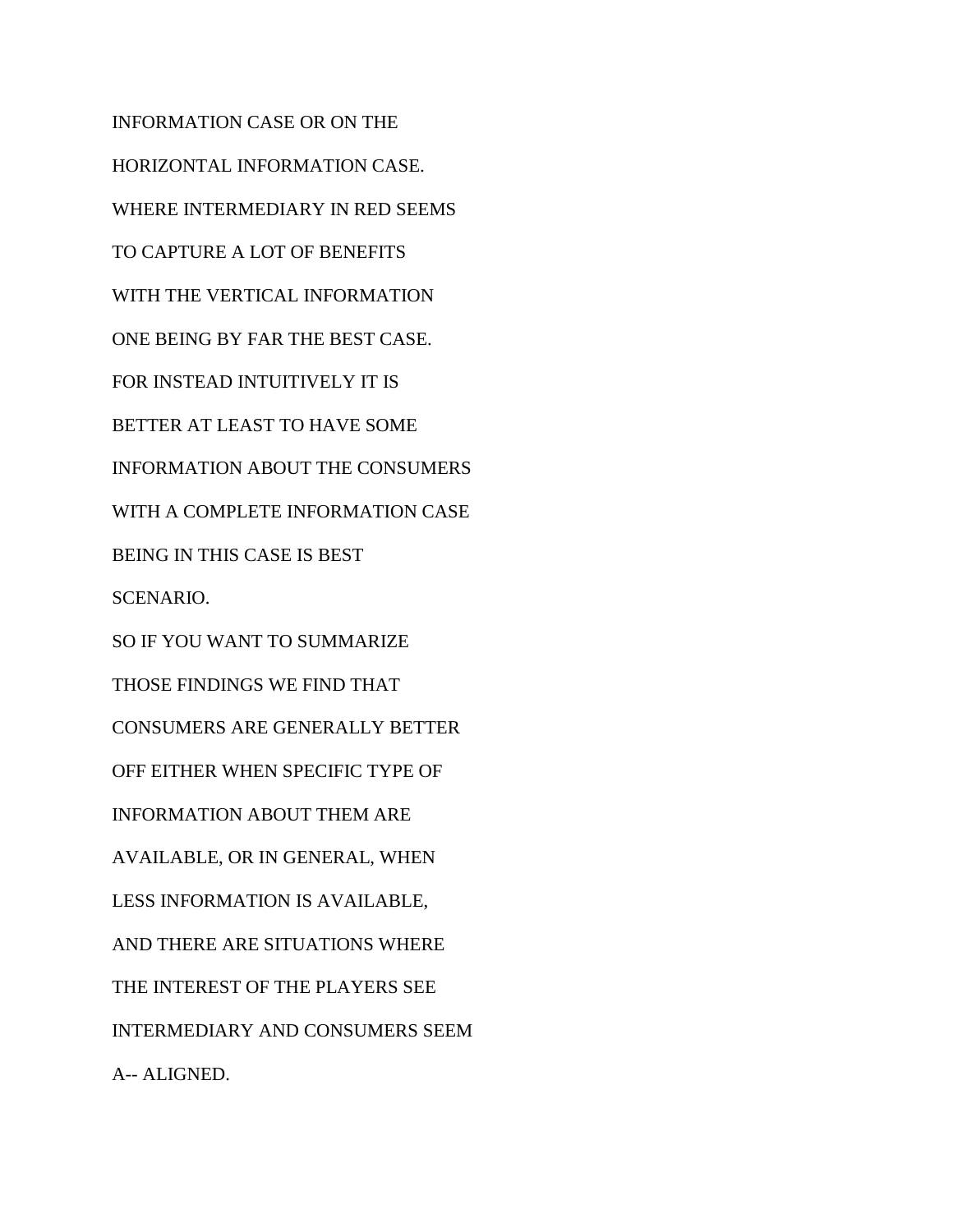INFORMATION CASE OR ON THE

HORIZONTAL INFORMATION CASE.

WHERE INTERMEDIARY IN RED SEEMS

TO CAPTURE A LOT OF BENEFITS

WITH THE VERTICAL INFORMATION

ONE BEING BY FAR THE BEST CASE.

FOR INSTEAD INTUITIVELY IT IS

BETTER AT LEAST TO HAVE SOME

INFORMATION ABOUT THE CONSUMERS

WITH A COMPLETE INFORMATION CASE

BEING IN THIS CASE IS BEST

SCENARIO.

SO IF YOU WANT TO SUMMARIZE

THOSE FINDINGS WE FIND THAT

CONSUMERS ARE GENERALLY BETTER

OFF EITHER WHEN SPECIFIC TYPE OF

INFORMATION ABOUT THEM ARE

AVAILABLE, OR IN GENERAL, WHEN

LESS INFORMATION IS AVAILABLE,

AND THERE ARE SITUATIONS WHERE

THE INTEREST OF THE PLAYERS SEE

INTERMEDIARY AND CONSUMERS SEEM

A-- ALIGNED.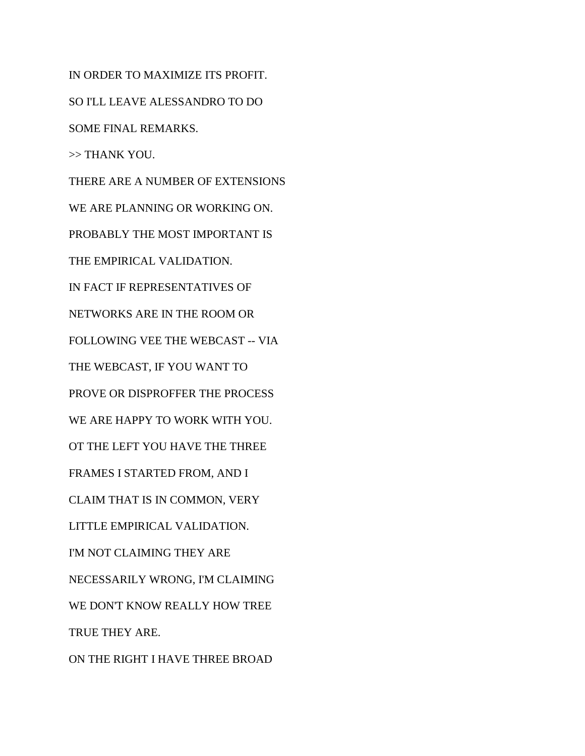IN ORDER TO MAXIMIZE ITS PROFIT.

SO I'LL LEAVE ALESSANDRO TO DO

SOME FINAL REMARKS.

>> THANK YOU.

THERE ARE A NUMBER OF EXTENSIONS

WE ARE PLANNING OR WORKING ON.

PROBABLY THE MOST IMPORTANT IS

THE EMPIRICAL VALIDATION.

IN FACT IF REPRESENTATIVES OF

NETWORKS ARE IN THE ROOM OR

FOLLOWING VEE THE WEBCAST -- VIA

THE WEBCAST, IF YOU WANT TO

PROVE OR DISPROFFER THE PROCESS

WE ARE HAPPY TO WORK WITH YOU.

OT THE LEFT YOU HAVE THE THREE

FRAMES I STARTED FROM, AND I

CLAIM THAT IS IN COMMON, VERY

LITTLE EMPIRICAL VALIDATION.

I'M NOT CLAIMING THEY ARE

NECESSARILY WRONG, I'M CLAIMING

WE DON'T KNOW REALLY HOW TREE

TRUE THEY ARE.

ON THE RIGHT I HAVE THREE BROAD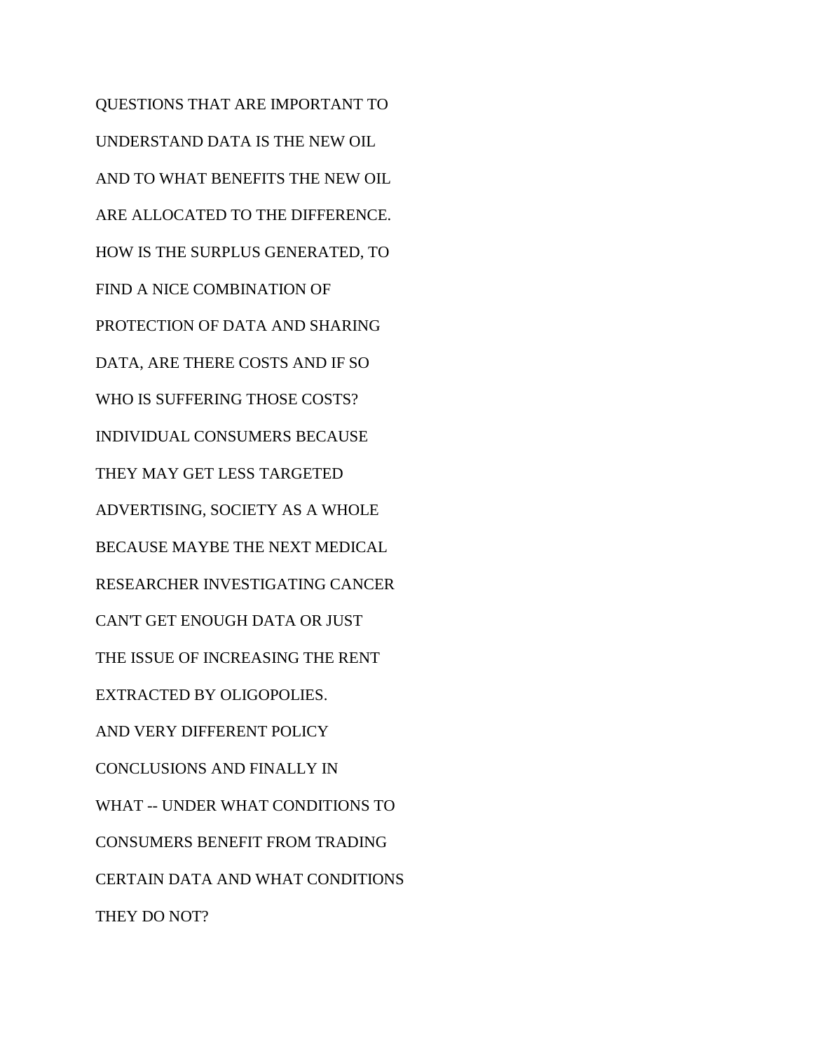QUESTIONS THAT ARE IMPORTANT TO
UNDERSTAND DATA IS THE NEW OIL
AND TO WHAT BENEFITS THE NEW OIL
ARE ALLOCATED TO THE DIFFERENCE.
HOW IS THE SURPLUS GENERATED, TO
FIND A NICE COMBINATION OF
PROTECTION OF DATA AND SHARING
DATA, ARE THERE COSTS AND IF SO
WHO IS SUFFERING THOSE COSTS?
INDIVIDUAL CONSUMERS BECAUSE
THEY MAY GET LESS TARGETED
ADVERTISING, SOCIETY AS A WHOLE
BECAUSE MAYBE THE NEXT MEDICAL
RESEARCHER INVESTIGATING CANCER
CAN'T GET ENOUGH DATA OR JUST
THE ISSUE OF INCREASING THE RENT
EXTRACTED BY OLIGOPOLIES.
AND VERY DIFFERENT POLICY
CONCLUSIONS AND FINALLY IN
WHAT -- UNDER WHAT CONDITIONS TO
CONSUMERS BENEFIT FROM TRADING
CERTAIN DATA AND WHAT CONDITIONS
THEY DO NOT?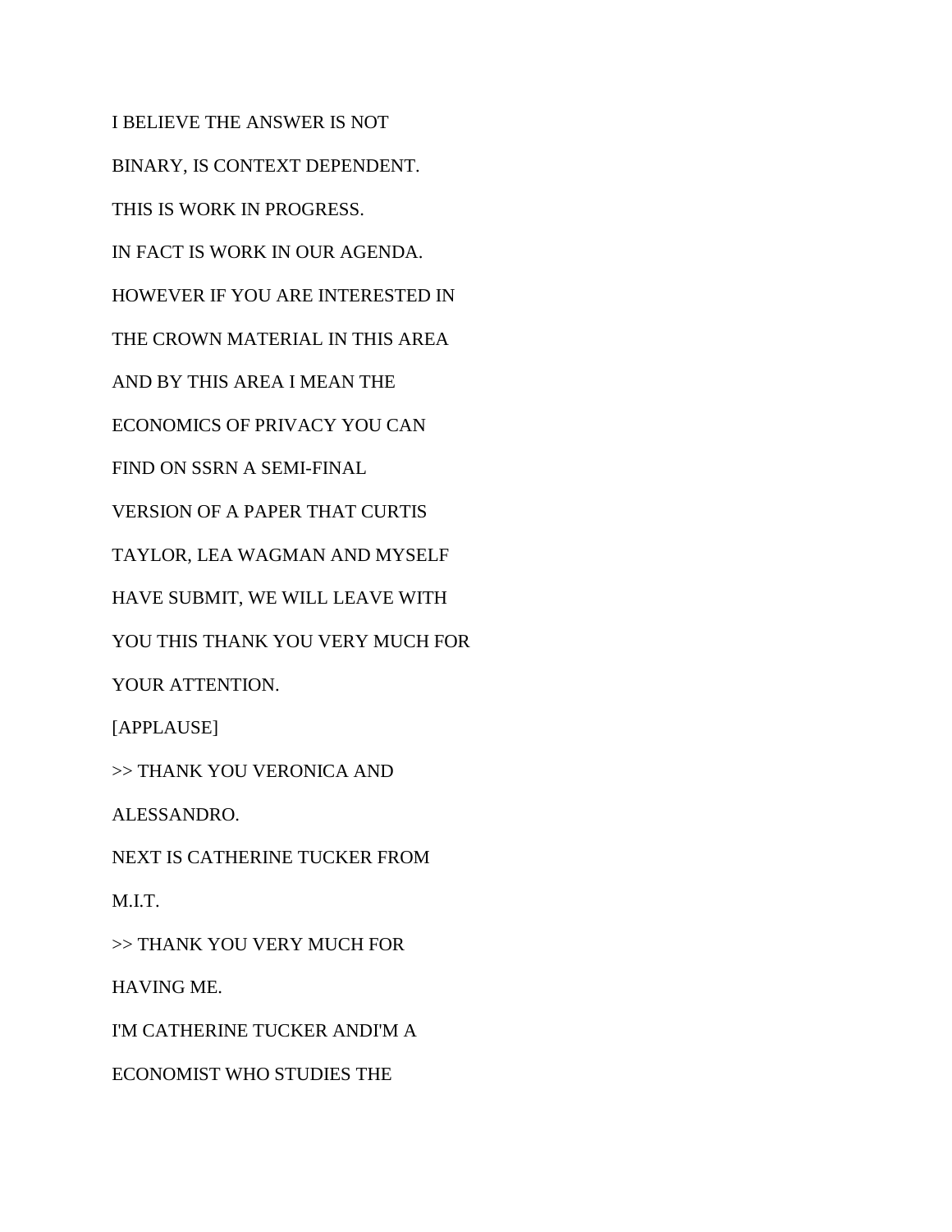I BELIEVE THE ANSWER IS NOT

BINARY, IS CONTEXT DEPENDENT.

THIS IS WORK IN PROGRESS.

IN FACT IS WORK IN OUR AGENDA.

HOWEVER IF YOU ARE INTERESTED IN

THE CROWN MATERIAL IN THIS AREA

AND BY THIS AREA I MEAN THE

ECONOMICS OF PRIVACY YOU CAN

FIND ON SSRN A SEMI-FINAL

VERSION OF A PAPER THAT CURTIS

TAYLOR, LEA WAGMAN AND MYSELF

HAVE SUBMIT, WE WILL LEAVE WITH

YOU THIS THANK YOU VERY MUCH FOR

YOUR ATTENTION.

[APPLAUSE]

>> THANK YOU VERONICA AND

ALESSANDRO.

NEXT IS CATHERINE TUCKER FROM

M.I.T.

>> THANK YOU VERY MUCH FOR

HAVING ME.

I'M CATHERINE TUCKER ANDI'M A

ECONOMIST WHO STUDIES THE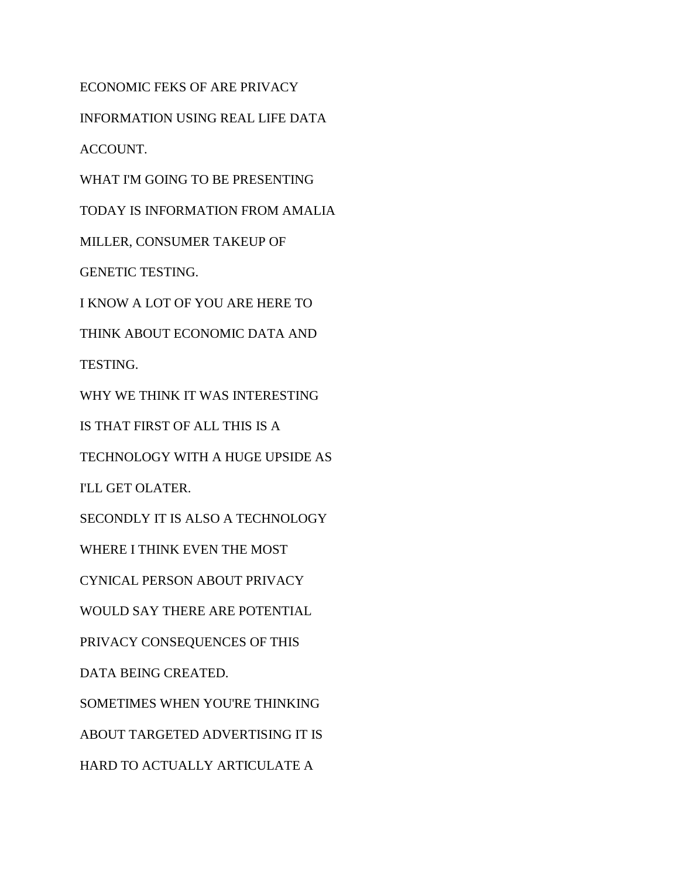ECONOMIC FEKS OF ARE PRIVACY

INFORMATION USING REAL LIFE DATA

ACCOUNT.

WHAT I'M GOING TO BE PRESENTING

TODAY IS INFORMATION FROM AMALIA

MILLER, CONSUMER TAKEUP OF

GENETIC TESTING.

I KNOW A LOT OF YOU ARE HERE TO

THINK ABOUT ECONOMIC DATA AND

TESTING.

WHY WE THINK IT WAS INTERESTING

IS THAT FIRST OF ALL THIS IS A

TECHNOLOGY WITH A HUGE UPSIDE AS

I'LL GET OLATER.

SECONDLY IT IS ALSO A TECHNOLOGY

WHERE I THINK EVEN THE MOST

CYNICAL PERSON ABOUT PRIVACY

WOULD SAY THERE ARE POTENTIAL

PRIVACY CONSEQUENCES OF THIS

DATA BEING CREATED.

SOMETIMES WHEN YOU'RE THINKING

ABOUT TARGETED ADVERTISING IT IS

HARD TO ACTUALLY ARTICULATE A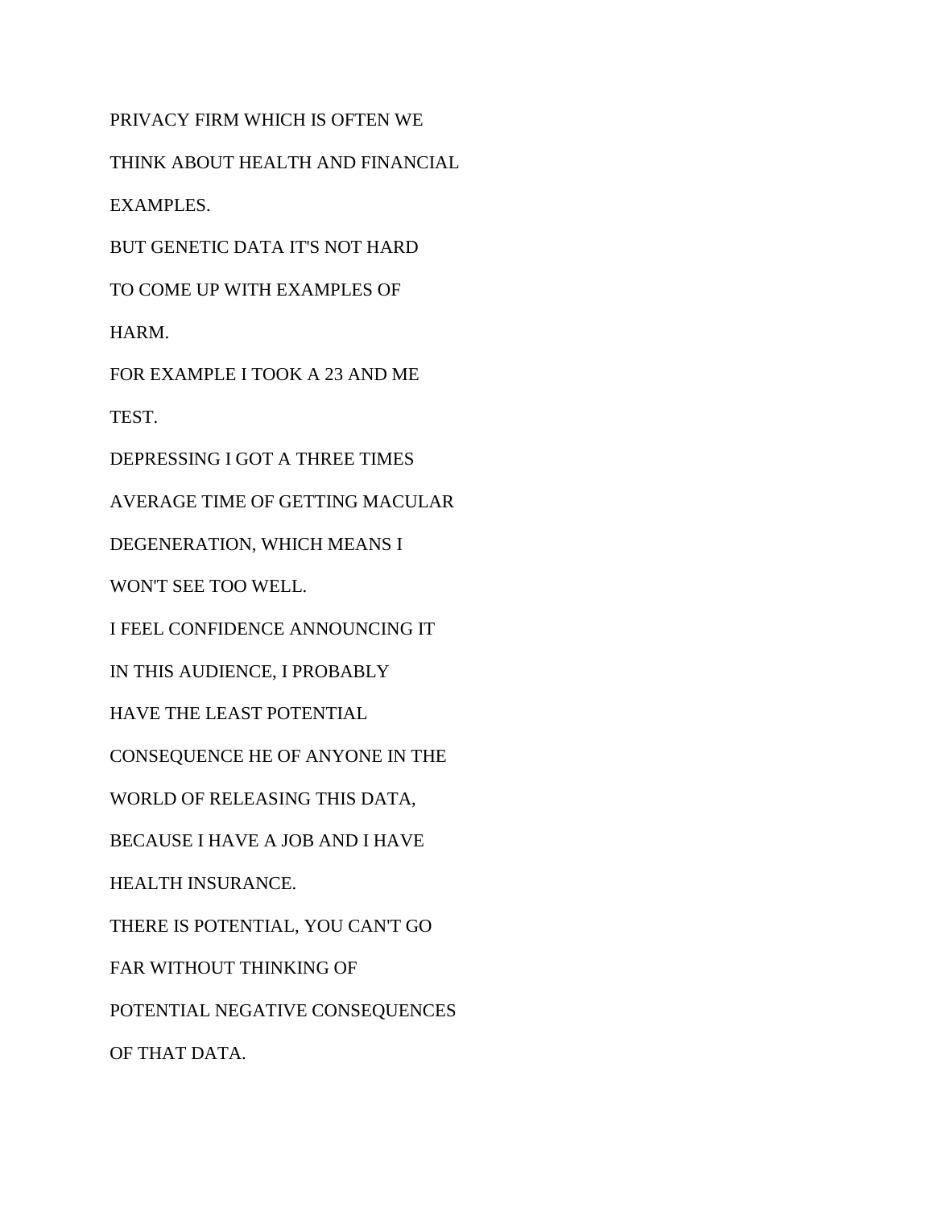PRIVACY FIRM WHICH IS OFTEN WE

THINK ABOUT HEALTH AND FINANCIAL

EXAMPLES.

BUT GENETIC DATA IT'S NOT HARD

TO COME UP WITH EXAMPLES OF

HARM.

FOR EXAMPLE I TOOK A 23 AND ME

TEST.

DEPRESSING I GOT A THREE TIMES

AVERAGE TIME OF GETTING MACULAR

DEGENERATION, WHICH MEANS I

WON'T SEE TOO WELL.

I FEEL CONFIDENCE ANNOUNCING IT

IN THIS AUDIENCE, I PROBABLY

HAVE THE LEAST POTENTIAL

CONSEQUENCE HE OF ANYONE IN THE

WORLD OF RELEASING THIS DATA,

BECAUSE I HAVE A JOB AND I HAVE

HEALTH INSURANCE.

THERE IS POTENTIAL, YOU CAN'T GO

FAR WITHOUT THINKING OF

POTENTIAL NEGATIVE CONSEQUENCES

OF THAT DATA.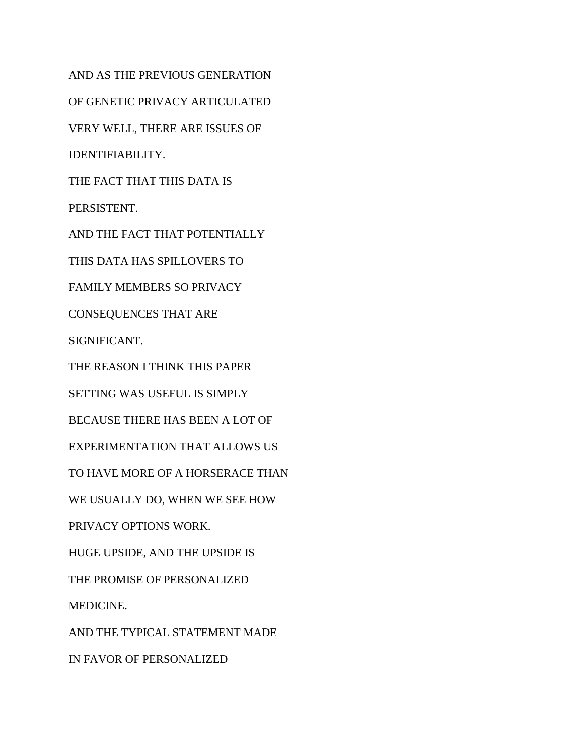AND AS THE PREVIOUS GENERATION

OF GENETIC PRIVACY ARTICULATED

VERY WELL, THERE ARE ISSUES OF

IDENTIFIABILITY.

THE FACT THAT THIS DATA IS

PERSISTENT.

AND THE FACT THAT POTENTIALLY

THIS DATA HAS SPILLOVERS TO

FAMILY MEMBERS SO PRIVACY

CONSEQUENCES THAT ARE

SIGNIFICANT.

THE REASON I THINK THIS PAPER

SETTING WAS USEFUL IS SIMPLY

BECAUSE THERE HAS BEEN A LOT OF

EXPERIMENTATION THAT ALLOWS US

TO HAVE MORE OF A HORSERACE THAN

WE USUALLY DO, WHEN WE SEE HOW

PRIVACY OPTIONS WORK.

HUGE UPSIDE, AND THE UPSIDE IS

THE PROMISE OF PERSONALIZED

MEDICINE.

AND THE TYPICAL STATEMENT MADE

IN FAVOR OF PERSONALIZED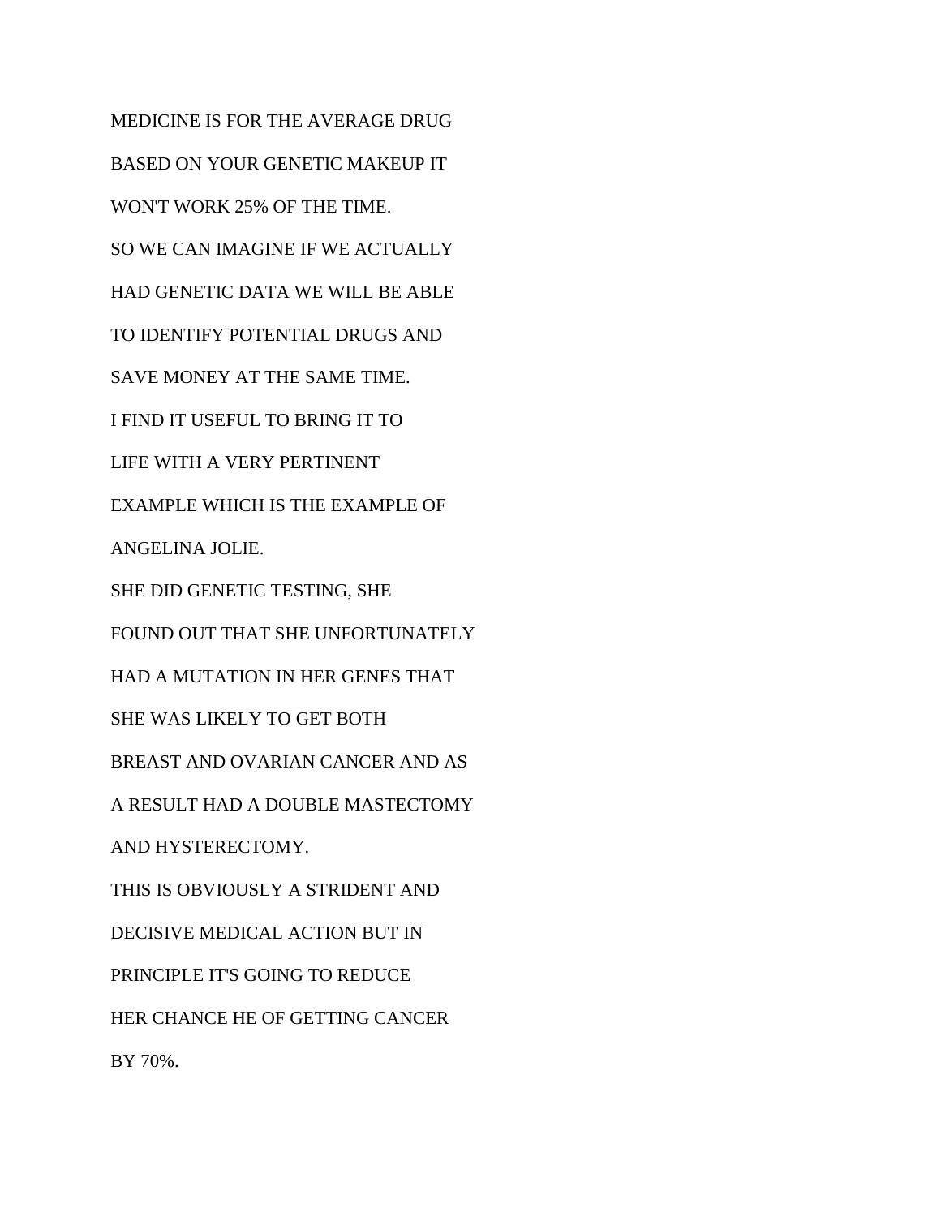MEDICINE IS FOR THE AVERAGE DRUG
BASED ON YOUR GENETIC MAKEUP IT
WON'T WORK 25% OF THE TIME.
SO WE CAN IMAGINE IF WE ACTUALLY
HAD GENETIC DATA WE WILL BE ABLE
TO IDENTIFY POTENTIAL DRUGS AND
SAVE MONEY AT THE SAME TIME.
I FIND IT USEFUL TO BRING IT TO
LIFE WITH A VERY PERTINENT
EXAMPLE WHICH IS THE EXAMPLE OF
ANGELINA JOLIE.
SHE DID GENETIC TESTING, SHE
FOUND OUT THAT SHE UNFORTUNATELY
HAD A MUTATION IN HER GENES THAT
SHE WAS LIKELY TO GET BOTH
BREAST AND OVARIAN CANCER AND AS
A RESULT HAD A DOUBLE MASTECTOMY
AND HYSTERECTOMY.
THIS IS OBVIOUSLY A STRIDENT AND
DECISIVE MEDICAL ACTION BUT IN
PRINCIPLE IT'S GOING TO REDUCE
HER CHANCE HE OF GETTING CANCER
BY 70%.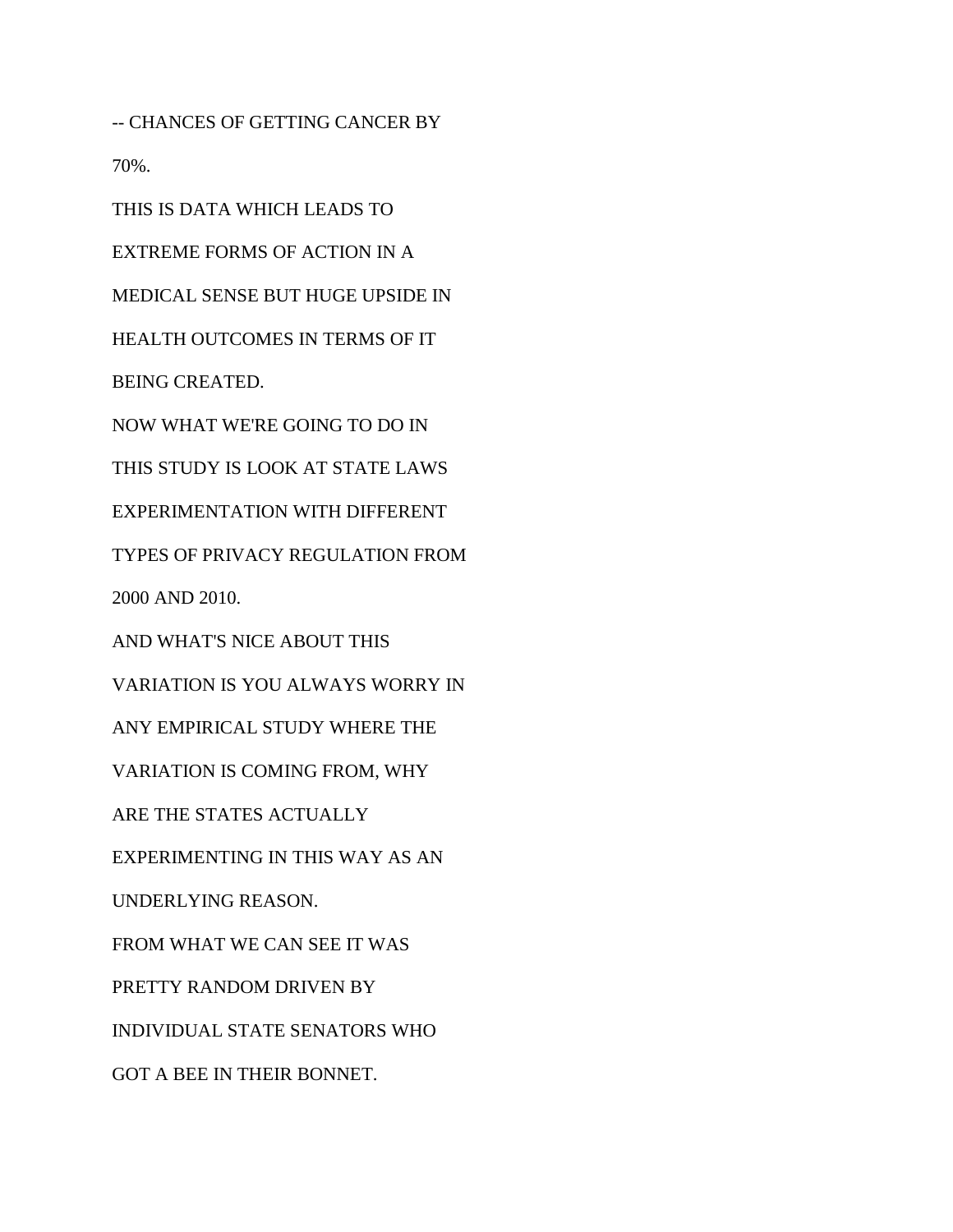-- CHANCES OF GETTING CANCER BY

70%.

THIS IS DATA WHICH LEADS TO

EXTREME FORMS OF ACTION IN A

MEDICAL SENSE BUT HUGE UPSIDE IN

HEALTH OUTCOMES IN TERMS OF IT

BEING CREATED.

NOW WHAT WE'RE GOING TO DO IN

THIS STUDY IS LOOK AT STATE LAWS

EXPERIMENTATION WITH DIFFERENT

TYPES OF PRIVACY REGULATION FROM

2000 AND 2010.

AND WHAT'S NICE ABOUT THIS

VARIATION IS YOU ALWAYS WORRY IN

ANY EMPIRICAL STUDY WHERE THE

VARIATION IS COMING FROM, WHY

ARE THE STATES ACTUALLY

EXPERIMENTING IN THIS WAY AS AN

UNDERLYING REASON.

FROM WHAT WE CAN SEE IT WAS

PRETTY RANDOM DRIVEN BY

INDIVIDUAL STATE SENATORS WHO

GOT A BEE IN THEIR BONNET.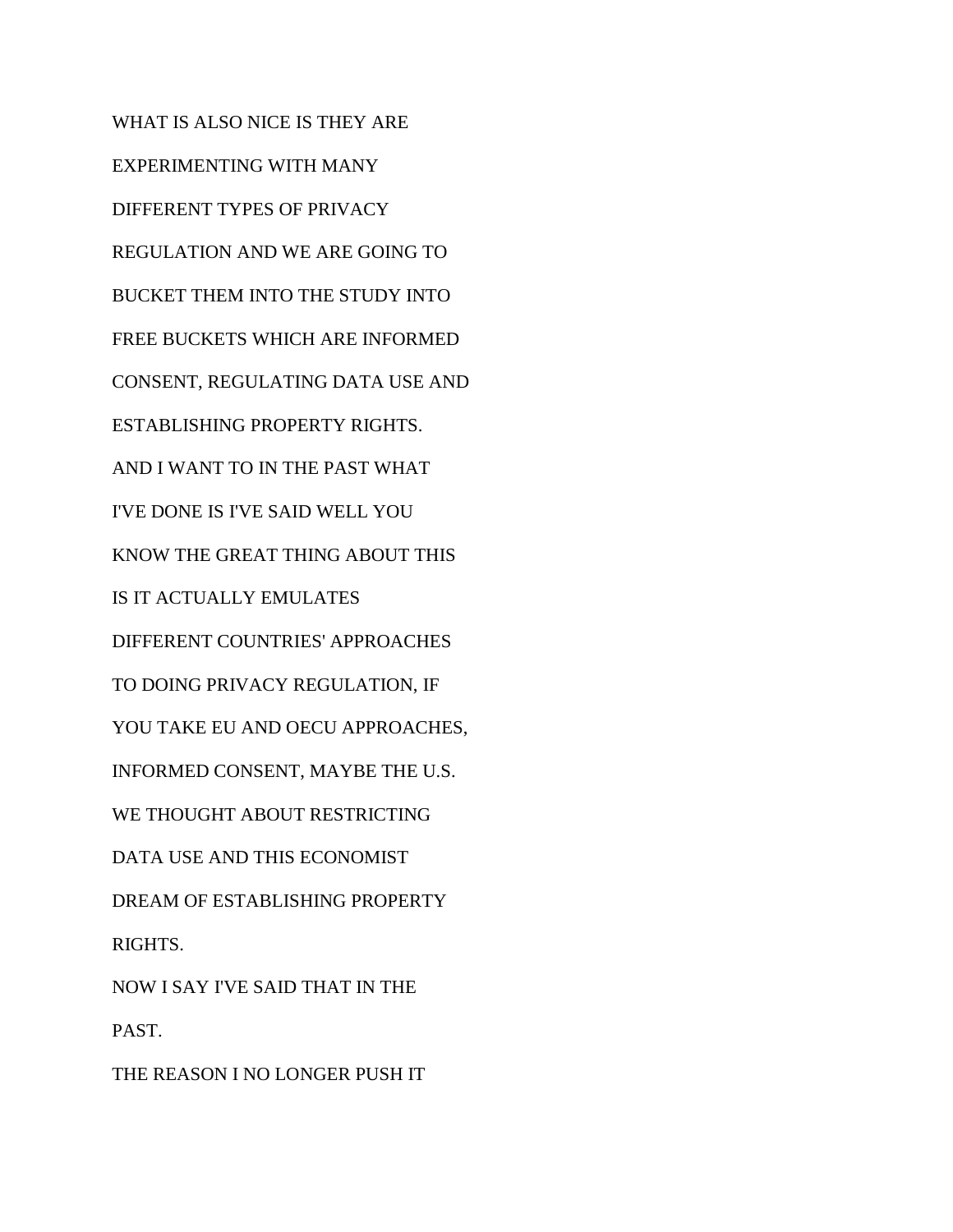WHAT IS ALSO NICE IS THEY ARE

EXPERIMENTING WITH MANY

DIFFERENT TYPES OF PRIVACY

REGULATION AND WE ARE GOING TO

BUCKET THEM INTO THE STUDY INTO

FREE BUCKETS WHICH ARE INFORMED

CONSENT, REGULATING DATA USE AND

ESTABLISHING PROPERTY RIGHTS.

AND I WANT TO IN THE PAST WHAT

I'VE DONE IS I'VE SAID WELL YOU

KNOW THE GREAT THING ABOUT THIS

IS IT ACTUALLY EMULATES

DIFFERENT COUNTRIES' APPROACHES

TO DOING PRIVACY REGULATION, IF

YOU TAKE EU AND OECU APPROACHES,

INFORMED CONSENT, MAYBE THE U.S.

WE THOUGHT ABOUT RESTRICTING

DATA USE AND THIS ECONOMIST

DREAM OF ESTABLISHING PROPERTY

RIGHTS.

NOW I SAY I'VE SAID THAT IN THE

PAST.

THE REASON I NO LONGER PUSH IT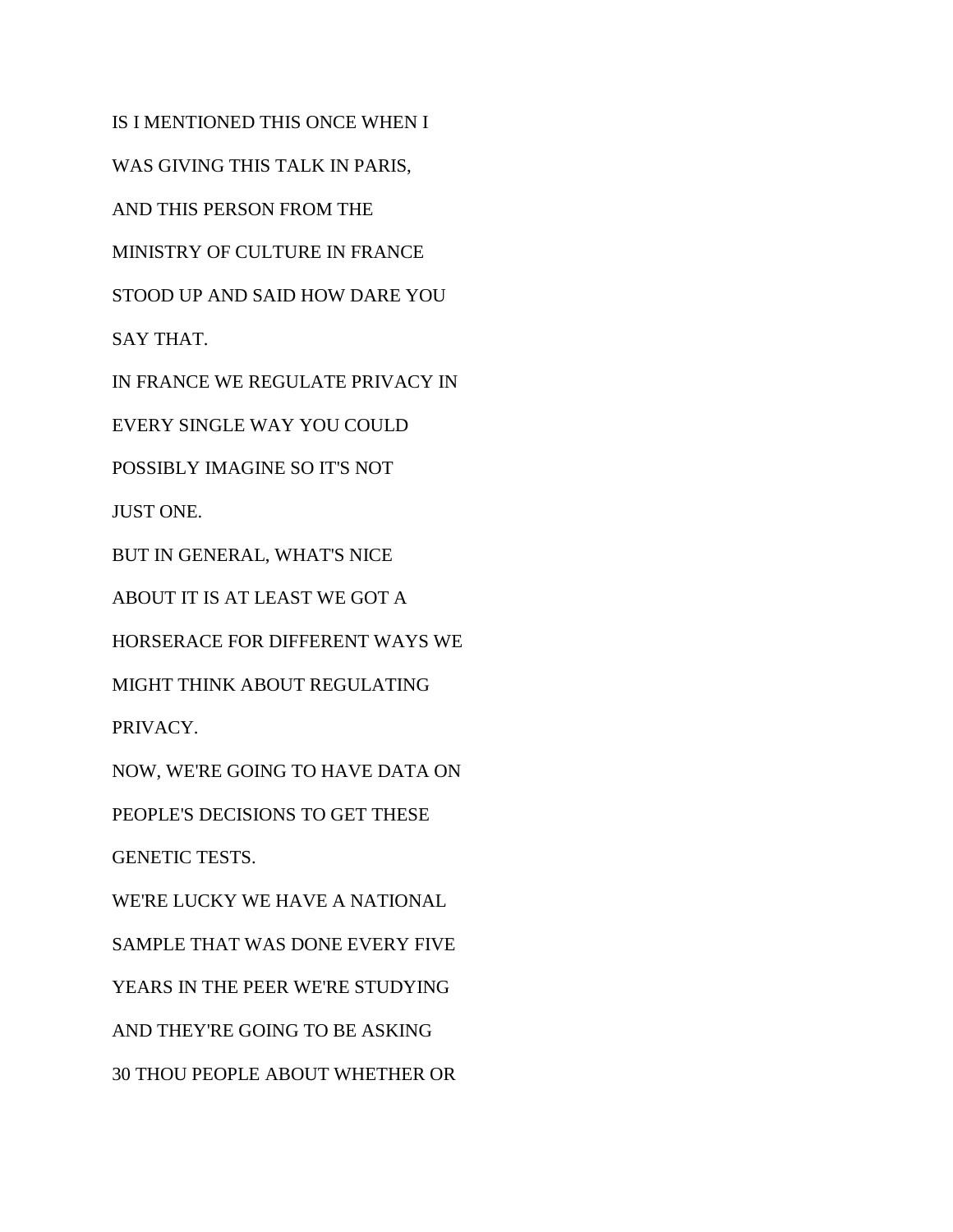IS I MENTIONED THIS ONCE WHEN I

WAS GIVING THIS TALK IN PARIS,

AND THIS PERSON FROM THE

MINISTRY OF CULTURE IN FRANCE

STOOD UP AND SAID HOW DARE YOU

SAY THAT.

IN FRANCE WE REGULATE PRIVACY IN

EVERY SINGLE WAY YOU COULD

POSSIBLY IMAGINE SO IT'S NOT

JUST ONE.

BUT IN GENERAL, WHAT'S NICE

ABOUT IT IS AT LEAST WE GOT A

HORSERACE FOR DIFFERENT WAYS WE

MIGHT THINK ABOUT REGULATING

PRIVACY.

NOW, WE'RE GOING TO HAVE DATA ON

PEOPLE'S DECISIONS TO GET THESE

GENETIC TESTS.

WE'RE LUCKY WE HAVE A NATIONAL

SAMPLE THAT WAS DONE EVERY FIVE

YEARS IN THE PEER WE'RE STUDYING

AND THEY'RE GOING TO BE ASKING

30 THOU PEOPLE ABOUT WHETHER OR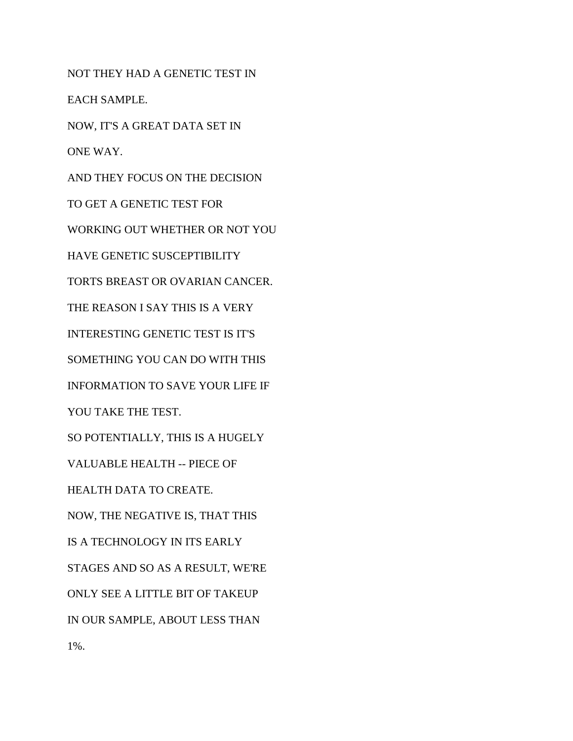NOT THEY HAD A GENETIC TEST IN

EACH SAMPLE.

NOW, IT'S A GREAT DATA SET IN

ONE WAY.

AND THEY FOCUS ON THE DECISION

TO GET A GENETIC TEST FOR

WORKING OUT WHETHER OR NOT YOU

HAVE GENETIC SUSCEPTIBILITY

TORTS BREAST OR OVARIAN CANCER.

THE REASON I SAY THIS IS A VERY

INTERESTING GENETIC TEST IS IT'S

SOMETHING YOU CAN DO WITH THIS

INFORMATION TO SAVE YOUR LIFE IF

YOU TAKE THE TEST.

SO POTENTIALLY, THIS IS A HUGELY

VALUABLE HEALTH -- PIECE OF

HEALTH DATA TO CREATE.

NOW, THE NEGATIVE IS, THAT THIS

IS A TECHNOLOGY IN ITS EARLY

STAGES AND SO AS A RESULT, WE'RE

ONLY SEE A LITTLE BIT OF TAKEUP

IN OUR SAMPLE, ABOUT LESS THAN

1%.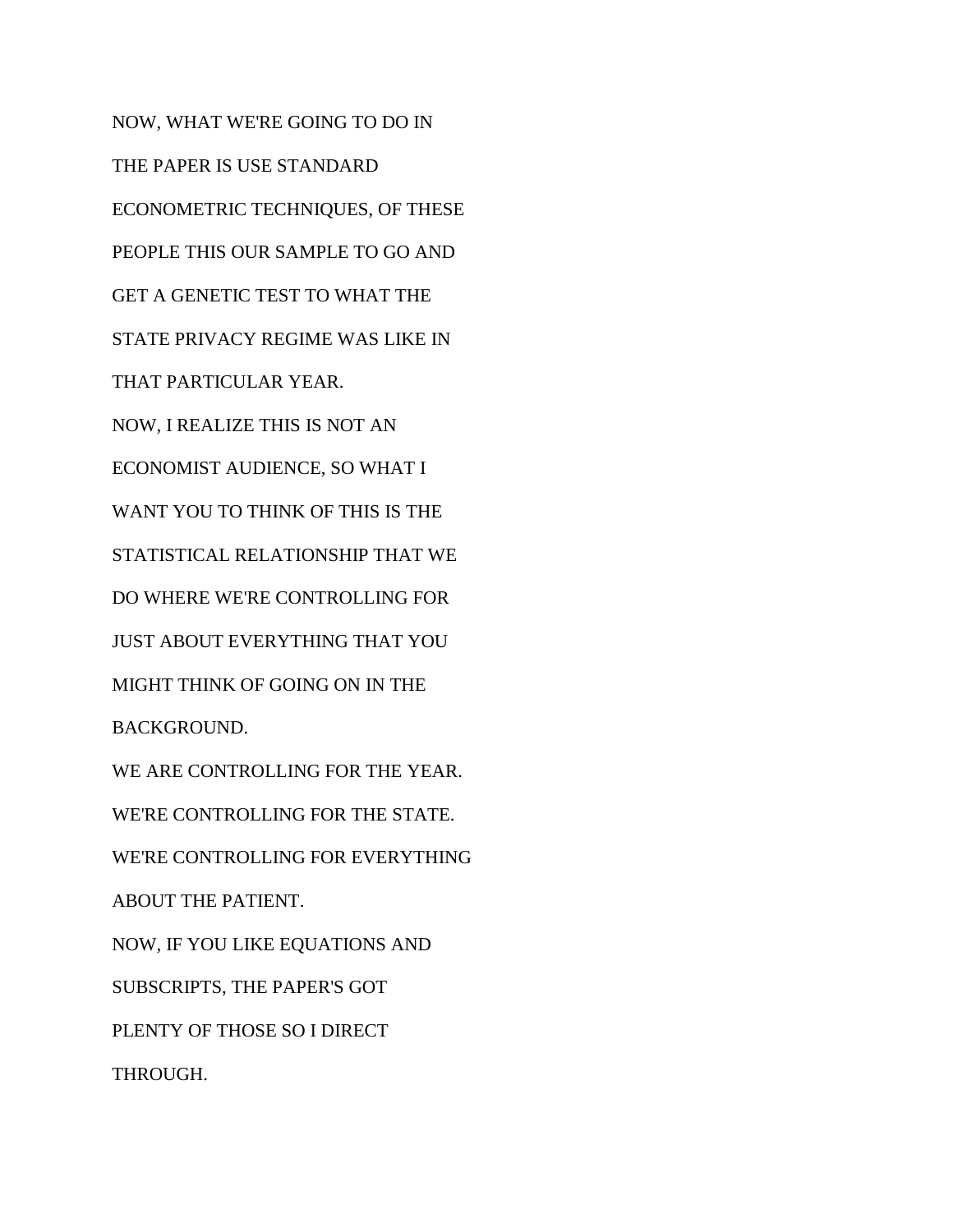NOW, WHAT WE'RE GOING TO DO IN

THE PAPER IS USE STANDARD

ECONOMETRIC TECHNIQUES, OF THESE

PEOPLE THIS OUR SAMPLE TO GO AND

GET A GENETIC TEST TO WHAT THE

STATE PRIVACY REGIME WAS LIKE IN

THAT PARTICULAR YEAR.

NOW, I REALIZE THIS IS NOT AN

ECONOMIST AUDIENCE, SO WHAT I

WANT YOU TO THINK OF THIS IS THE

STATISTICAL RELATIONSHIP THAT WE

DO WHERE WE'RE CONTROLLING FOR

JUST ABOUT EVERYTHING THAT YOU

MIGHT THINK OF GOING ON IN THE

BACKGROUND.

WE ARE CONTROLLING FOR THE YEAR.

WE'RE CONTROLLING FOR THE STATE.

WE'RE CONTROLLING FOR EVERYTHING

ABOUT THE PATIENT.

NOW, IF YOU LIKE EQUATIONS AND

SUBSCRIPTS, THE PAPER'S GOT

PLENTY OF THOSE SO I DIRECT

THROUGH.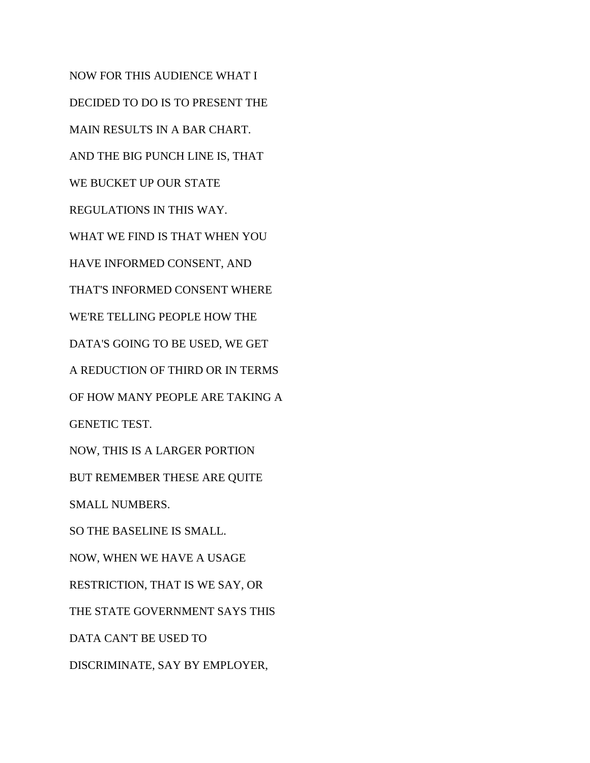NOW FOR THIS AUDIENCE WHAT I

DECIDED TO DO IS TO PRESENT THE

MAIN RESULTS IN A BAR CHART.

AND THE BIG PUNCH LINE IS, THAT

WE BUCKET UP OUR STATE

REGULATIONS IN THIS WAY.

WHAT WE FIND IS THAT WHEN YOU

HAVE INFORMED CONSENT, AND

THAT'S INFORMED CONSENT WHERE

WE'RE TELLING PEOPLE HOW THE

DATA'S GOING TO BE USED, WE GET

A REDUCTION OF THIRD OR IN TERMS

OF HOW MANY PEOPLE ARE TAKING A

GENETIC TEST.

NOW, THIS IS A LARGER PORTION

BUT REMEMBER THESE ARE QUITE

SMALL NUMBERS.

SO THE BASELINE IS SMALL.

NOW, WHEN WE HAVE A USAGE

RESTRICTION, THAT IS WE SAY, OR

THE STATE GOVERNMENT SAYS THIS

DATA CAN'T BE USED TO

DISCRIMINATE, SAY BY EMPLOYER,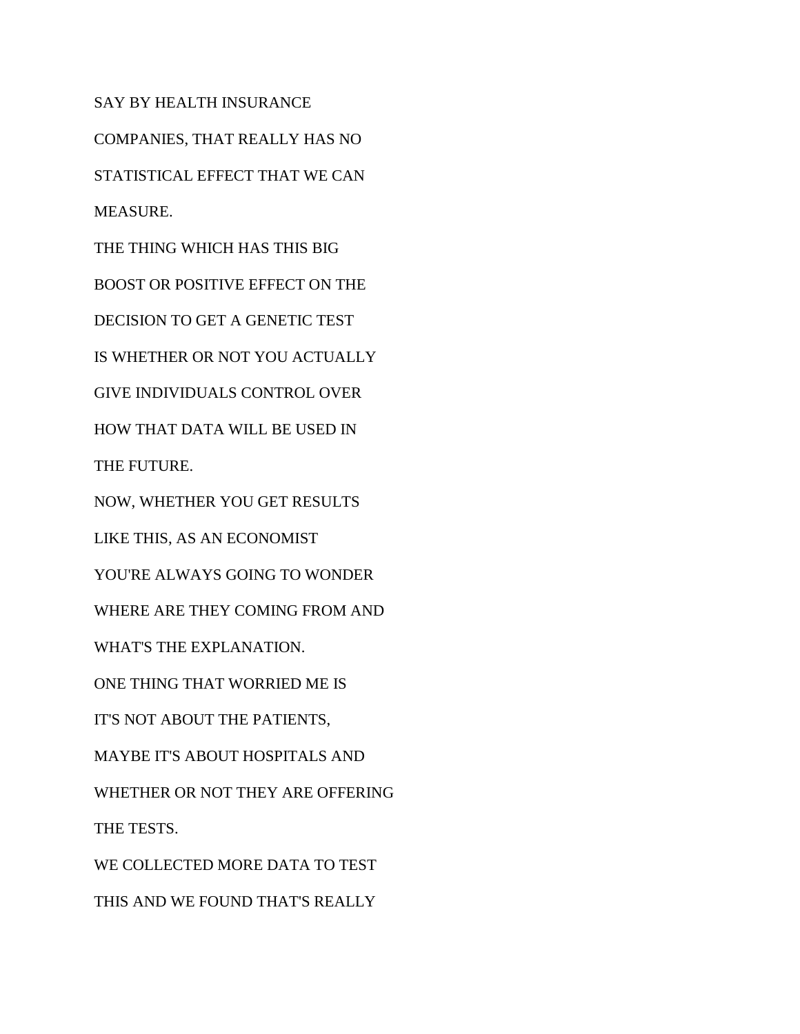SAY BY HEALTH INSURANCE

COMPANIES, THAT REALLY HAS NO

STATISTICAL EFFECT THAT WE CAN

MEASURE.

THE THING WHICH HAS THIS BIG

BOOST OR POSITIVE EFFECT ON THE

DECISION TO GET A GENETIC TEST

IS WHETHER OR NOT YOU ACTUALLY

GIVE INDIVIDUALS CONTROL OVER

HOW THAT DATA WILL BE USED IN

THE FUTURE.

NOW, WHETHER YOU GET RESULTS

LIKE THIS, AS AN ECONOMIST

YOU'RE ALWAYS GOING TO WONDER

WHERE ARE THEY COMING FROM AND

WHAT'S THE EXPLANATION.

ONE THING THAT WORRIED ME IS

IT'S NOT ABOUT THE PATIENTS,

MAYBE IT'S ABOUT HOSPITALS AND

WHETHER OR NOT THEY ARE OFFERING

THE TESTS.

WE COLLECTED MORE DATA TO TEST

THIS AND WE FOUND THAT'S REALLY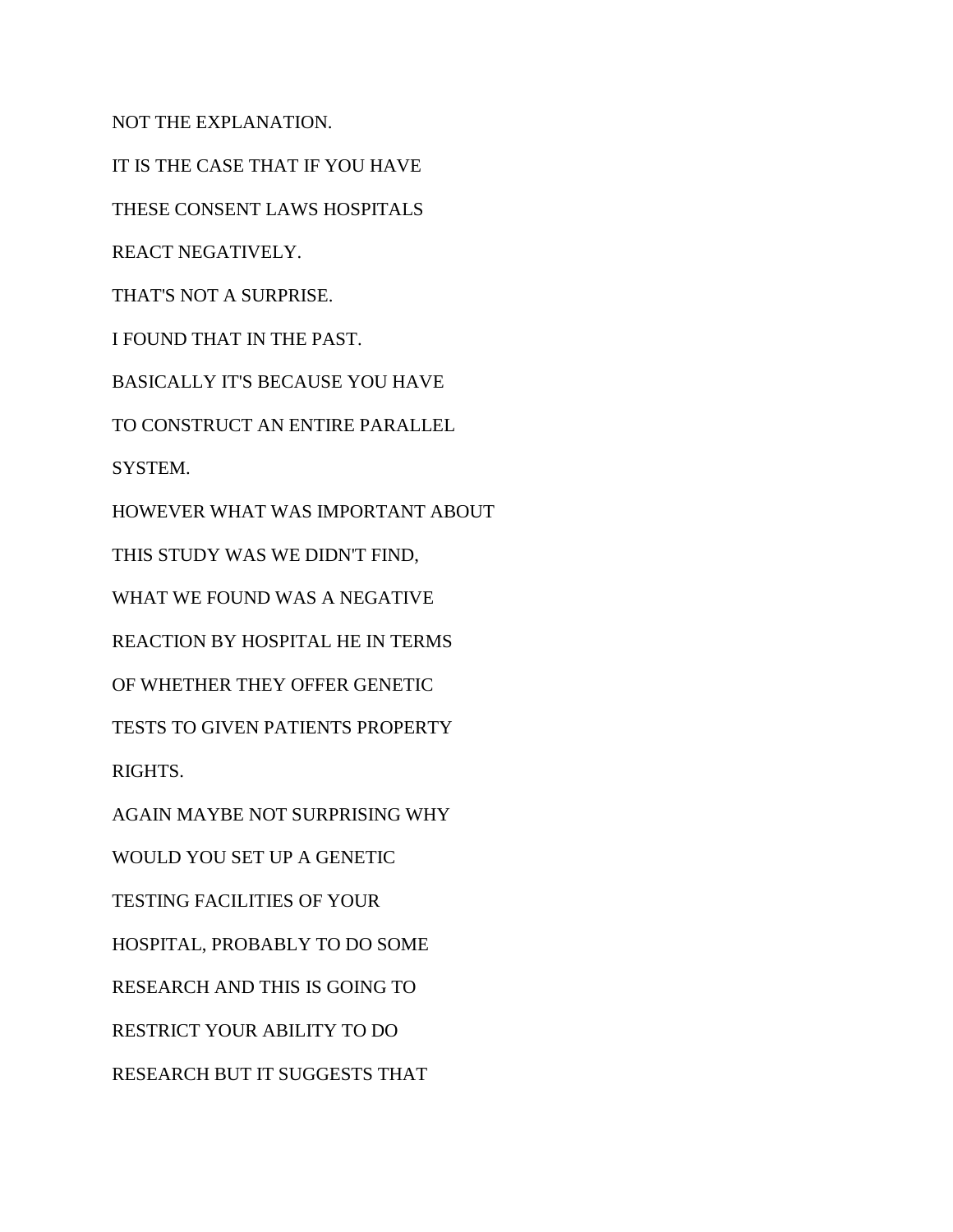NOT THE EXPLANATION.

IT IS THE CASE THAT IF YOU HAVE

THESE CONSENT LAWS HOSPITALS

REACT NEGATIVELY.

THAT'S NOT A SURPRISE.

I FOUND THAT IN THE PAST.

BASICALLY IT'S BECAUSE YOU HAVE

TO CONSTRUCT AN ENTIRE PARALLEL

SYSTEM.

HOWEVER WHAT WAS IMPORTANT ABOUT

THIS STUDY WAS WE DIDN'T FIND,

WHAT WE FOUND WAS A NEGATIVE

REACTION BY HOSPITAL HE IN TERMS

OF WHETHER THEY OFFER GENETIC

TESTS TO GIVEN PATIENTS PROPERTY

RIGHTS.

AGAIN MAYBE NOT SURPRISING WHY

WOULD YOU SET UP A GENETIC

TESTING FACILITIES OF YOUR

HOSPITAL, PROBABLY TO DO SOME

RESEARCH AND THIS IS GOING TO

RESTRICT YOUR ABILITY TO DO

RESEARCH BUT IT SUGGESTS THAT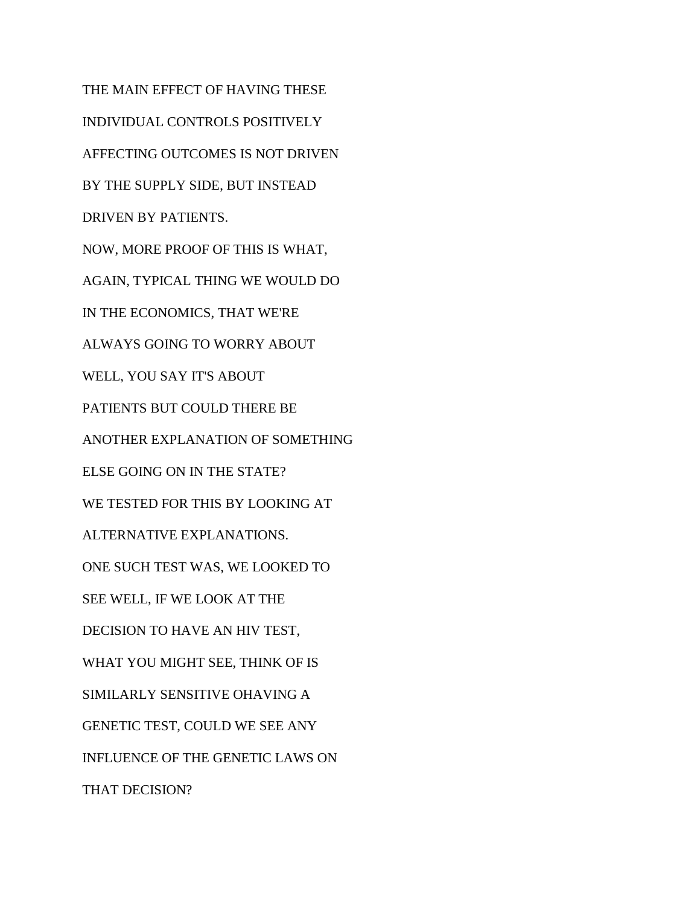THE MAIN EFFECT OF HAVING THESE

INDIVIDUAL CONTROLS POSITIVELY

AFFECTING OUTCOMES IS NOT DRIVEN

BY THE SUPPLY SIDE, BUT INSTEAD

DRIVEN BY PATIENTS.

NOW, MORE PROOF OF THIS IS WHAT,

AGAIN, TYPICAL THING WE WOULD DO

IN THE ECONOMICS, THAT WE'RE

ALWAYS GOING TO WORRY ABOUT

WELL, YOU SAY IT'S ABOUT

PATIENTS BUT COULD THERE BE

ANOTHER EXPLANATION OF SOMETHING

ELSE GOING ON IN THE STATE?

WE TESTED FOR THIS BY LOOKING AT

ALTERNATIVE EXPLANATIONS.

ONE SUCH TEST WAS, WE LOOKED TO

SEE WELL, IF WE LOOK AT THE

DECISION TO HAVE AN HIV TEST,

WHAT YOU MIGHT SEE, THINK OF IS

SIMILARLY SENSITIVE OHAVING A

GENETIC TEST, COULD WE SEE ANY

INFLUENCE OF THE GENETIC LAWS ON

THAT DECISION?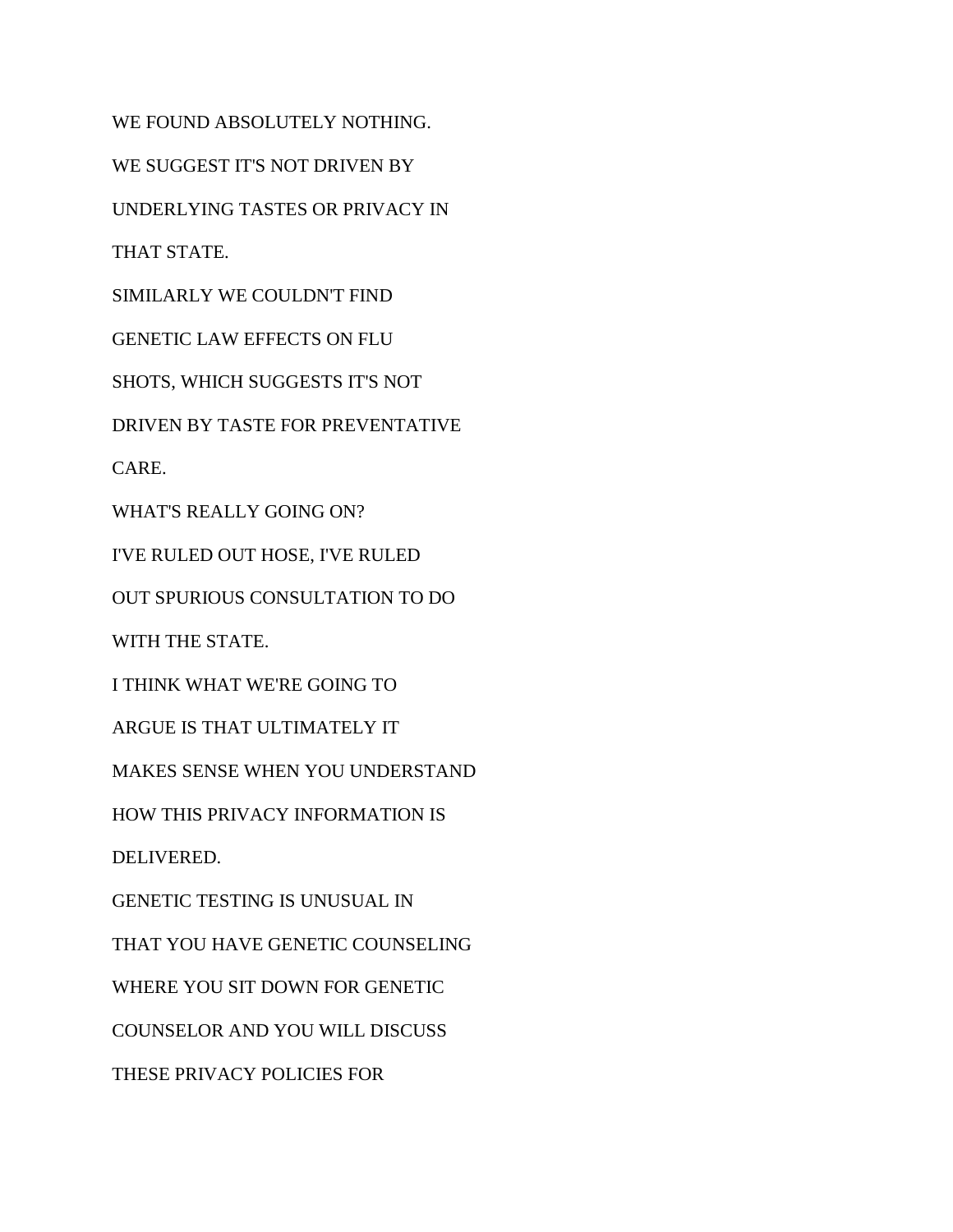WE FOUND ABSOLUTELY NOTHING.

WE SUGGEST IT'S NOT DRIVEN BY

UNDERLYING TASTES OR PRIVACY IN

THAT STATE.

SIMILARLY WE COULDN'T FIND

GENETIC LAW EFFECTS ON FLU

SHOTS, WHICH SUGGESTS IT'S NOT

DRIVEN BY TASTE FOR PREVENTATIVE

CARE.

WHAT'S REALLY GOING ON?

I'VE RULED OUT HOSE, I'VE RULED

OUT SPURIOUS CONSULTATION TO DO

WITH THE STATE.

I THINK WHAT WE'RE GOING TO

ARGUE IS THAT ULTIMATELY IT

MAKES SENSE WHEN YOU UNDERSTAND

HOW THIS PRIVACY INFORMATION IS

DELIVERED.

GENETIC TESTING IS UNUSUAL IN

THAT YOU HAVE GENETIC COUNSELING

WHERE YOU SIT DOWN FOR GENETIC

COUNSELOR AND YOU WILL DISCUSS

THESE PRIVACY POLICIES FOR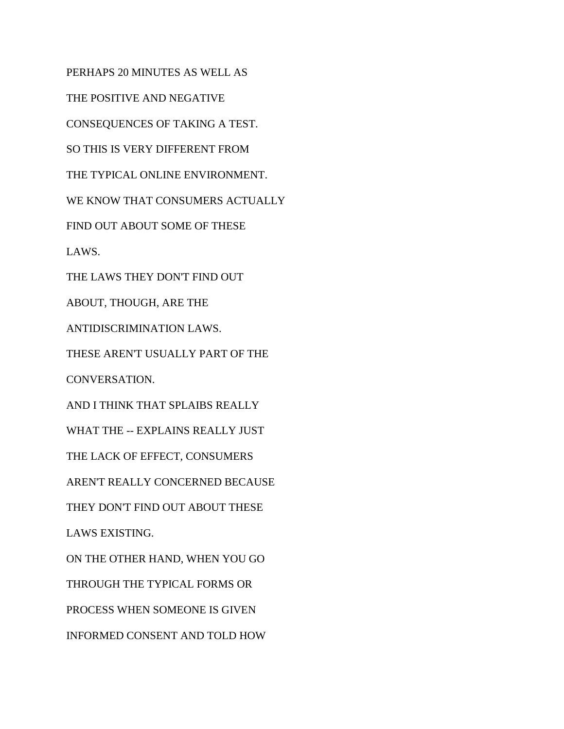PERHAPS 20 MINUTES AS WELL AS

THE POSITIVE AND NEGATIVE

CONSEQUENCES OF TAKING A TEST.

SO THIS IS VERY DIFFERENT FROM

THE TYPICAL ONLINE ENVIRONMENT.

WE KNOW THAT CONSUMERS ACTUALLY

FIND OUT ABOUT SOME OF THESE

LAWS.

THE LAWS THEY DON'T FIND OUT

ABOUT, THOUGH, ARE THE

ANTIDISCRIMINATION LAWS.

THESE AREN'T USUALLY PART OF THE

CONVERSATION.

AND I THINK THAT SPLAIBS REALLY

WHAT THE -- EXPLAINS REALLY JUST

THE LACK OF EFFECT, CONSUMERS

AREN'T REALLY CONCERNED BECAUSE

THEY DON'T FIND OUT ABOUT THESE

LAWS EXISTING.

ON THE OTHER HAND, WHEN YOU GO

THROUGH THE TYPICAL FORMS OR

PROCESS WHEN SOMEONE IS GIVEN

INFORMED CONSENT AND TOLD HOW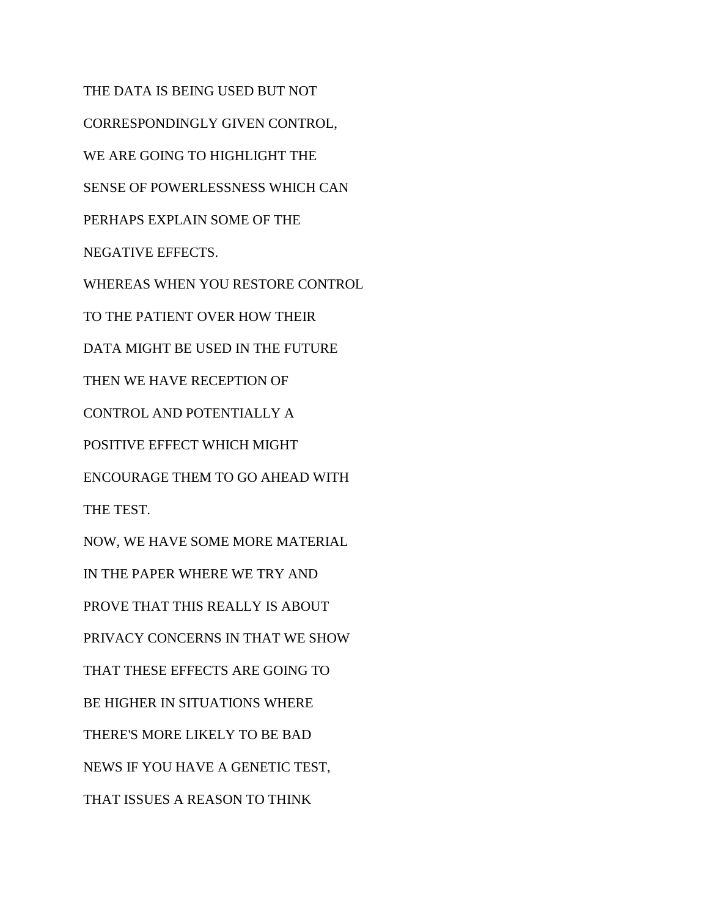THE DATA IS BEING USED BUT NOT

CORRESPONDINGLY GIVEN CONTROL,

WE ARE GOING TO HIGHLIGHT THE

SENSE OF POWERLESSNESS WHICH CAN

PERHAPS EXPLAIN SOME OF THE

NEGATIVE EFFECTS.

WHEREAS WHEN YOU RESTORE CONTROL

TO THE PATIENT OVER HOW THEIR

DATA MIGHT BE USED IN THE FUTURE

THEN WE HAVE RECEPTION OF

CONTROL AND POTENTIALLY A

POSITIVE EFFECT WHICH MIGHT

ENCOURAGE THEM TO GO AHEAD WITH

THE TEST.

NOW, WE HAVE SOME MORE MATERIAL

IN THE PAPER WHERE WE TRY AND

PROVE THAT THIS REALLY IS ABOUT

PRIVACY CONCERNS IN THAT WE SHOW

THAT THESE EFFECTS ARE GOING TO

BE HIGHER IN SITUATIONS WHERE

THERE'S MORE LIKELY TO BE BAD

NEWS IF YOU HAVE A GENETIC TEST,

THAT ISSUES A REASON TO THINK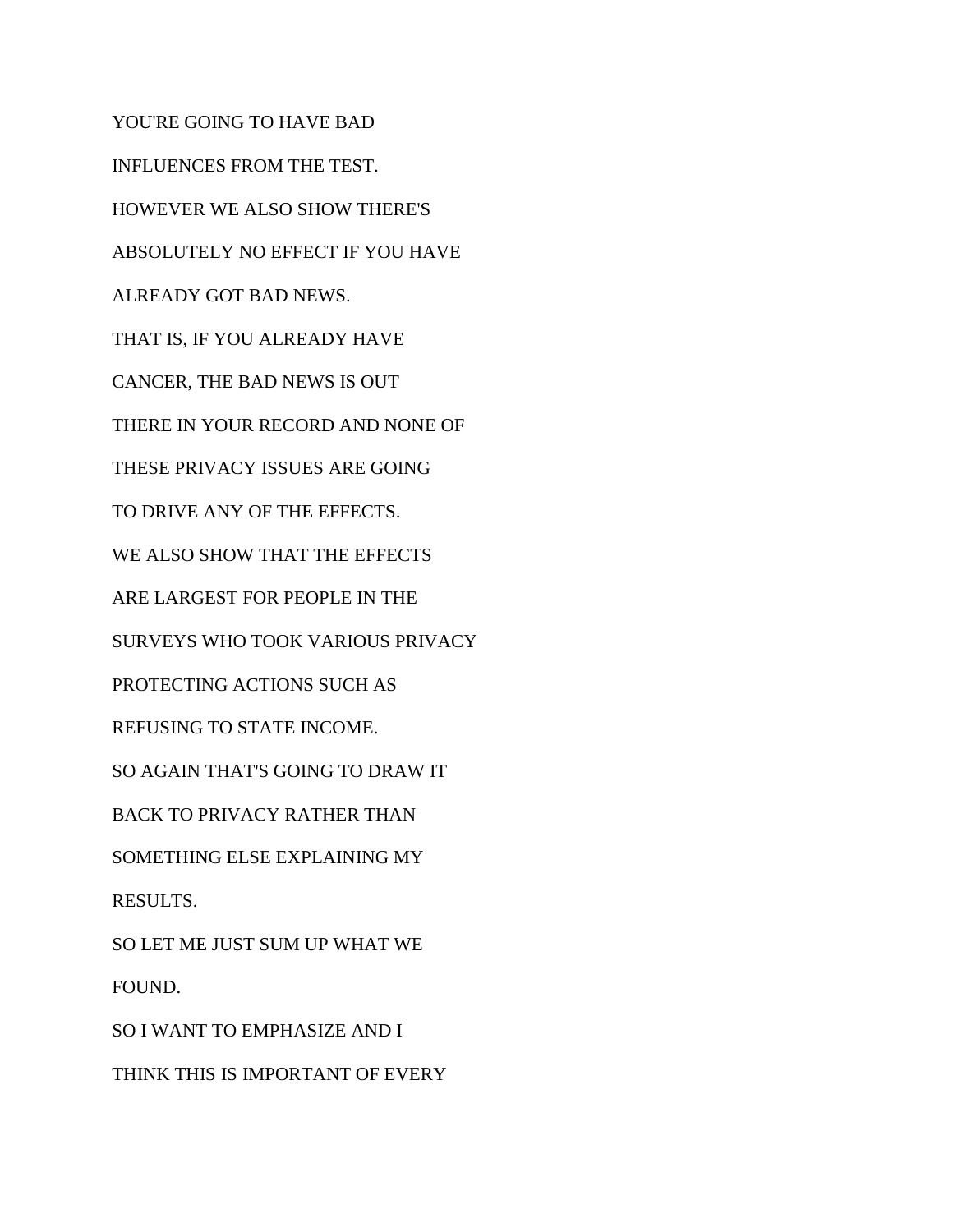YOU'RE GOING TO HAVE BAD

INFLUENCES FROM THE TEST.

HOWEVER WE ALSO SHOW THERE'S

ABSOLUTELY NO EFFECT IF YOU HAVE

ALREADY GOT BAD NEWS.

THAT IS, IF YOU ALREADY HAVE

CANCER, THE BAD NEWS IS OUT

THERE IN YOUR RECORD AND NONE OF

THESE PRIVACY ISSUES ARE GOING

TO DRIVE ANY OF THE EFFECTS.

WE ALSO SHOW THAT THE EFFECTS

ARE LARGEST FOR PEOPLE IN THE

SURVEYS WHO TOOK VARIOUS PRIVACY

PROTECTING ACTIONS SUCH AS

REFUSING TO STATE INCOME.

SO AGAIN THAT'S GOING TO DRAW IT

BACK TO PRIVACY RATHER THAN

SOMETHING ELSE EXPLAINING MY

RESULTS.

SO LET ME JUST SUM UP WHAT WE

FOUND.

SO I WANT TO EMPHASIZE AND I

THINK THIS IS IMPORTANT OF EVERY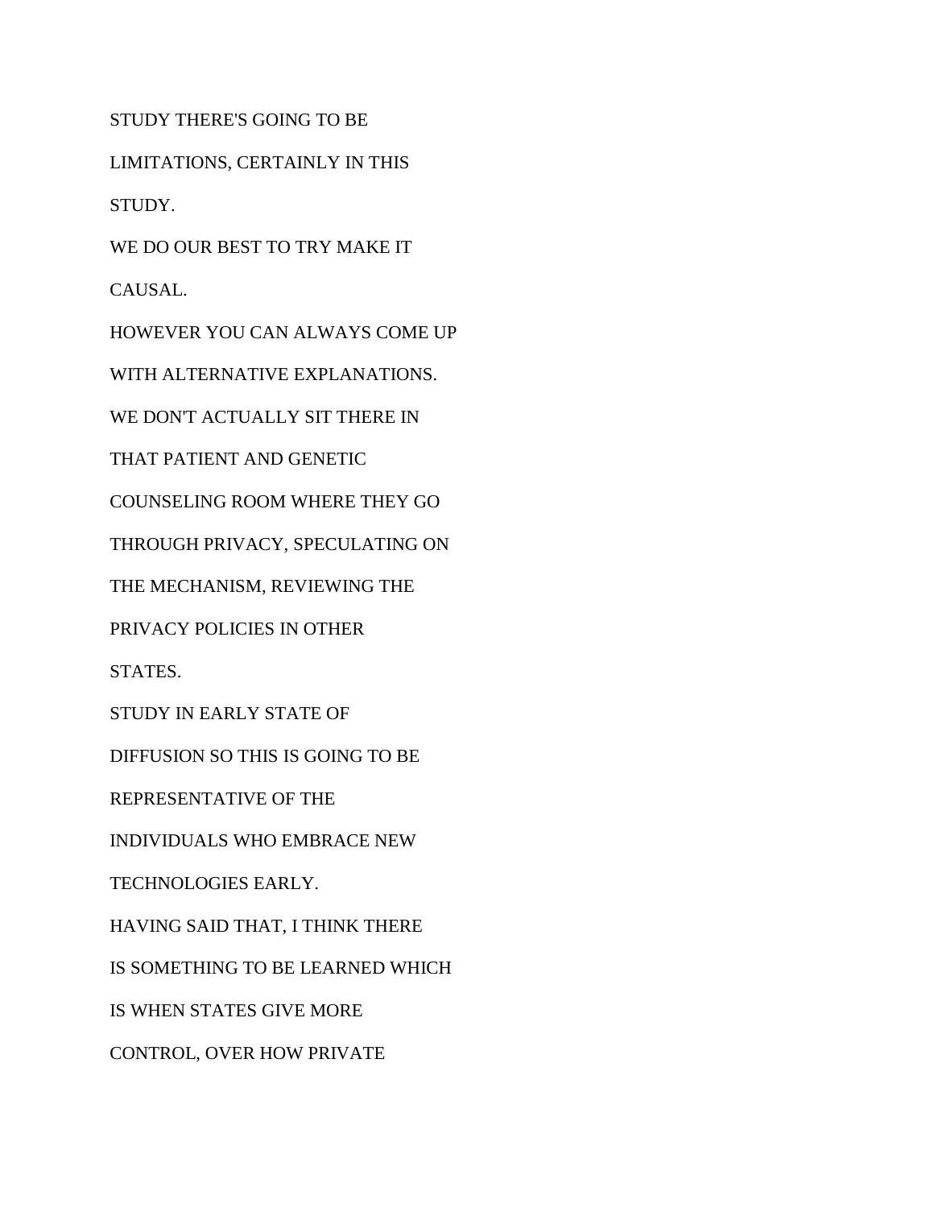STUDY THERE'S GOING TO BE

LIMITATIONS, CERTAINLY IN THIS

STUDY.

WE DO OUR BEST TO TRY MAKE IT

CAUSAL.

HOWEVER YOU CAN ALWAYS COME UP

WITH ALTERNATIVE EXPLANATIONS.

WE DON'T ACTUALLY SIT THERE IN

THAT PATIENT AND GENETIC

COUNSELING ROOM WHERE THEY GO

THROUGH PRIVACY, SPECULATING ON

THE MECHANISM, REVIEWING THE

PRIVACY POLICIES IN OTHER

STATES.

STUDY IN EARLY STATE OF

DIFFUSION SO THIS IS GOING TO BE

REPRESENTATIVE OF THE

INDIVIDUALS WHO EMBRACE NEW

TECHNOLOGIES EARLY.

HAVING SAID THAT, I THINK THERE

IS SOMETHING TO BE LEARNED WHICH

IS WHEN STATES GIVE MORE

CONTROL, OVER HOW PRIVATE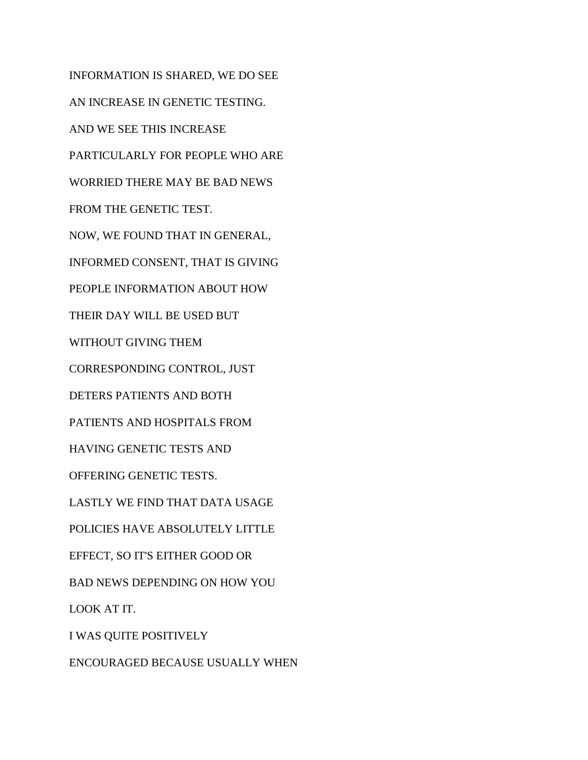INFORMATION IS SHARED, WE DO SEE

AN INCREASE IN GENETIC TESTING.

AND WE SEE THIS INCREASE

PARTICULARLY FOR PEOPLE WHO ARE

WORRIED THERE MAY BE BAD NEWS

FROM THE GENETIC TEST.

NOW, WE FOUND THAT IN GENERAL,

INFORMED CONSENT, THAT IS GIVING

PEOPLE INFORMATION ABOUT HOW

THEIR DAY WILL BE USED BUT

WITHOUT GIVING THEM

CORRESPONDING CONTROL, JUST

DETERS PATIENTS AND BOTH

PATIENTS AND HOSPITALS FROM

HAVING GENETIC TESTS AND

OFFERING GENETIC TESTS.

LASTLY WE FIND THAT DATA USAGE

POLICIES HAVE ABSOLUTELY LITTLE

EFFECT, SO IT'S EITHER GOOD OR

BAD NEWS DEPENDING ON HOW YOU

LOOK AT IT.

I WAS QUITE POSITIVELY

ENCOURAGED BECAUSE USUALLY WHEN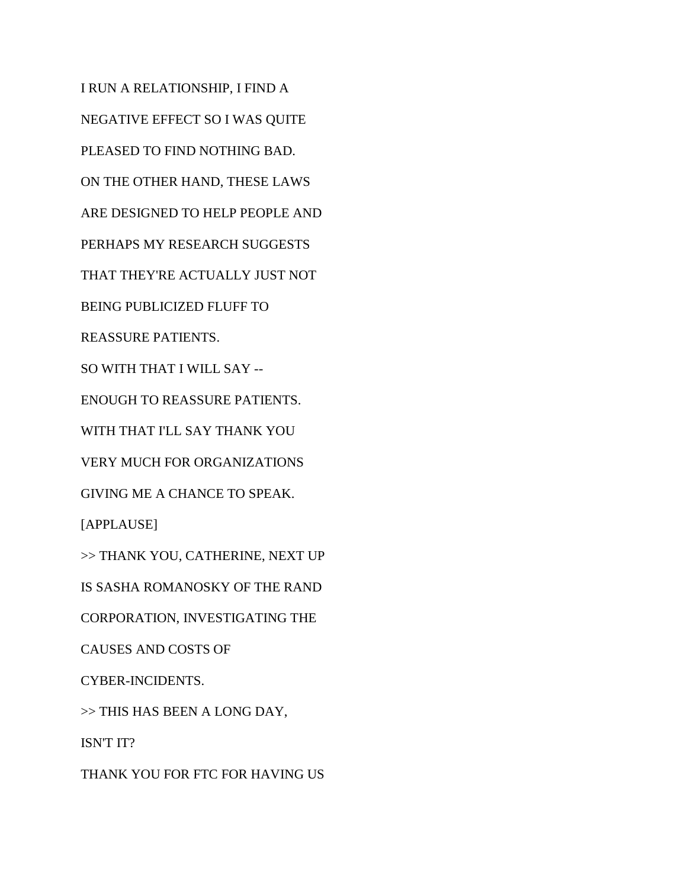I RUN A RELATIONSHIP, I FIND A

NEGATIVE EFFECT SO I WAS QUITE

PLEASED TO FIND NOTHING BAD.

ON THE OTHER HAND, THESE LAWS

ARE DESIGNED TO HELP PEOPLE AND

PERHAPS MY RESEARCH SUGGESTS

THAT THEY'RE ACTUALLY JUST NOT

BEING PUBLICIZED FLUFF TO

REASSURE PATIENTS.

SO WITH THAT I WILL SAY --

ENOUGH TO REASSURE PATIENTS.

WITH THAT I'LL SAY THANK YOU

VERY MUCH FOR ORGANIZATIONS

GIVING ME A CHANCE TO SPEAK.

[APPLAUSE]

>> THANK YOU, CATHERINE, NEXT UP

IS SASHA ROMANOSKY OF THE RAND

CORPORATION, INVESTIGATING THE

CAUSES AND COSTS OF

CYBER-INCIDENTS.

>> THIS HAS BEEN A LONG DAY,

ISN'T IT?

THANK YOU FOR FTC FOR HAVING US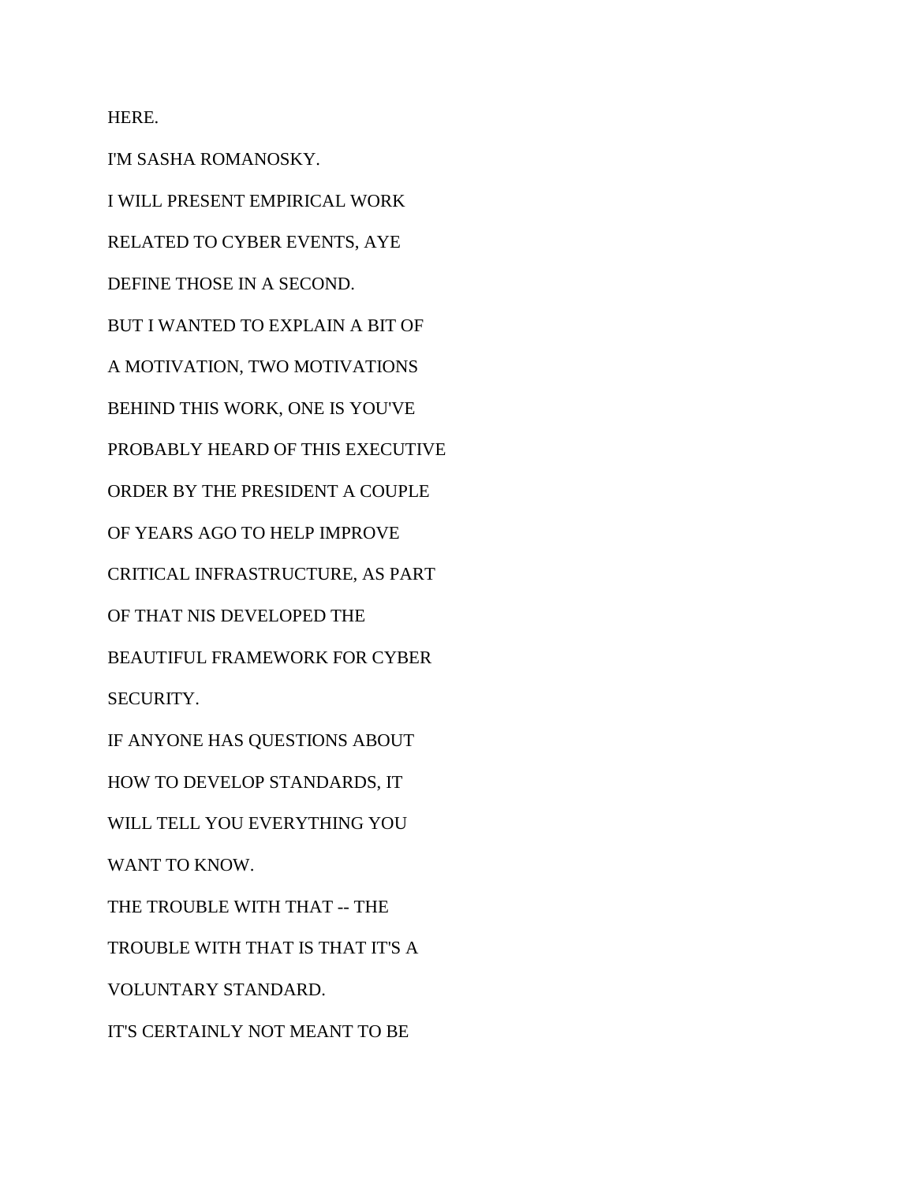HERE.

I'M SASHA ROMANOSKY.

I WILL PRESENT EMPIRICAL WORK

RELATED TO CYBER EVENTS, AYE

DEFINE THOSE IN A SECOND.

BUT I WANTED TO EXPLAIN A BIT OF

A MOTIVATION, TWO MOTIVATIONS

BEHIND THIS WORK, ONE IS YOU'VE

PROBABLY HEARD OF THIS EXECUTIVE

ORDER BY THE PRESIDENT A COUPLE

OF YEARS AGO TO HELP IMPROVE

CRITICAL INFRASTRUCTURE, AS PART

OF THAT NIS DEVELOPED THE

BEAUTIFUL FRAMEWORK FOR CYBER

SECURITY.

IF ANYONE HAS QUESTIONS ABOUT

HOW TO DEVELOP STANDARDS, IT

WILL TELL YOU EVERYTHING YOU

WANT TO KNOW.

THE TROUBLE WITH THAT -- THE

TROUBLE WITH THAT IS THAT IT'S A

VOLUNTARY STANDARD.

IT'S CERTAINLY NOT MEANT TO BE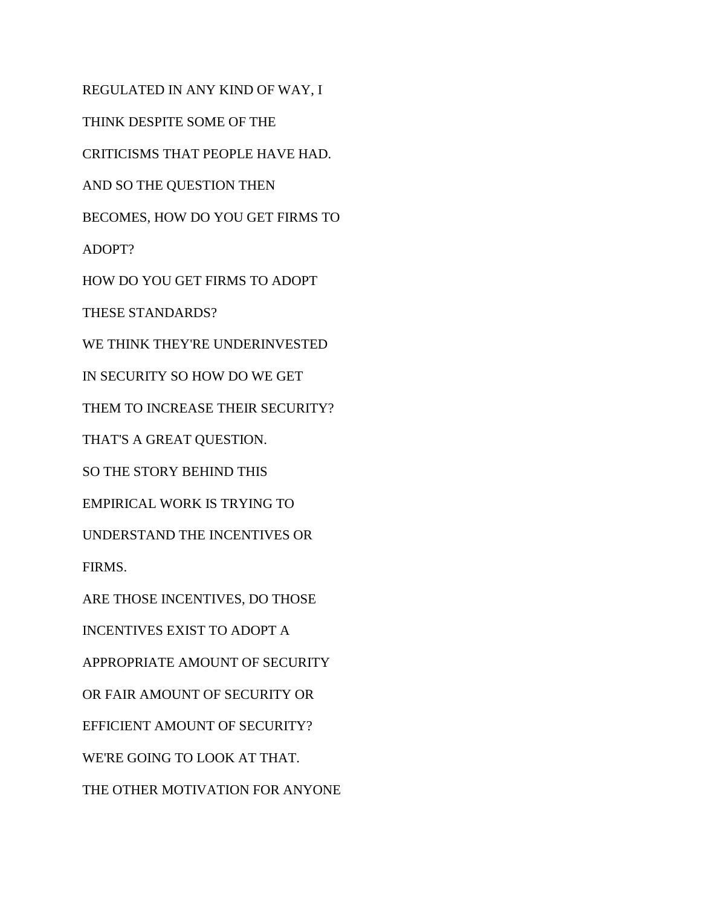REGULATED IN ANY KIND OF WAY, I

THINK DESPITE SOME OF THE

CRITICISMS THAT PEOPLE HAVE HAD.

AND SO THE QUESTION THEN

BECOMES, HOW DO YOU GET FIRMS TO

ADOPT?

HOW DO YOU GET FIRMS TO ADOPT

THESE STANDARDS?

WE THINK THEY'RE UNDERINVESTED

IN SECURITY SO HOW DO WE GET

THEM TO INCREASE THEIR SECURITY?

THAT'S A GREAT QUESTION.

SO THE STORY BEHIND THIS

EMPIRICAL WORK IS TRYING TO

UNDERSTAND THE INCENTIVES OR

FIRMS.

ARE THOSE INCENTIVES, DO THOSE

INCENTIVES EXIST TO ADOPT A

APPROPRIATE AMOUNT OF SECURITY

OR FAIR AMOUNT OF SECURITY OR

EFFICIENT AMOUNT OF SECURITY?

WE'RE GOING TO LOOK AT THAT.

THE OTHER MOTIVATION FOR ANYONE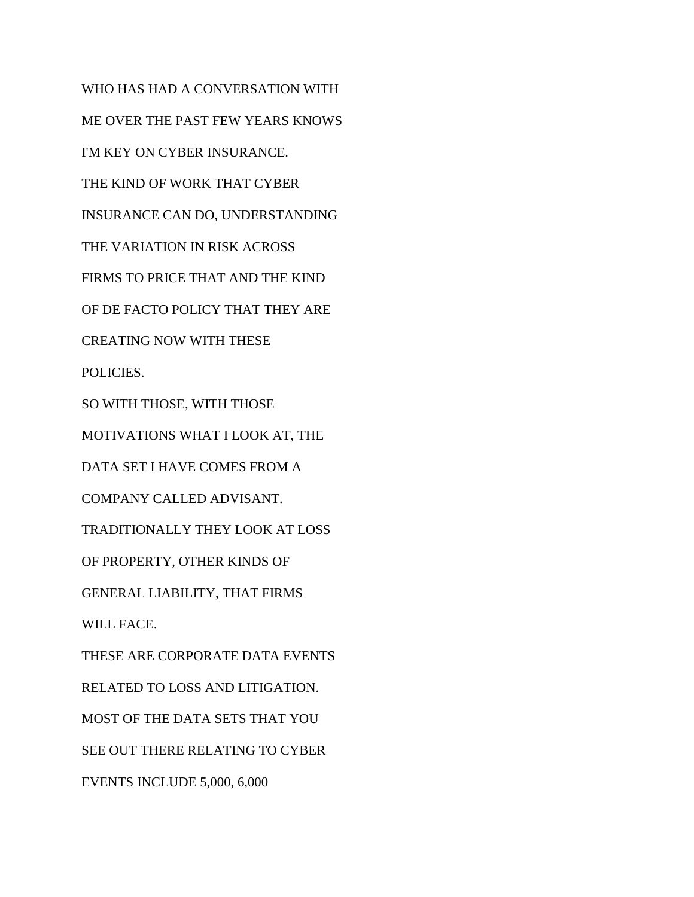WHO HAS HAD A CONVERSATION WITH

ME OVER THE PAST FEW YEARS KNOWS

I'M KEY ON CYBER INSURANCE.

THE KIND OF WORK THAT CYBER

INSURANCE CAN DO, UNDERSTANDING

THE VARIATION IN RISK ACROSS

FIRMS TO PRICE THAT AND THE KIND

OF DE FACTO POLICY THAT THEY ARE

CREATING NOW WITH THESE

POLICIES.

SO WITH THOSE, WITH THOSE

MOTIVATIONS WHAT I LOOK AT, THE

DATA SET I HAVE COMES FROM A

COMPANY CALLED ADVISANT.

TRADITIONALLY THEY LOOK AT LOSS

OF PROPERTY, OTHER KINDS OF

GENERAL LIABILITY, THAT FIRMS

WILL FACE.

THESE ARE CORPORATE DATA EVENTS

RELATED TO LOSS AND LITIGATION.

MOST OF THE DATA SETS THAT YOU

SEE OUT THERE RELATING TO CYBER

EVENTS INCLUDE 5,000, 6,000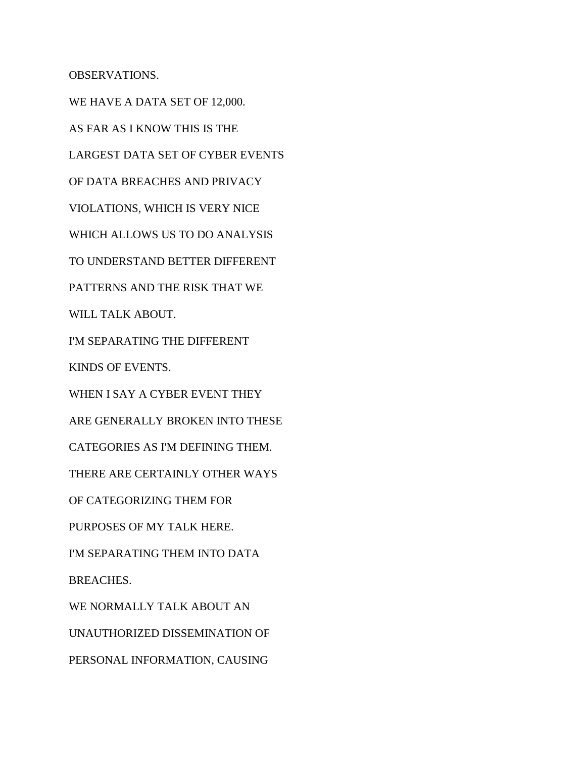OBSERVATIONS.

WE HAVE A DATA SET OF 12,000.

AS FAR AS I KNOW THIS IS THE

LARGEST DATA SET OF CYBER EVENTS

OF DATA BREACHES AND PRIVACY

VIOLATIONS, WHICH IS VERY NICE

WHICH ALLOWS US TO DO ANALYSIS

TO UNDERSTAND BETTER DIFFERENT

PATTERNS AND THE RISK THAT WE

WILL TALK ABOUT.

I'M SEPARATING THE DIFFERENT

KINDS OF EVENTS.

WHEN I SAY A CYBER EVENT THEY

ARE GENERALLY BROKEN INTO THESE

CATEGORIES AS I'M DEFINING THEM.

THERE ARE CERTAINLY OTHER WAYS

OF CATEGORIZING THEM FOR

PURPOSES OF MY TALK HERE.

I'M SEPARATING THEM INTO DATA

BREACHES.

WE NORMALLY TALK ABOUT AN

UNAUTHORIZED DISSEMINATION OF

PERSONAL INFORMATION, CAUSING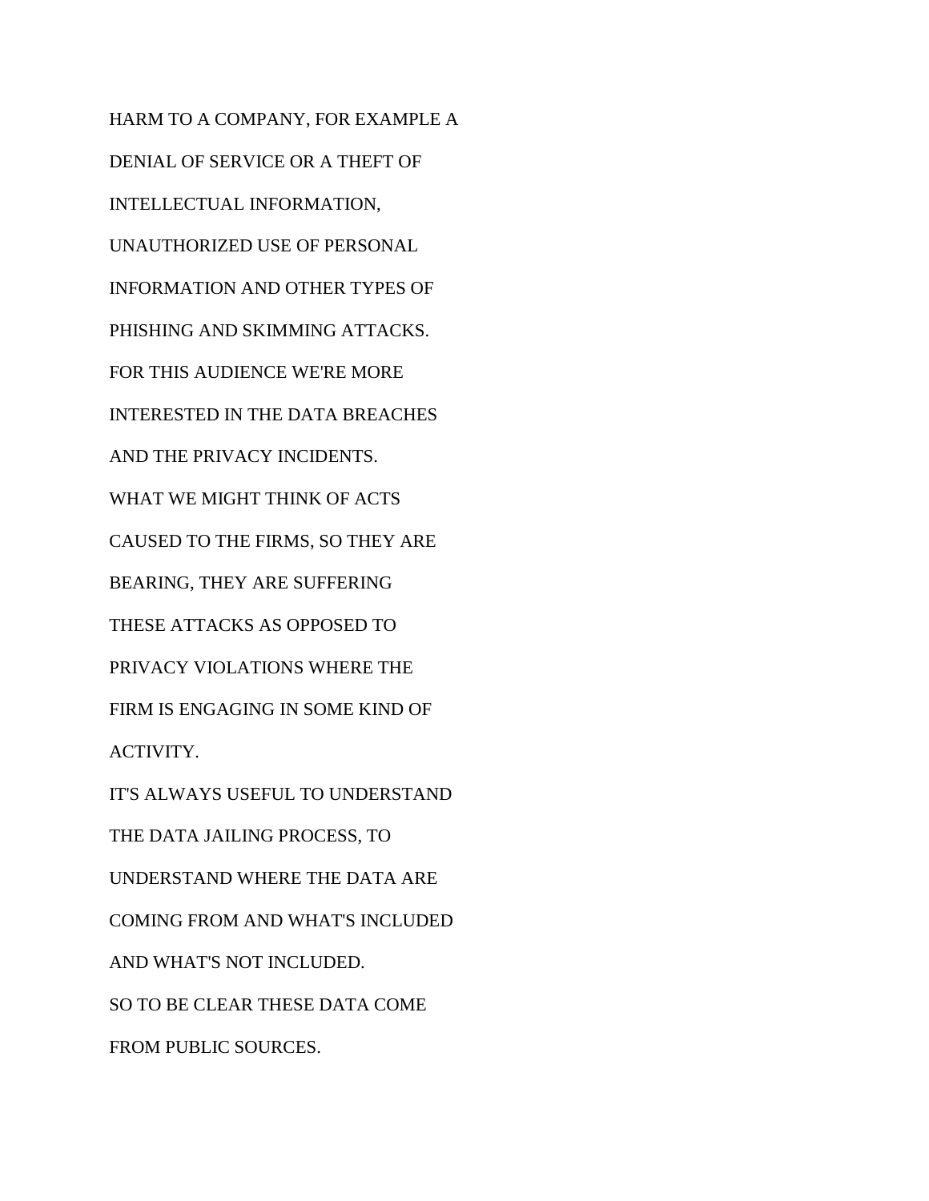HARM TO A COMPANY, FOR EXAMPLE A

DENIAL OF SERVICE OR A THEFT OF

INTELLECTUAL INFORMATION,

UNAUTHORIZED USE OF PERSONAL

INFORMATION AND OTHER TYPES OF

PHISHING AND SKIMMING ATTACKS.

FOR THIS AUDIENCE WE'RE MORE

INTERESTED IN THE DATA BREACHES

AND THE PRIVACY INCIDENTS.

WHAT WE MIGHT THINK OF ACTS

CAUSED TO THE FIRMS, SO THEY ARE

BEARING, THEY ARE SUFFERING

THESE ATTACKS AS OPPOSED TO

PRIVACY VIOLATIONS WHERE THE

FIRM IS ENGAGING IN SOME KIND OF

ACTIVITY.

IT'S ALWAYS USEFUL TO UNDERSTAND

THE DATA JAILING PROCESS, TO

UNDERSTAND WHERE THE DATA ARE

COMING FROM AND WHAT'S INCLUDED

AND WHAT'S NOT INCLUDED.

SO TO BE CLEAR THESE DATA COME

FROM PUBLIC SOURCES.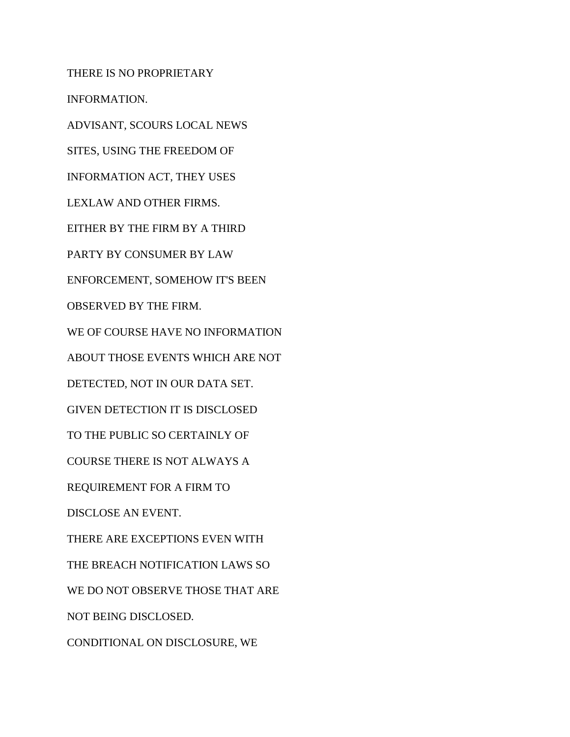THERE IS NO PROPRIETARY

INFORMATION.

ADVISANT, SCOURS LOCAL NEWS

SITES, USING THE FREEDOM OF

INFORMATION ACT, THEY USES

LEXLAW AND OTHER FIRMS.

EITHER BY THE FIRM BY A THIRD

PARTY BY CONSUMER BY LAW

ENFORCEMENT, SOMEHOW IT'S BEEN

OBSERVED BY THE FIRM.

WE OF COURSE HAVE NO INFORMATION

ABOUT THOSE EVENTS WHICH ARE NOT

DETECTED, NOT IN OUR DATA SET.

GIVEN DETECTION IT IS DISCLOSED

TO THE PUBLIC SO CERTAINLY OF

COURSE THERE IS NOT ALWAYS A

REQUIREMENT FOR A FIRM TO

DISCLOSE AN EVENT.

THERE ARE EXCEPTIONS EVEN WITH

THE BREACH NOTIFICATION LAWS SO

WE DO NOT OBSERVE THOSE THAT ARE

NOT BEING DISCLOSED.

CONDITIONAL ON DISCLOSURE, WE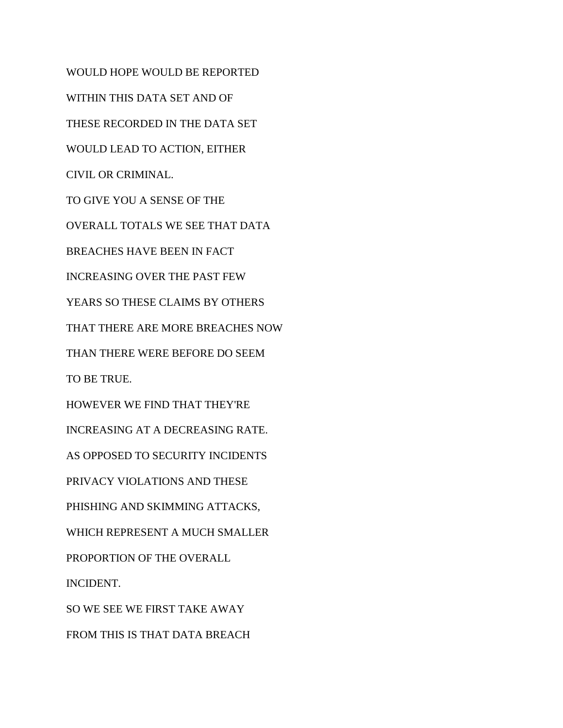WOULD HOPE WOULD BE REPORTED

WITHIN THIS DATA SET AND OF

THESE RECORDED IN THE DATA SET

WOULD LEAD TO ACTION, EITHER

CIVIL OR CRIMINAL.

TO GIVE YOU A SENSE OF THE

OVERALL TOTALS WE SEE THAT DATA

BREACHES HAVE BEEN IN FACT

INCREASING OVER THE PAST FEW

YEARS SO THESE CLAIMS BY OTHERS

THAT THERE ARE MORE BREACHES NOW

THAN THERE WERE BEFORE DO SEEM

TO BE TRUE.

HOWEVER WE FIND THAT THEY'RE

INCREASING AT A DECREASING RATE.

AS OPPOSED TO SECURITY INCIDENTS

PRIVACY VIOLATIONS AND THESE

PHISHING AND SKIMMING ATTACKS,

WHICH REPRESENT A MUCH SMALLER

PROPORTION OF THE OVERALL

INCIDENT.

SO WE SEE WE FIRST TAKE AWAY

FROM THIS IS THAT DATA BREACH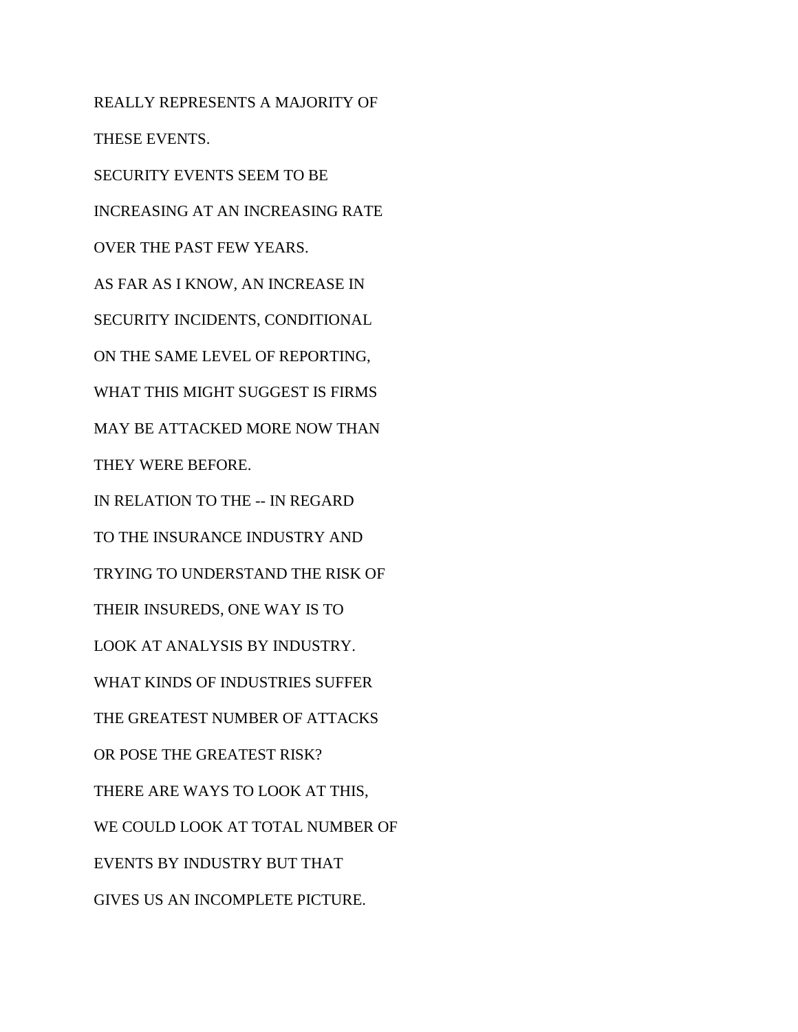REALLY REPRESENTS A MAJORITY OF

THESE EVENTS.

SECURITY EVENTS SEEM TO BE

INCREASING AT AN INCREASING RATE

OVER THE PAST FEW YEARS.

AS FAR AS I KNOW, AN INCREASE IN

SECURITY INCIDENTS, CONDITIONAL

ON THE SAME LEVEL OF REPORTING,

WHAT THIS MIGHT SUGGEST IS FIRMS

MAY BE ATTACKED MORE NOW THAN

THEY WERE BEFORE.

IN RELATION TO THE -- IN REGARD

TO THE INSURANCE INDUSTRY AND

TRYING TO UNDERSTAND THE RISK OF

THEIR INSUREDS, ONE WAY IS TO

LOOK AT ANALYSIS BY INDUSTRY.

WHAT KINDS OF INDUSTRIES SUFFER

THE GREATEST NUMBER OF ATTACKS

OR POSE THE GREATEST RISK?

THERE ARE WAYS TO LOOK AT THIS,

WE COULD LOOK AT TOTAL NUMBER OF

EVENTS BY INDUSTRY BUT THAT

GIVES US AN INCOMPLETE PICTURE.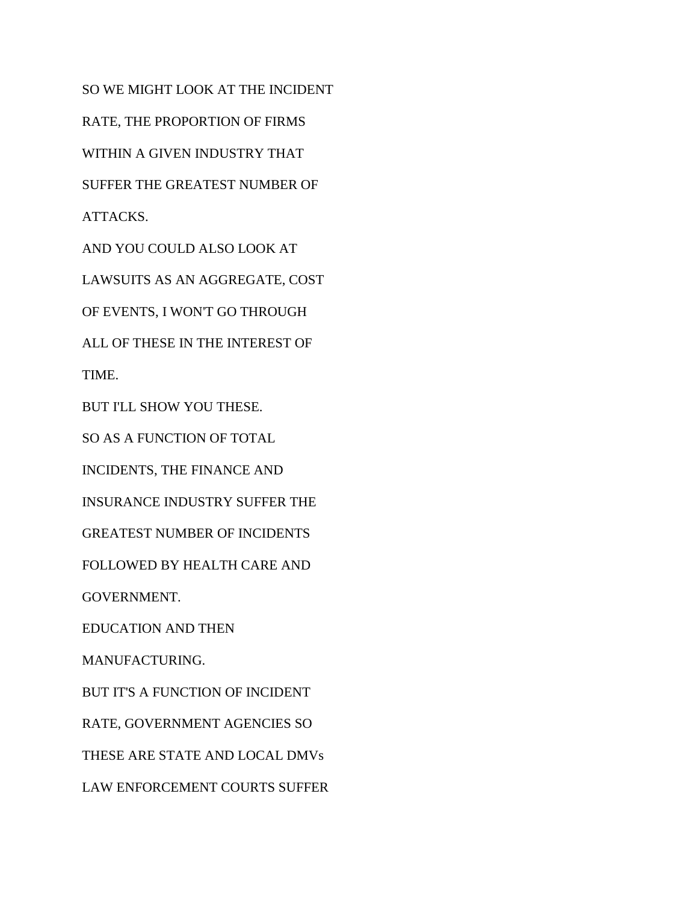SO WE MIGHT LOOK AT THE INCIDENT

RATE, THE PROPORTION OF FIRMS

WITHIN A GIVEN INDUSTRY THAT

SUFFER THE GREATEST NUMBER OF

ATTACKS.

AND YOU COULD ALSO LOOK AT

LAWSUITS AS AN AGGREGATE, COST

OF EVENTS, I WON'T GO THROUGH

ALL OF THESE IN THE INTEREST OF

TIME.

BUT I'LL SHOW YOU THESE.

SO AS A FUNCTION OF TOTAL

INCIDENTS, THE FINANCE AND

INSURANCE INDUSTRY SUFFER THE

GREATEST NUMBER OF INCIDENTS

FOLLOWED BY HEALTH CARE AND

GOVERNMENT.

EDUCATION AND THEN

MANUFACTURING.

BUT IT'S A FUNCTION OF INCIDENT

RATE, GOVERNMENT AGENCIES SO

THESE ARE STATE AND LOCAL DMVs

LAW ENFORCEMENT COURTS SUFFER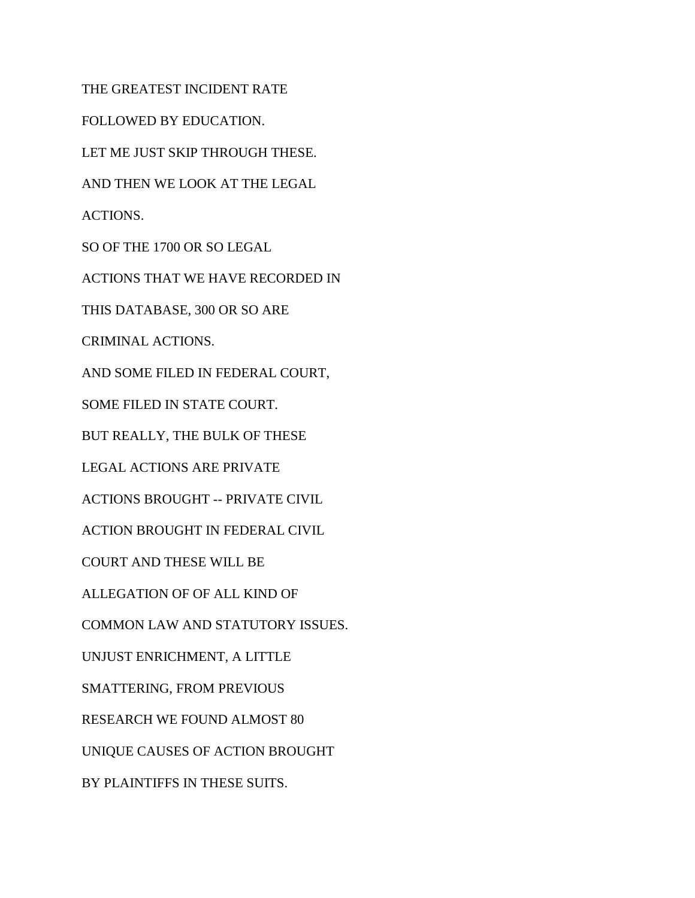THE GREATEST INCIDENT RATE

FOLLOWED BY EDUCATION.

LET ME JUST SKIP THROUGH THESE.

AND THEN WE LOOK AT THE LEGAL

ACTIONS.

SO OF THE 1700 OR SO LEGAL

ACTIONS THAT WE HAVE RECORDED IN

THIS DATABASE, 300 OR SO ARE

CRIMINAL ACTIONS.

AND SOME FILED IN FEDERAL COURT,

SOME FILED IN STATE COURT.

BUT REALLY, THE BULK OF THESE

LEGAL ACTIONS ARE PRIVATE

ACTIONS BROUGHT -- PRIVATE CIVIL

ACTION BROUGHT IN FEDERAL CIVIL

COURT AND THESE WILL BE

ALLEGATION OF OF ALL KIND OF

COMMON LAW AND STATUTORY ISSUES.

UNJUST ENRICHMENT, A LITTLE

SMATTERING, FROM PREVIOUS

RESEARCH WE FOUND ALMOST 80

UNIQUE CAUSES OF ACTION BROUGHT

BY PLAINTIFFS IN THESE SUITS.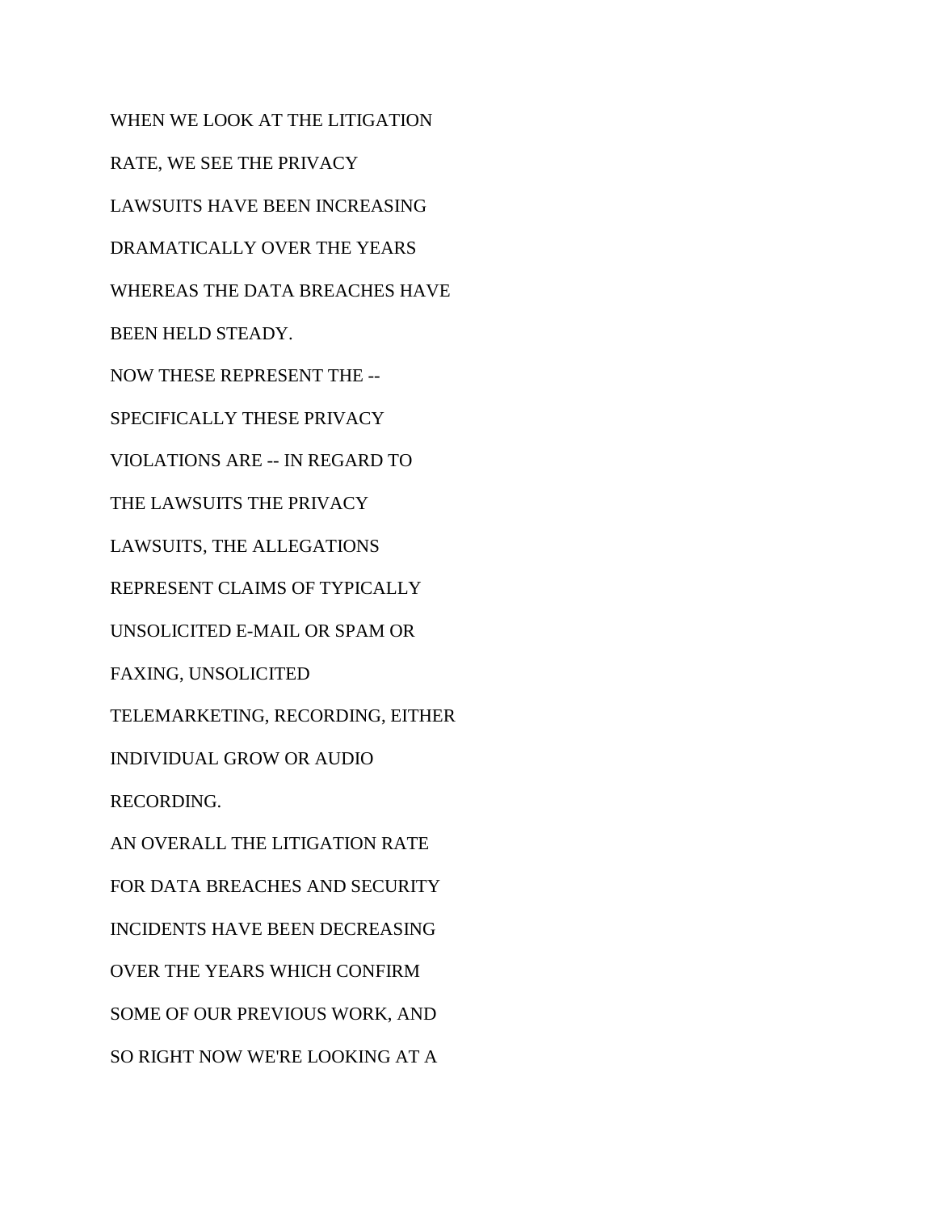WHEN WE LOOK AT THE LITIGATION

RATE, WE SEE THE PRIVACY

LAWSUITS HAVE BEEN INCREASING

DRAMATICALLY OVER THE YEARS

WHEREAS THE DATA BREACHES HAVE

BEEN HELD STEADY.

NOW THESE REPRESENT THE --

SPECIFICALLY THESE PRIVACY

VIOLATIONS ARE -- IN REGARD TO

THE LAWSUITS THE PRIVACY

LAWSUITS, THE ALLEGATIONS

REPRESENT CLAIMS OF TYPICALLY

UNSOLICITED E-MAIL OR SPAM OR

FAXING, UNSOLICITED

TELEMARKETING, RECORDING, EITHER

INDIVIDUAL GROW OR AUDIO

RECORDING.

AN OVERALL THE LITIGATION RATE

FOR DATA BREACHES AND SECURITY

INCIDENTS HAVE BEEN DECREASING

OVER THE YEARS WHICH CONFIRM

SOME OF OUR PREVIOUS WORK, AND

SO RIGHT NOW WE'RE LOOKING AT A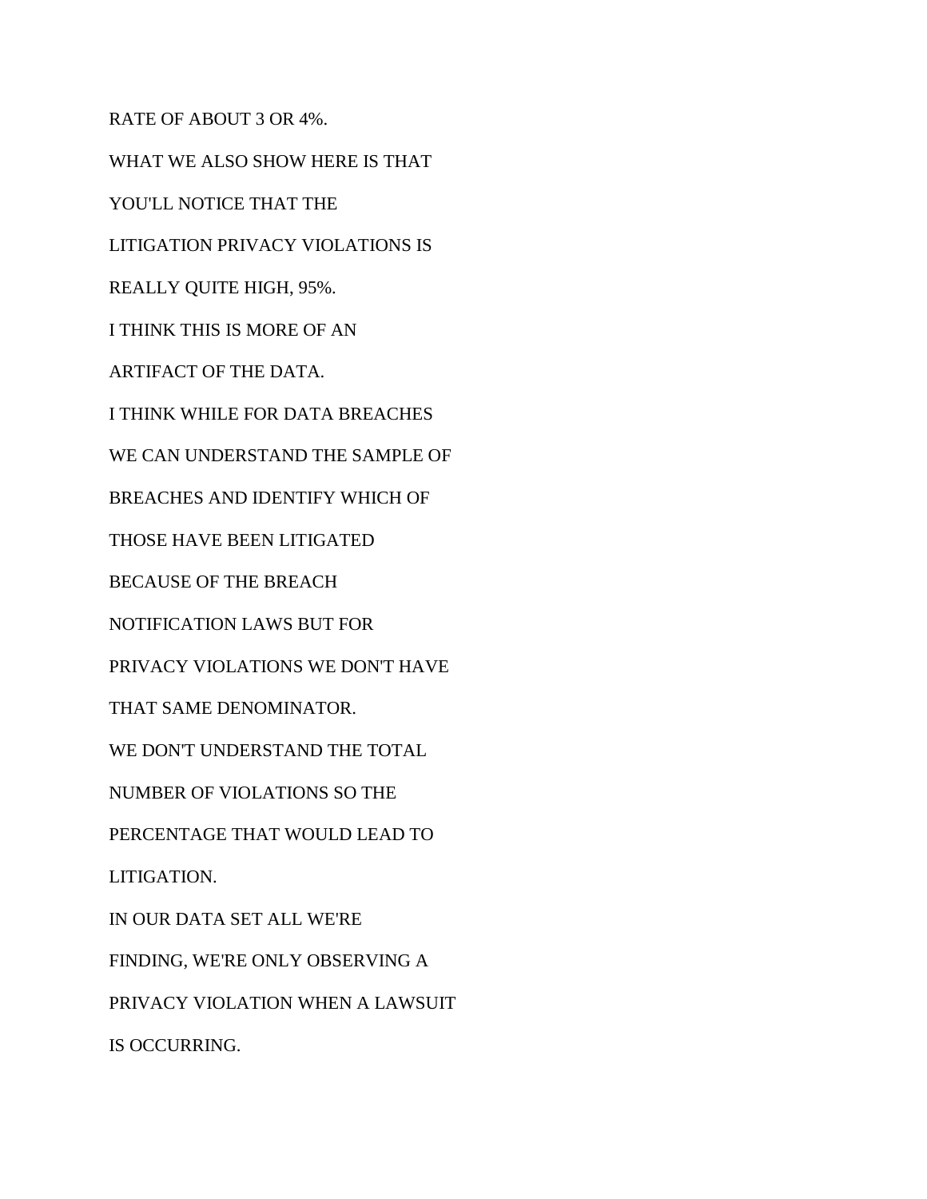RATE OF ABOUT 3 OR 4%.

WHAT WE ALSO SHOW HERE IS THAT

YOU'LL NOTICE THAT THE

LITIGATION PRIVACY VIOLATIONS IS

REALLY QUITE HIGH, 95%.

I THINK THIS IS MORE OF AN

ARTIFACT OF THE DATA.

I THINK WHILE FOR DATA BREACHES

WE CAN UNDERSTAND THE SAMPLE OF

BREACHES AND IDENTIFY WHICH OF

THOSE HAVE BEEN LITIGATED

BECAUSE OF THE BREACH

NOTIFICATION LAWS BUT FOR

PRIVACY VIOLATIONS WE DON'T HAVE

THAT SAME DENOMINATOR.

WE DON'T UNDERSTAND THE TOTAL

NUMBER OF VIOLATIONS SO THE

PERCENTAGE THAT WOULD LEAD TO

LITIGATION.

IN OUR DATA SET ALL WE'RE

FINDING, WE'RE ONLY OBSERVING A

PRIVACY VIOLATION WHEN A LAWSUIT

IS OCCURRING.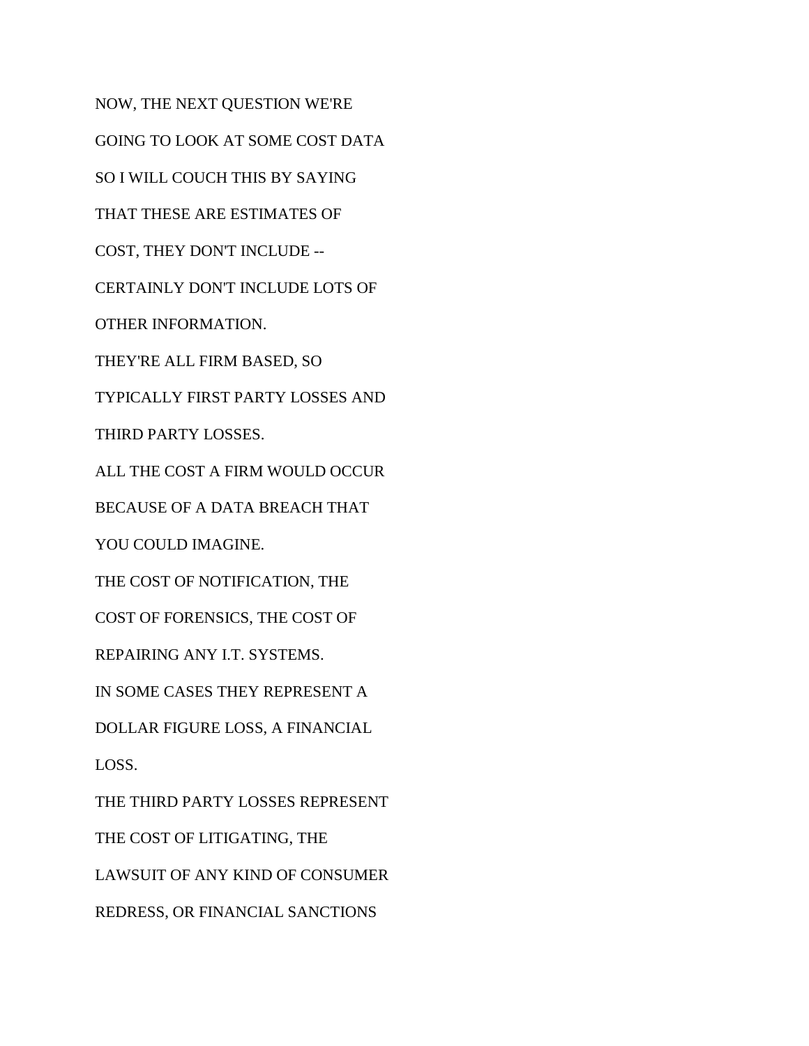NOW, THE NEXT QUESTION WE'RE
GOING TO LOOK AT SOME COST DATA
SO I WILL COUCH THIS BY SAYING
THAT THESE ARE ESTIMATES OF
COST, THEY DON'T INCLUDE --
CERTAINLY DON'T INCLUDE LOTS OF
OTHER INFORMATION.
THEY'RE ALL FIRM BASED, SO
TYPICALLY FIRST PARTY LOSSES AND
THIRD PARTY LOSSES.
ALL THE COST A FIRM WOULD OCCUR
BECAUSE OF A DATA BREACH THAT
YOU COULD IMAGINE.
THE COST OF NOTIFICATION, THE
COST OF FORENSICS, THE COST OF
REPAIRING ANY I.T. SYSTEMS.
IN SOME CASES THEY REPRESENT A
DOLLAR FIGURE LOSS, A FINANCIAL
LOSS.
THE THIRD PARTY LOSSES REPRESENT
THE COST OF LITIGATING, THE
LAWSUIT OF ANY KIND OF CONSUMER
REDRESS, OR FINANCIAL SANCTIONS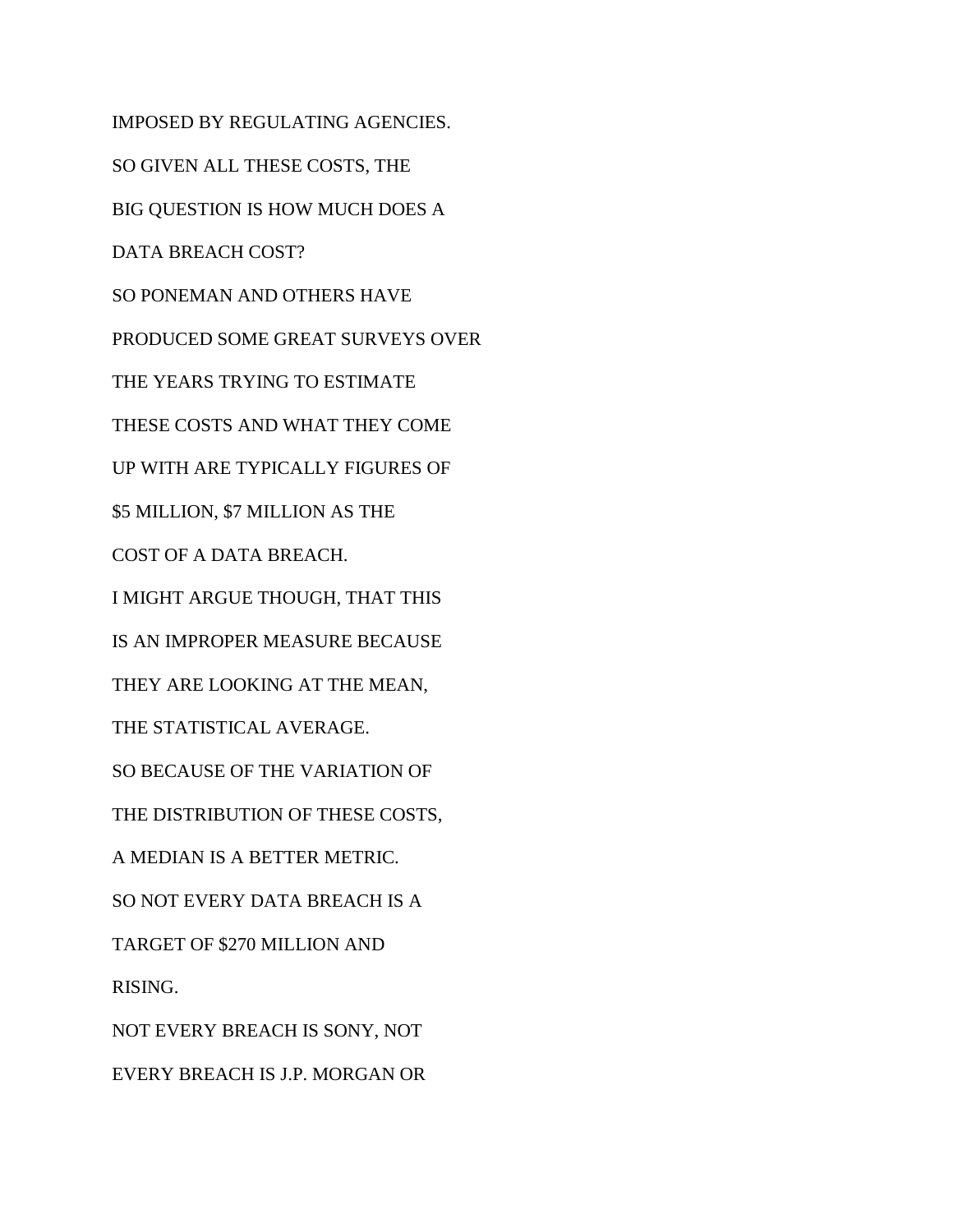IMPOSED BY REGULATING AGENCIES.

SO GIVEN ALL THESE COSTS, THE

BIG QUESTION IS HOW MUCH DOES A

DATA BREACH COST?

SO PONEMAN AND OTHERS HAVE

PRODUCED SOME GREAT SURVEYS OVER

THE YEARS TRYING TO ESTIMATE

THESE COSTS AND WHAT THEY COME

UP WITH ARE TYPICALLY FIGURES OF

$5 MILLION, $7 MILLION AS THE

COST OF A DATA BREACH.

I MIGHT ARGUE THOUGH, THAT THIS

IS AN IMPROPER MEASURE BECAUSE

THEY ARE LOOKING AT THE MEAN,

THE STATISTICAL AVERAGE.

SO BECAUSE OF THE VARIATION OF

THE DISTRIBUTION OF THESE COSTS,

A MEDIAN IS A BETTER METRIC.

SO NOT EVERY DATA BREACH IS A

TARGET OF $270 MILLION AND

RISING.

NOT EVERY BREACH IS SONY, NOT

EVERY BREACH IS J.P. MORGAN OR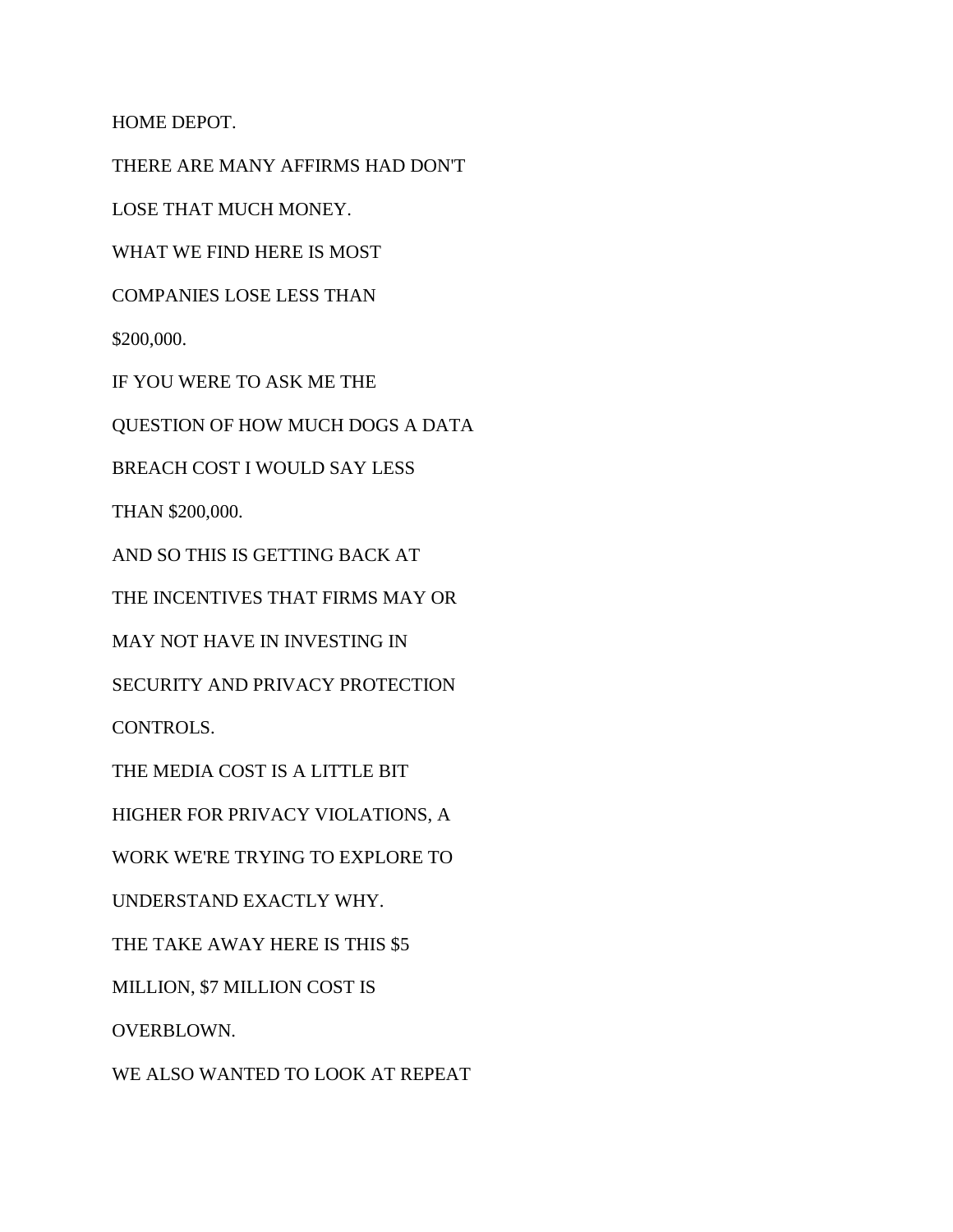HOME DEPOT.

THERE ARE MANY AFFIRMS HAD DON'T

LOSE THAT MUCH MONEY.

WHAT WE FIND HERE IS MOST

COMPANIES LOSE LESS THAN

$200,000.

IF YOU WERE TO ASK ME THE

QUESTION OF HOW MUCH DOGS A DATA

BREACH COST I WOULD SAY LESS

THAN $200,000.

AND SO THIS IS GETTING BACK AT

THE INCENTIVES THAT FIRMS MAY OR

MAY NOT HAVE IN INVESTING IN

SECURITY AND PRIVACY PROTECTION

CONTROLS.

THE MEDIA COST IS A LITTLE BIT

HIGHER FOR PRIVACY VIOLATIONS, A

WORK WE'RE TRYING TO EXPLORE TO

UNDERSTAND EXACTLY WHY.

THE TAKE AWAY HERE IS THIS $5

MILLION, $7 MILLION COST IS

OVERBLOWN.

WE ALSO WANTED TO LOOK AT REPEAT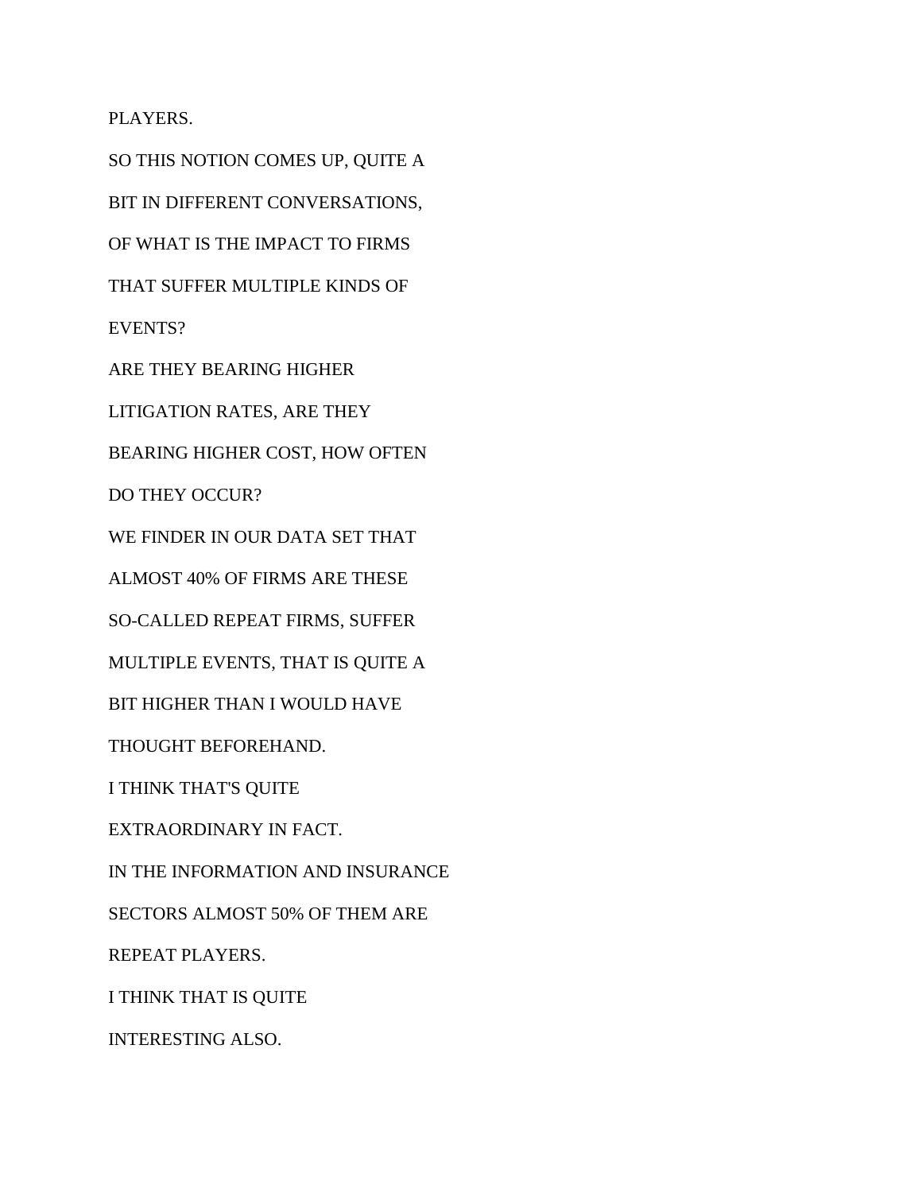PLAYERS.

SO THIS NOTION COMES UP, QUITE A

BIT IN DIFFERENT CONVERSATIONS,

OF WHAT IS THE IMPACT TO FIRMS

THAT SUFFER MULTIPLE KINDS OF

EVENTS?

ARE THEY BEARING HIGHER

LITIGATION RATES, ARE THEY

BEARING HIGHER COST, HOW OFTEN

DO THEY OCCUR?

WE FINDER IN OUR DATA SET THAT

ALMOST 40% OF FIRMS ARE THESE

SO-CALLED REPEAT FIRMS, SUFFER

MULTIPLE EVENTS, THAT IS QUITE A

BIT HIGHER THAN I WOULD HAVE

THOUGHT BEFOREHAND.

I THINK THAT'S QUITE

EXTRAORDINARY IN FACT.

IN THE INFORMATION AND INSURANCE

SECTORS ALMOST 50% OF THEM ARE

REPEAT PLAYERS.

I THINK THAT IS QUITE

INTERESTING ALSO.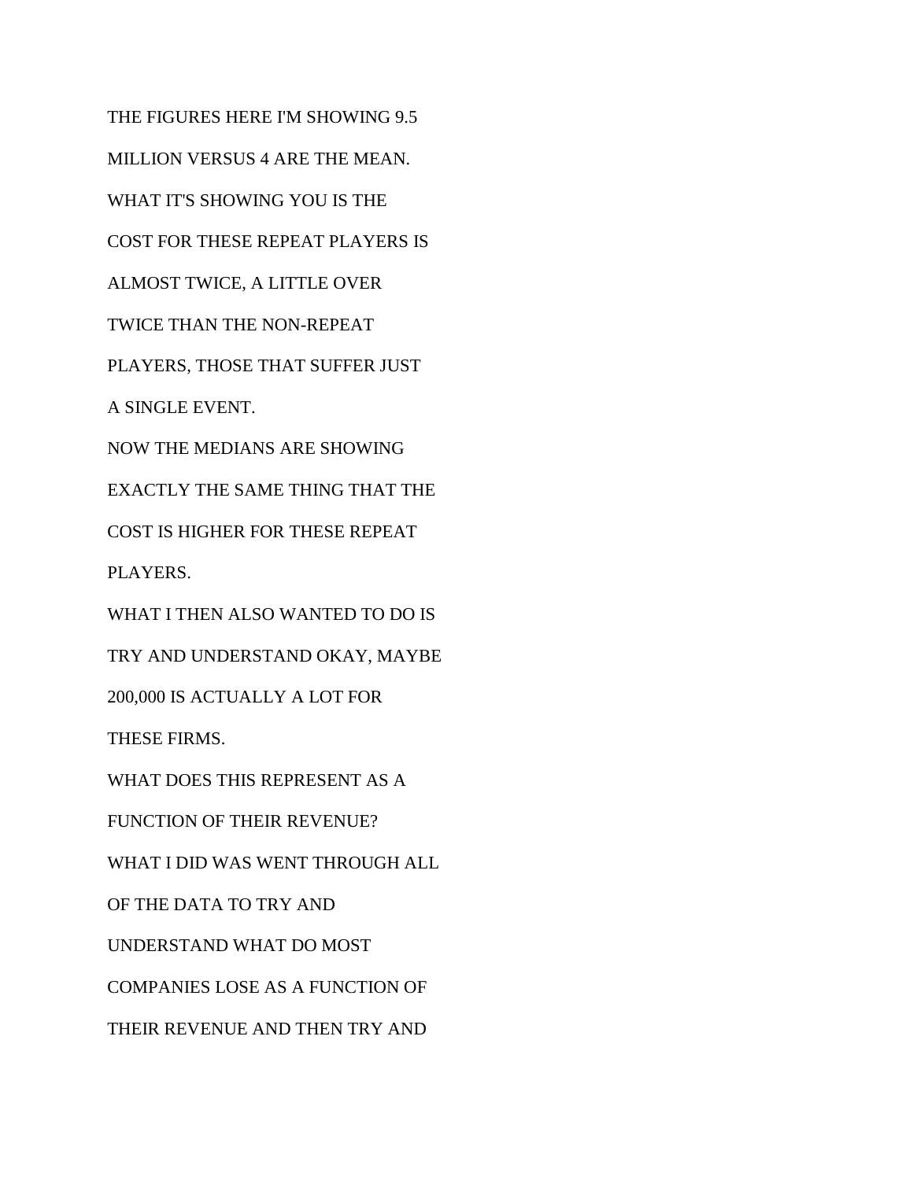THE FIGURES HERE I'M SHOWING 9.5

MILLION VERSUS 4 ARE THE MEAN.

WHAT IT'S SHOWING YOU IS THE

COST FOR THESE REPEAT PLAYERS IS

ALMOST TWICE, A LITTLE OVER

TWICE THAN THE NON-REPEAT

PLAYERS, THOSE THAT SUFFER JUST

A SINGLE EVENT.

NOW THE MEDIANS ARE SHOWING

EXACTLY THE SAME THING THAT THE

COST IS HIGHER FOR THESE REPEAT

PLAYERS.

WHAT I THEN ALSO WANTED TO DO IS

TRY AND UNDERSTAND OKAY, MAYBE

200,000 IS ACTUALLY A LOT FOR

THESE FIRMS.

WHAT DOES THIS REPRESENT AS A

FUNCTION OF THEIR REVENUE?

WHAT I DID WAS WENT THROUGH ALL

OF THE DATA TO TRY AND

UNDERSTAND WHAT DO MOST

COMPANIES LOSE AS A FUNCTION OF

THEIR REVENUE AND THEN TRY AND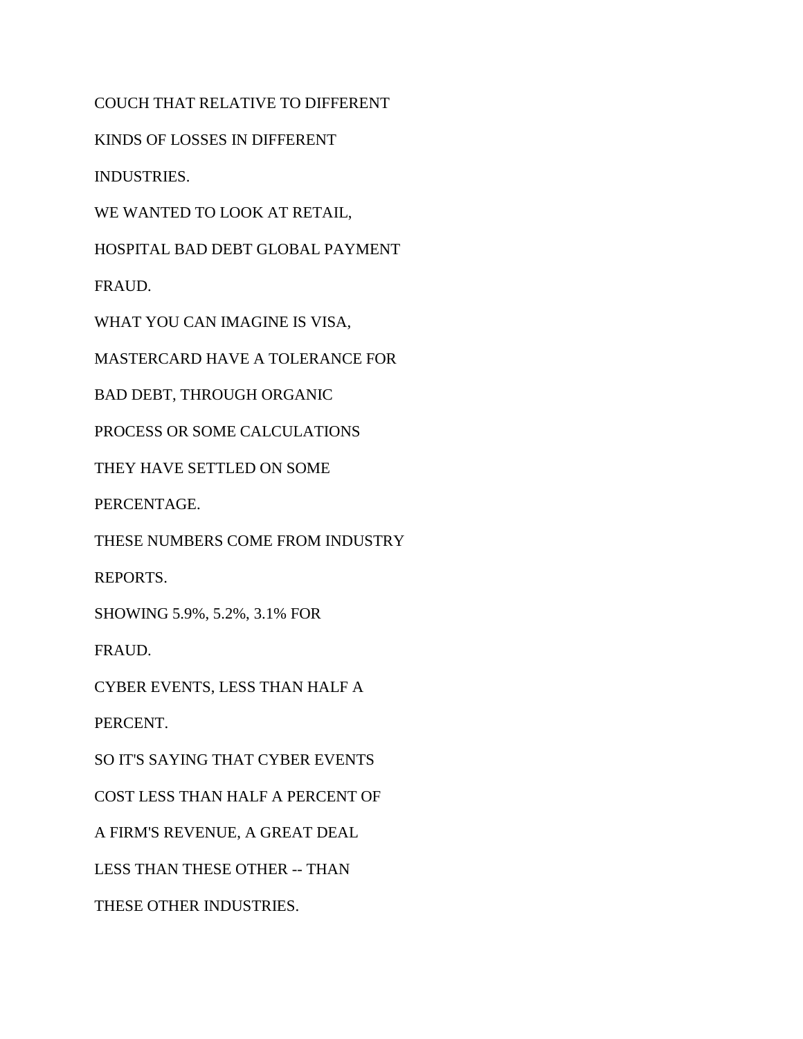COUCH THAT RELATIVE TO DIFFERENT

KINDS OF LOSSES IN DIFFERENT

INDUSTRIES.

WE WANTED TO LOOK AT RETAIL,

HOSPITAL BAD DEBT GLOBAL PAYMENT

FRAUD.

WHAT YOU CAN IMAGINE IS VISA,

MASTERCARD HAVE A TOLERANCE FOR

BAD DEBT, THROUGH ORGANIC

PROCESS OR SOME CALCULATIONS

THEY HAVE SETTLED ON SOME

PERCENTAGE.

THESE NUMBERS COME FROM INDUSTRY

REPORTS.

SHOWING 5.9%, 5.2%, 3.1% FOR

FRAUD.

CYBER EVENTS, LESS THAN HALF A

PERCENT.

SO IT'S SAYING THAT CYBER EVENTS

COST LESS THAN HALF A PERCENT OF

A FIRM'S REVENUE, A GREAT DEAL

LESS THAN THESE OTHER -- THAN

THESE OTHER INDUSTRIES.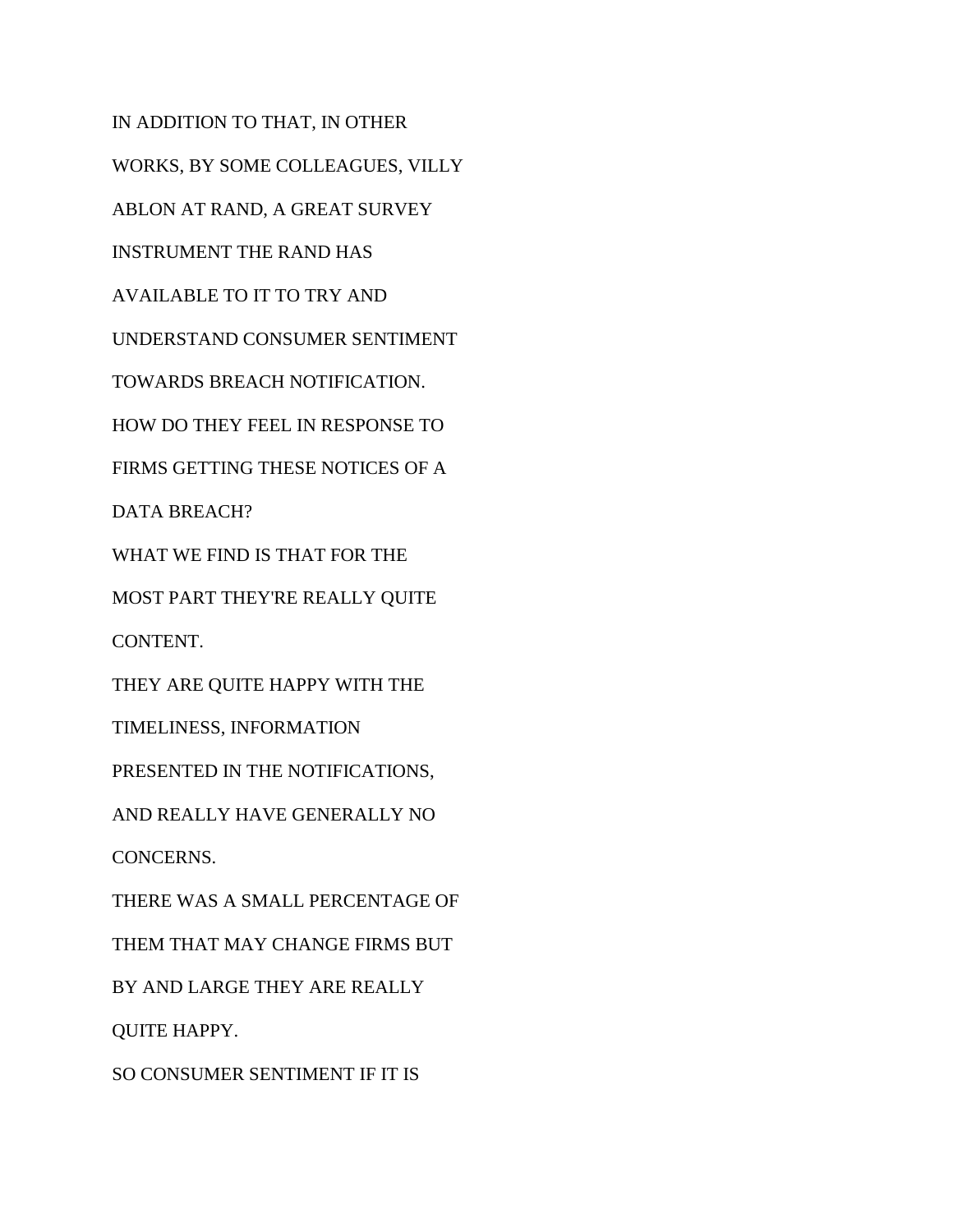IN ADDITION TO THAT, IN OTHER

WORKS, BY SOME COLLEAGUES, VILLY

ABLON AT RAND, A GREAT SURVEY

INSTRUMENT THE RAND HAS

AVAILABLE TO IT TO TRY AND

UNDERSTAND CONSUMER SENTIMENT

TOWARDS BREACH NOTIFICATION.

HOW DO THEY FEEL IN RESPONSE TO

FIRMS GETTING THESE NOTICES OF A

DATA BREACH?

WHAT WE FIND IS THAT FOR THE

MOST PART THEY'RE REALLY QUITE

CONTENT.

THEY ARE QUITE HAPPY WITH THE

TIMELINESS, INFORMATION

PRESENTED IN THE NOTIFICATIONS,

AND REALLY HAVE GENERALLY NO

CONCERNS.

THERE WAS A SMALL PERCENTAGE OF

THEM THAT MAY CHANGE FIRMS BUT

BY AND LARGE THEY ARE REALLY

QUITE HAPPY.

SO CONSUMER SENTIMENT IF IT IS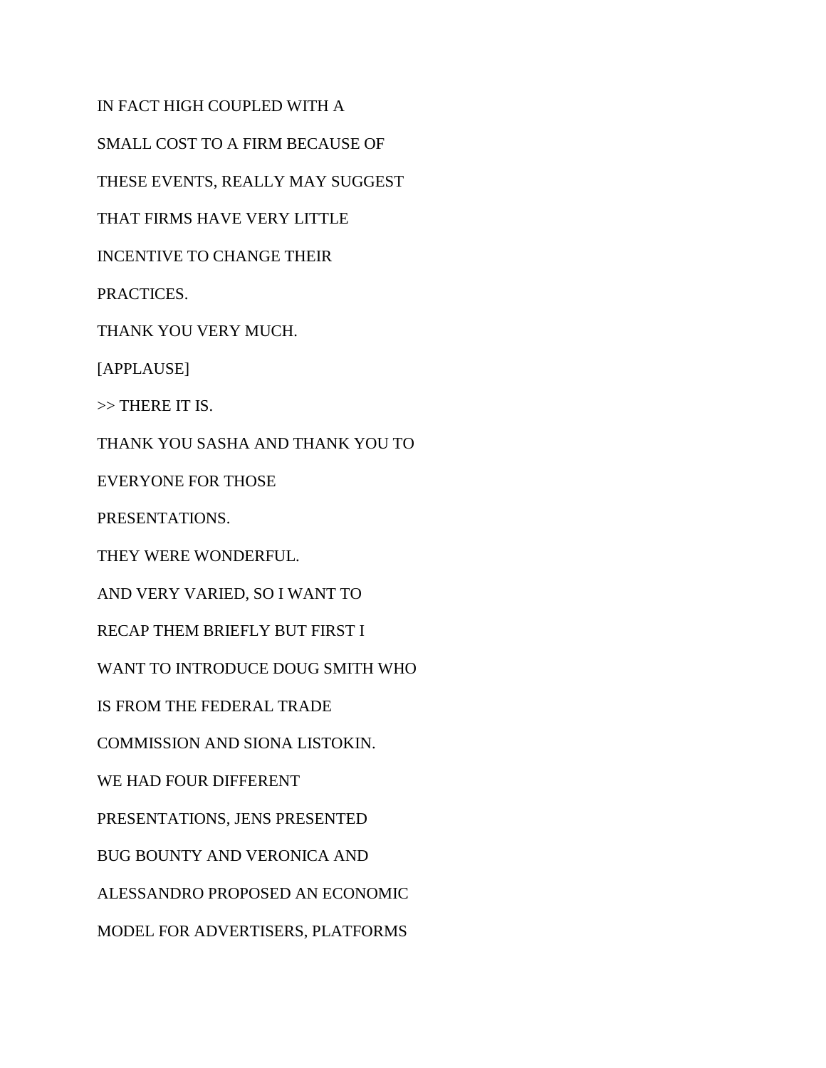IN FACT HIGH COUPLED WITH A

SMALL COST TO A FIRM BECAUSE OF

THESE EVENTS, REALLY MAY SUGGEST

THAT FIRMS HAVE VERY LITTLE

INCENTIVE TO CHANGE THEIR

PRACTICES.

THANK YOU VERY MUCH.

[APPLAUSE]

>> THERE IT IS.

THANK YOU SASHA AND THANK YOU TO

EVERYONE FOR THOSE

PRESENTATIONS.

THEY WERE WONDERFUL.

AND VERY VARIED, SO I WANT TO

RECAP THEM BRIEFLY BUT FIRST I

WANT TO INTRODUCE DOUG SMITH WHO

IS FROM THE FEDERAL TRADE

COMMISSION AND SIONA LISTOKIN.

WE HAD FOUR DIFFERENT

PRESENTATIONS, JENS PRESENTED

BUG BOUNTY AND VERONICA AND

ALESSANDRO PROPOSED AN ECONOMIC

MODEL FOR ADVERTISERS, PLATFORMS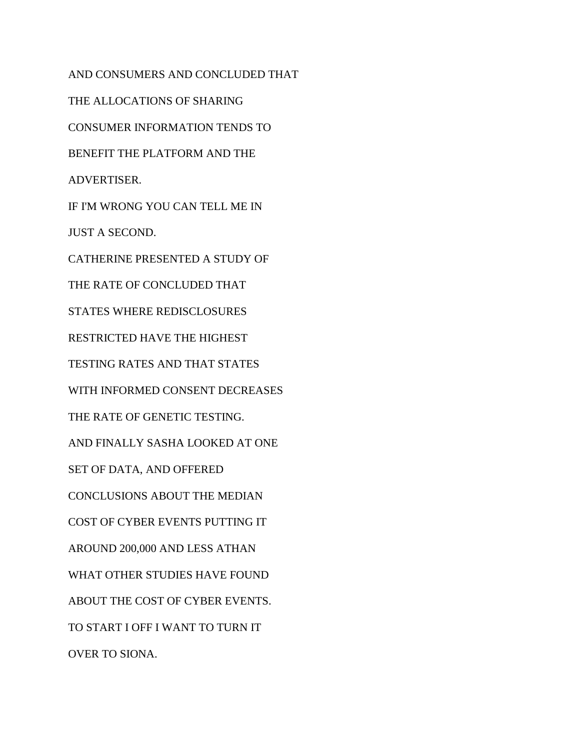AND CONSUMERS AND CONCLUDED THAT

THE ALLOCATIONS OF SHARING

CONSUMER INFORMATION TENDS TO

BENEFIT THE PLATFORM AND THE

ADVERTISER.

IF I'M WRONG YOU CAN TELL ME IN

JUST A SECOND.

CATHERINE PRESENTED A STUDY OF

THE RATE OF CONCLUDED THAT

STATES WHERE REDISCLOSURES

RESTRICTED HAVE THE HIGHEST

TESTING RATES AND THAT STATES

WITH INFORMED CONSENT DECREASES

THE RATE OF GENETIC TESTING.

AND FINALLY SASHA LOOKED AT ONE

SET OF DATA, AND OFFERED

CONCLUSIONS ABOUT THE MEDIAN

COST OF CYBER EVENTS PUTTING IT

AROUND 200,000 AND LESS ATHAN

WHAT OTHER STUDIES HAVE FOUND

ABOUT THE COST OF CYBER EVENTS.

TO START I OFF I WANT TO TURN IT

OVER TO SIONA.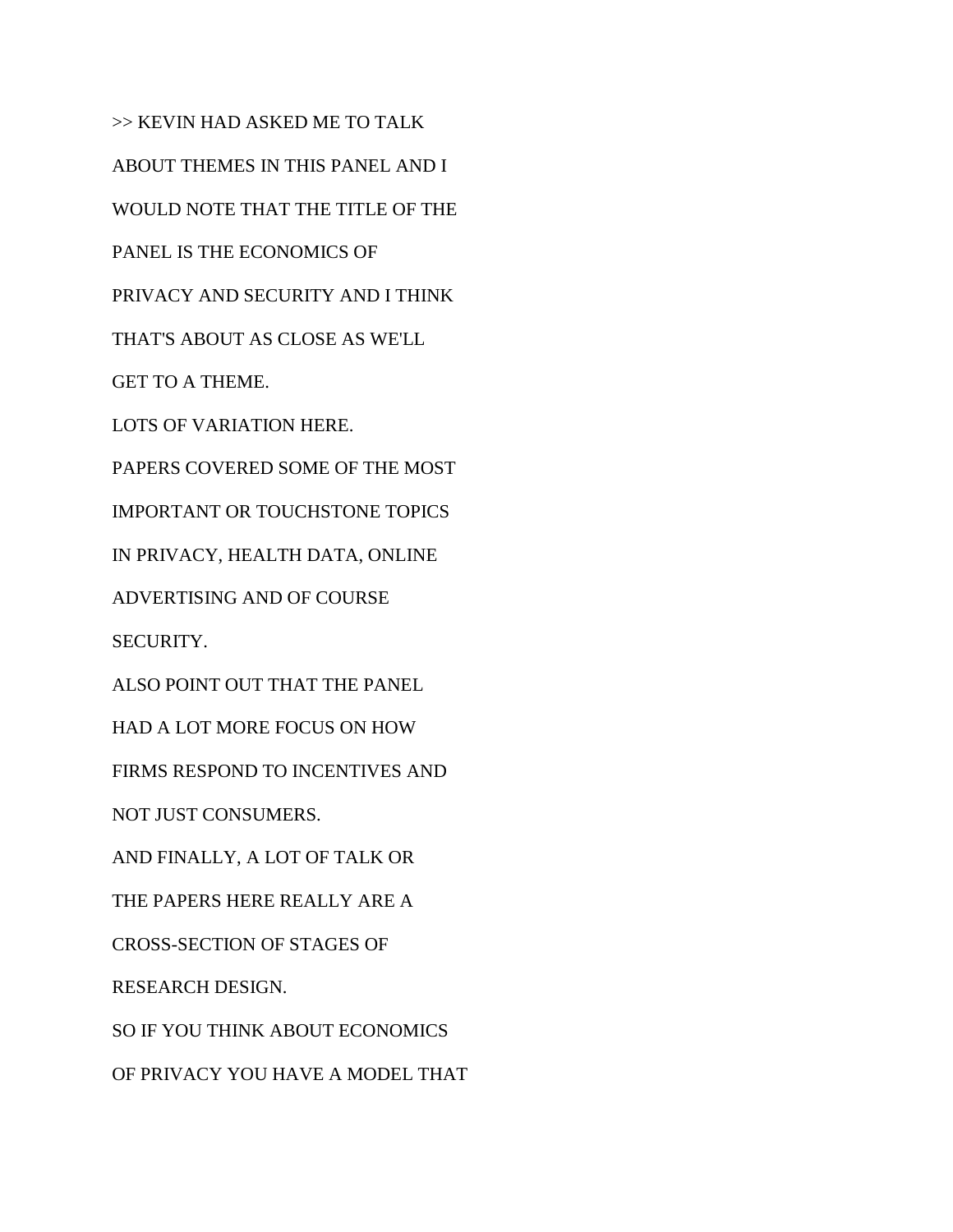>> KEVIN HAD ASKED ME TO TALK

ABOUT THEMES IN THIS PANEL AND I

WOULD NOTE THAT THE TITLE OF THE

PANEL IS THE ECONOMICS OF

PRIVACY AND SECURITY AND I THINK

THAT'S ABOUT AS CLOSE AS WE'LL

GET TO A THEME.

LOTS OF VARIATION HERE.

PAPERS COVERED SOME OF THE MOST

IMPORTANT OR TOUCHSTONE TOPICS

IN PRIVACY, HEALTH DATA, ONLINE

ADVERTISING AND OF COURSE

SECURITY.

ALSO POINT OUT THAT THE PANEL

HAD A LOT MORE FOCUS ON HOW

FIRMS RESPOND TO INCENTIVES AND

NOT JUST CONSUMERS.

AND FINALLY, A LOT OF TALK OR

THE PAPERS HERE REALLY ARE A

CROSS-SECTION OF STAGES OF

RESEARCH DESIGN.

SO IF YOU THINK ABOUT ECONOMICS

OF PRIVACY YOU HAVE A MODEL THAT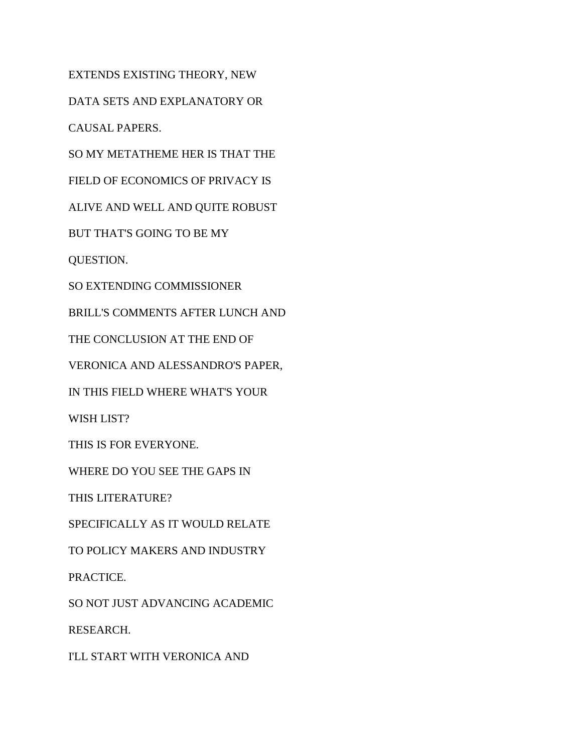EXTENDS EXISTING THEORY, NEW

DATA SETS AND EXPLANATORY OR

CAUSAL PAPERS.

SO MY METATHEME HER IS THAT THE

FIELD OF ECONOMICS OF PRIVACY IS

ALIVE AND WELL AND QUITE ROBUST

BUT THAT'S GOING TO BE MY

QUESTION.

SO EXTENDING COMMISSIONER

BRILL'S COMMENTS AFTER LUNCH AND

THE CONCLUSION AT THE END OF

VERONICA AND ALESSANDRO'S PAPER,

IN THIS FIELD WHERE WHAT'S YOUR

WISH LIST?

THIS IS FOR EVERYONE.

WHERE DO YOU SEE THE GAPS IN

THIS LITERATURE?

SPECIFICALLY AS IT WOULD RELATE

TO POLICY MAKERS AND INDUSTRY

PRACTICE.

SO NOT JUST ADVANCING ACADEMIC

RESEARCH.

I'LL START WITH VERONICA AND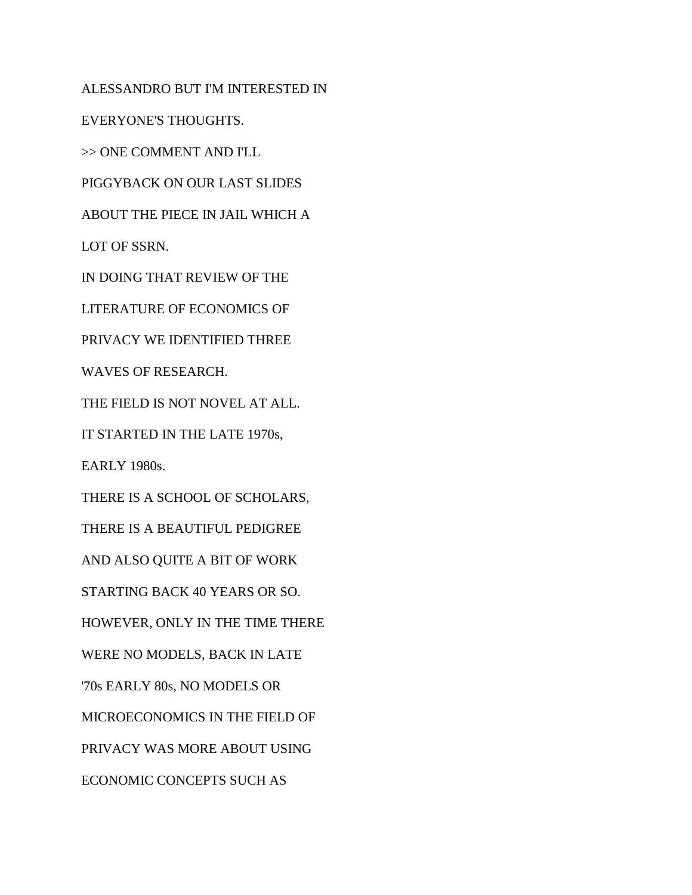ALESSANDRO BUT I'M INTERESTED IN

EVERYONE'S THOUGHTS.

>> ONE COMMENT AND I'LL

PIGGYBACK ON OUR LAST SLIDES

ABOUT THE PIECE IN JAIL WHICH A

LOT OF SSRN.

IN DOING THAT REVIEW OF THE

LITERATURE OF ECONOMICS OF

PRIVACY WE IDENTIFIED THREE

WAVES OF RESEARCH.

THE FIELD IS NOT NOVEL AT ALL.

IT STARTED IN THE LATE 1970s,

EARLY 1980s.

THERE IS A SCHOOL OF SCHOLARS,

THERE IS A BEAUTIFUL PEDIGREE

AND ALSO QUITE A BIT OF WORK

STARTING BACK 40 YEARS OR SO.

HOWEVER, ONLY IN THE TIME THERE

WERE NO MODELS, BACK IN LATE

'70s EARLY 80s, NO MODELS OR

MICROECONOMICS IN THE FIELD OF

PRIVACY WAS MORE ABOUT USING

ECONOMIC CONCEPTS SUCH AS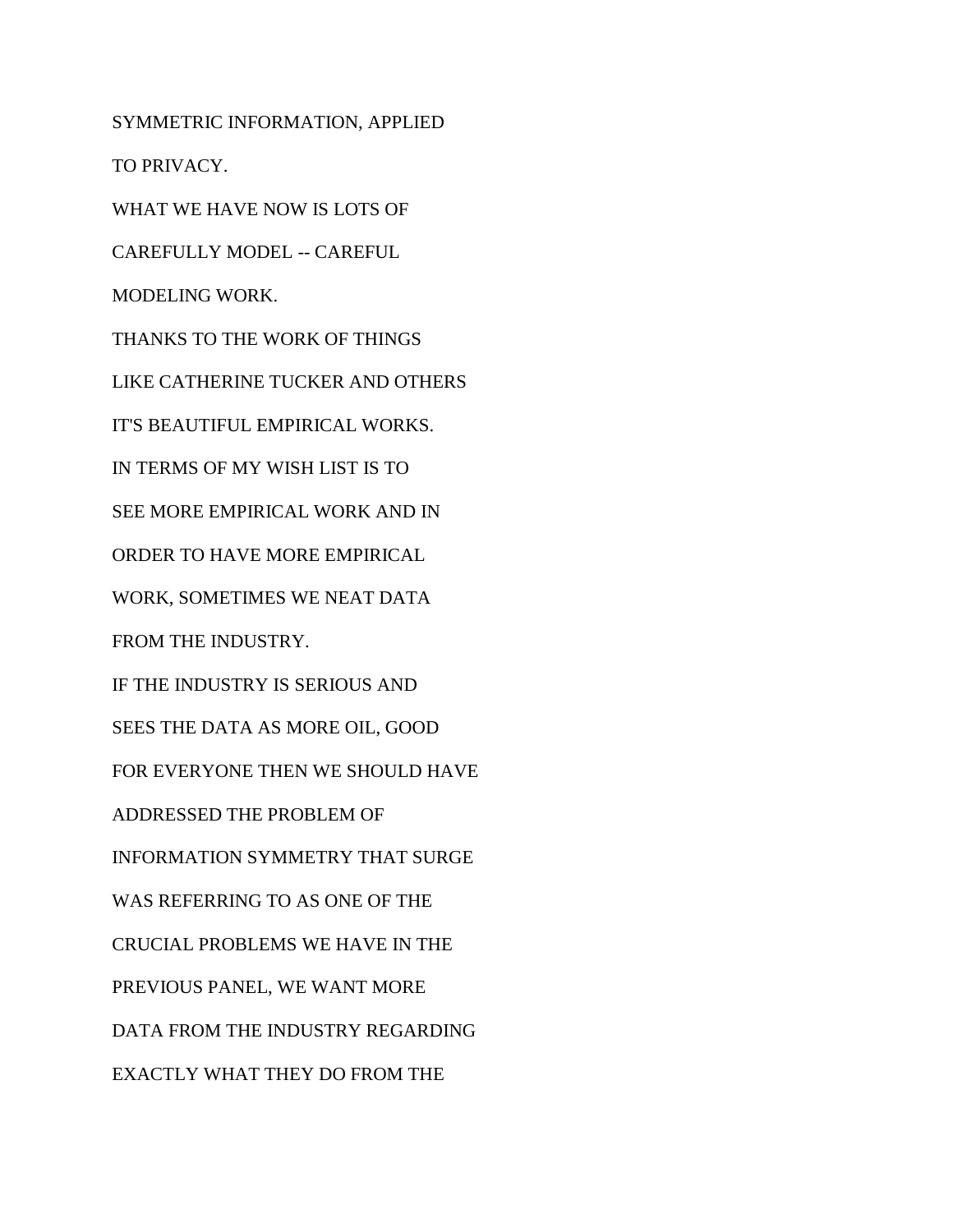SYMMETRIC INFORMATION, APPLIED

TO PRIVACY.

WHAT WE HAVE NOW IS LOTS OF

CAREFULLY MODEL -- CAREFUL

MODELING WORK.

THANKS TO THE WORK OF THINGS

LIKE CATHERINE TUCKER AND OTHERS

IT'S BEAUTIFUL EMPIRICAL WORKS.

IN TERMS OF MY WISH LIST IS TO

SEE MORE EMPIRICAL WORK AND IN

ORDER TO HAVE MORE EMPIRICAL

WORK, SOMETIMES WE NEAT DATA

FROM THE INDUSTRY.

IF THE INDUSTRY IS SERIOUS AND

SEES THE DATA AS MORE OIL, GOOD

FOR EVERYONE THEN WE SHOULD HAVE

ADDRESSED THE PROBLEM OF

INFORMATION SYMMETRY THAT SURGE

WAS REFERRING TO AS ONE OF THE

CRUCIAL PROBLEMS WE HAVE IN THE

PREVIOUS PANEL, WE WANT MORE

DATA FROM THE INDUSTRY REGARDING

EXACTLY WHAT THEY DO FROM THE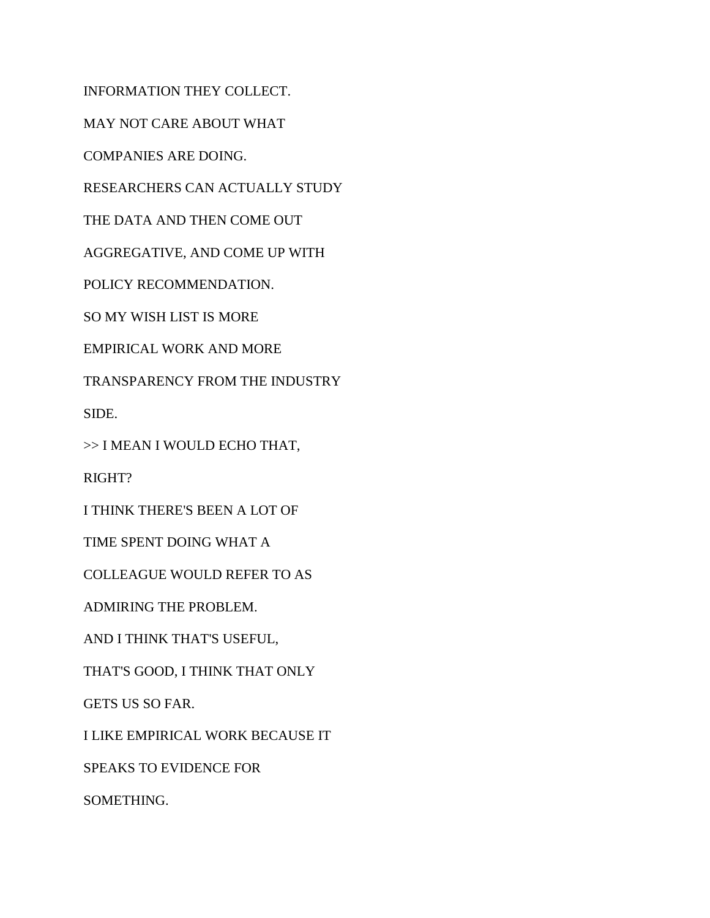INFORMATION THEY COLLECT.

MAY NOT CARE ABOUT WHAT

COMPANIES ARE DOING.

RESEARCHERS CAN ACTUALLY STUDY

THE DATA AND THEN COME OUT

AGGREGATIVE, AND COME UP WITH

POLICY RECOMMENDATION.

SO MY WISH LIST IS MORE

EMPIRICAL WORK AND MORE

TRANSPARENCY FROM THE INDUSTRY

SIDE.

>> I MEAN I WOULD ECHO THAT,

RIGHT?

I THINK THERE'S BEEN A LOT OF

TIME SPENT DOING WHAT A

COLLEAGUE WOULD REFER TO AS

ADMIRING THE PROBLEM.

AND I THINK THAT'S USEFUL,

THAT'S GOOD, I THINK THAT ONLY

GETS US SO FAR.

I LIKE EMPIRICAL WORK BECAUSE IT

SPEAKS TO EVIDENCE FOR

SOMETHING.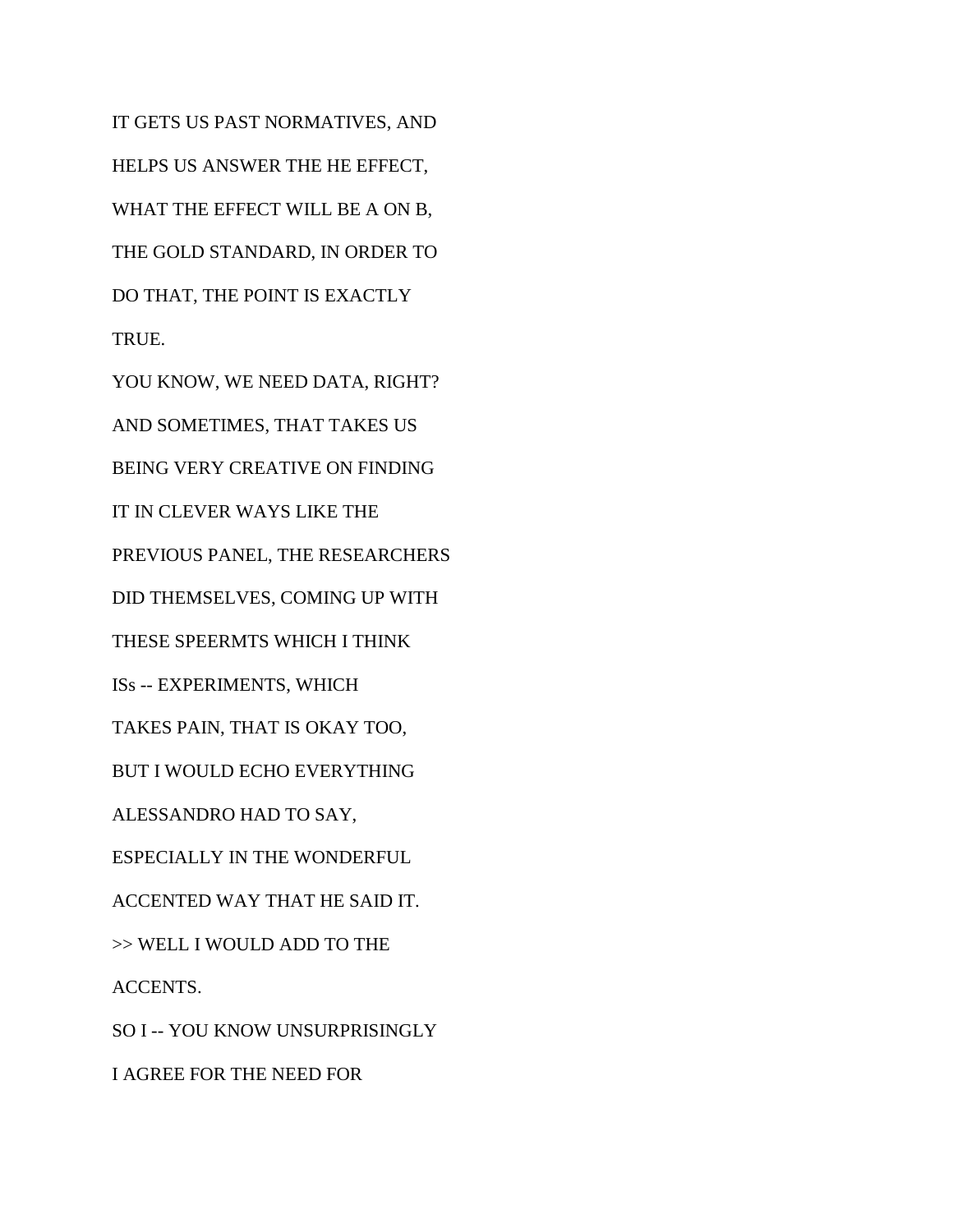IT GETS US PAST NORMATIVES, AND

HELPS US ANSWER THE HE EFFECT,

WHAT THE EFFECT WILL BE A ON B,

THE GOLD STANDARD, IN ORDER TO

DO THAT, THE POINT IS EXACTLY

TRUE.

YOU KNOW, WE NEED DATA, RIGHT?

AND SOMETIMES, THAT TAKES US

BEING VERY CREATIVE ON FINDING

IT IN CLEVER WAYS LIKE THE

PREVIOUS PANEL, THE RESEARCHERS

DID THEMSELVES, COMING UP WITH

THESE SPEERMTS WHICH I THINK

ISs -- EXPERIMENTS, WHICH

TAKES PAIN, THAT IS OKAY TOO,

BUT I WOULD ECHO EVERYTHING

ALESSANDRO HAD TO SAY,

ESPECIALLY IN THE WONDERFUL

ACCENTED WAY THAT HE SAID IT.

>> WELL I WOULD ADD TO THE

ACCENTS.

SO I -- YOU KNOW UNSURPRISINGLY

I AGREE FOR THE NEED FOR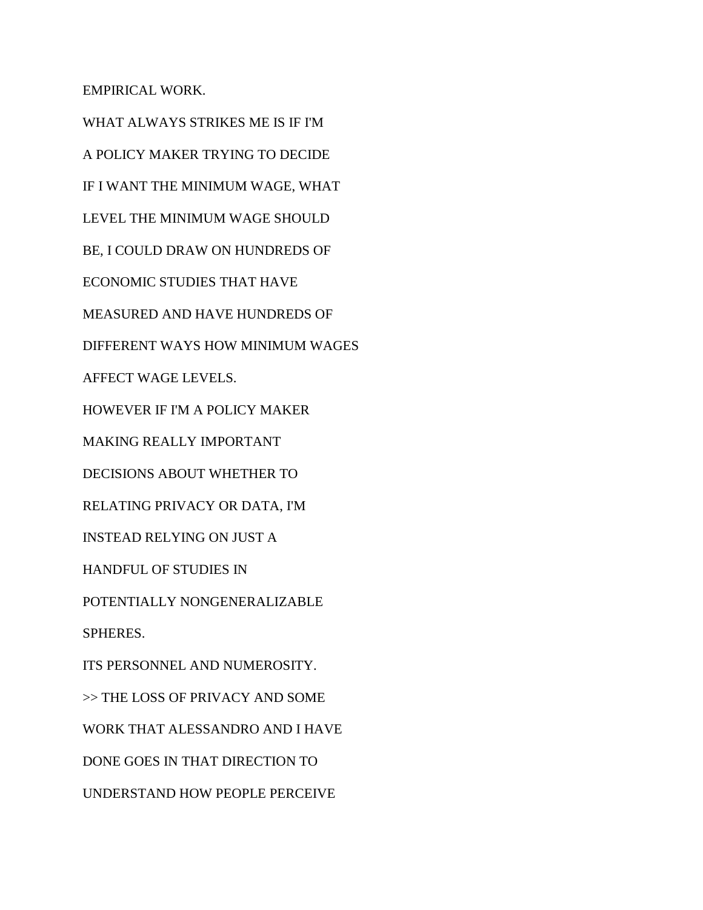EMPIRICAL WORK.

WHAT ALWAYS STRIKES ME IS IF I'M

A POLICY MAKER TRYING TO DECIDE

IF I WANT THE MINIMUM WAGE, WHAT

LEVEL THE MINIMUM WAGE SHOULD

BE, I COULD DRAW ON HUNDREDS OF

ECONOMIC STUDIES THAT HAVE

MEASURED AND HAVE HUNDREDS OF

DIFFERENT WAYS HOW MINIMUM WAGES

AFFECT WAGE LEVELS.

HOWEVER IF I'M A POLICY MAKER

MAKING REALLY IMPORTANT

DECISIONS ABOUT WHETHER TO

RELATING PRIVACY OR DATA, I'M

INSTEAD RELYING ON JUST A

HANDFUL OF STUDIES IN

POTENTIALLY NONGENERALIZABLE

SPHERES.

ITS PERSONNEL AND NUMEROSITY.

>> THE LOSS OF PRIVACY AND SOME

WORK THAT ALESSANDRO AND I HAVE

DONE GOES IN THAT DIRECTION TO

UNDERSTAND HOW PEOPLE PERCEIVE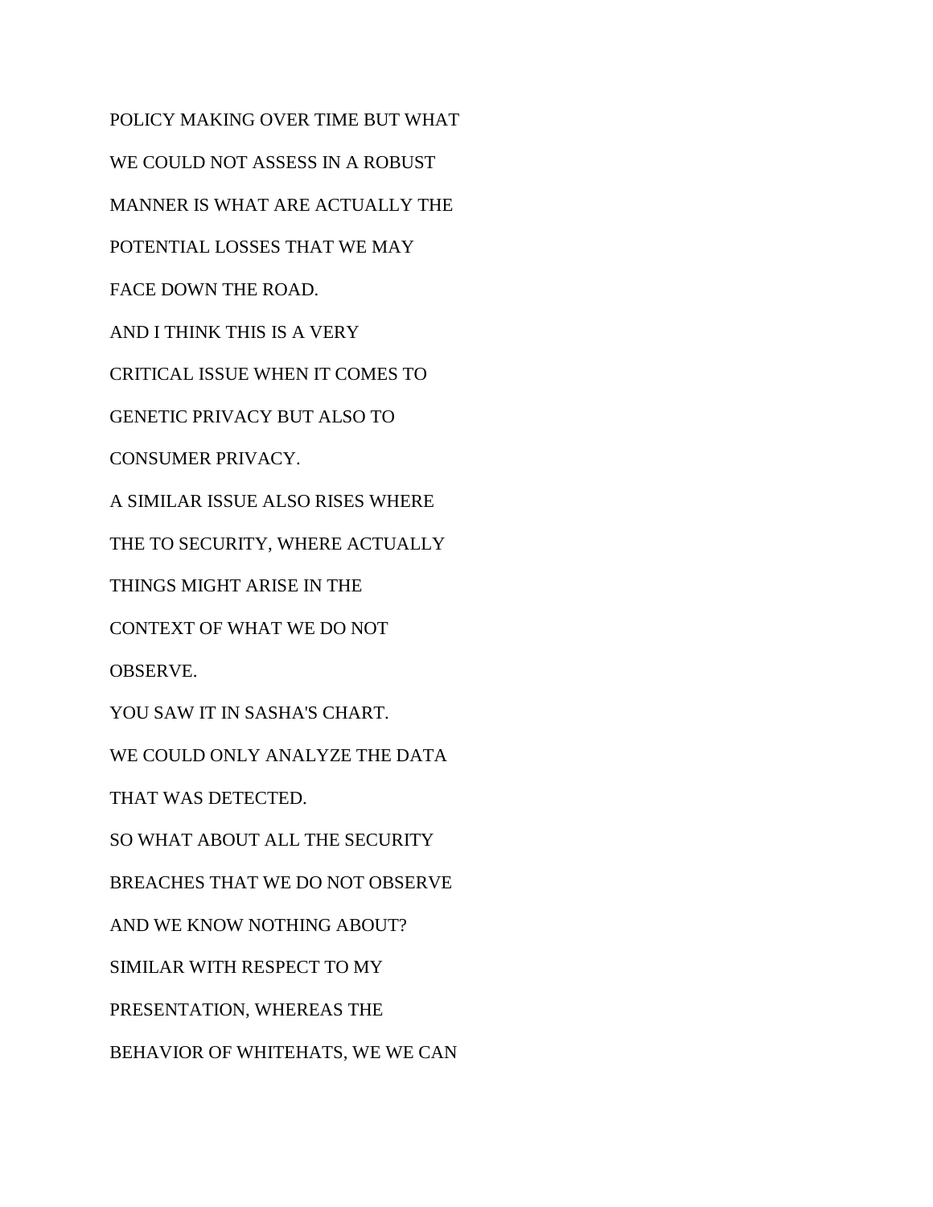POLICY MAKING OVER TIME BUT WHAT

WE COULD NOT ASSESS IN A ROBUST

MANNER IS WHAT ARE ACTUALLY THE

POTENTIAL LOSSES THAT WE MAY

FACE DOWN THE ROAD.

AND I THINK THIS IS A VERY

CRITICAL ISSUE WHEN IT COMES TO

GENETIC PRIVACY BUT ALSO TO

CONSUMER PRIVACY.

A SIMILAR ISSUE ALSO RISES WHERE

THE TO SECURITY, WHERE ACTUALLY

THINGS MIGHT ARISE IN THE

CONTEXT OF WHAT WE DO NOT

OBSERVE.

YOU SAW IT IN SASHA'S CHART.

WE COULD ONLY ANALYZE THE DATA

THAT WAS DETECTED.

SO WHAT ABOUT ALL THE SECURITY

BREACHES THAT WE DO NOT OBSERVE

AND WE KNOW NOTHING ABOUT?

SIMILAR WITH RESPECT TO MY

PRESENTATION, WHEREAS THE

BEHAVIOR OF WHITEHATS, WE WE CAN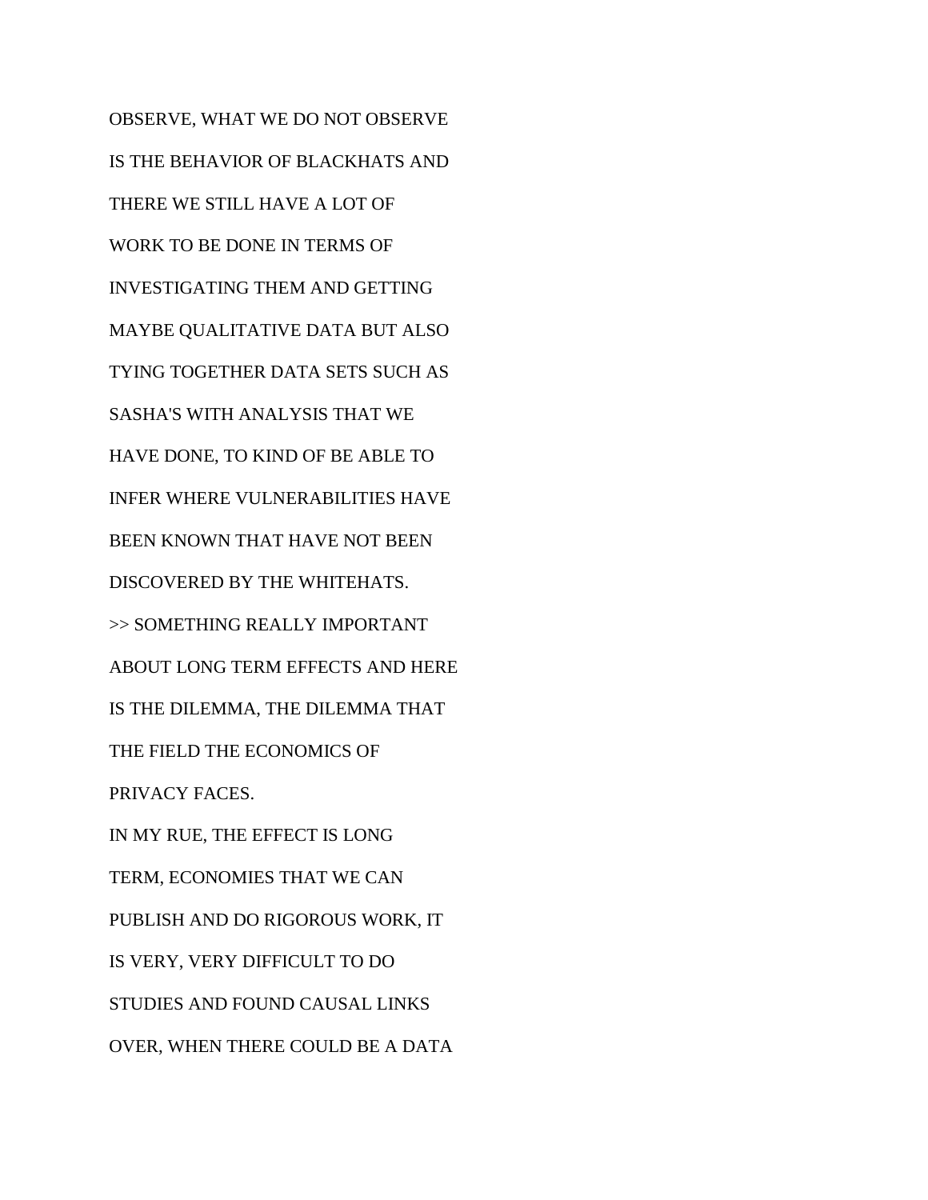OBSERVE, WHAT WE DO NOT OBSERVE

IS THE BEHAVIOR OF BLACKHATS AND

THERE WE STILL HAVE A LOT OF

WORK TO BE DONE IN TERMS OF

INVESTIGATING THEM AND GETTING

MAYBE QUALITATIVE DATA BUT ALSO

TYING TOGETHER DATA SETS SUCH AS

SASHA'S WITH ANALYSIS THAT WE

HAVE DONE, TO KIND OF BE ABLE TO

INFER WHERE VULNERABILITIES HAVE

BEEN KNOWN THAT HAVE NOT BEEN

DISCOVERED BY THE WHITEHATS.

>> SOMETHING REALLY IMPORTANT

ABOUT LONG TERM EFFECTS AND HERE

IS THE DILEMMA, THE DILEMMA THAT

THE FIELD THE ECONOMICS OF

PRIVACY FACES.

IN MY RUE, THE EFFECT IS LONG

TERM, ECONOMIES THAT WE CAN

PUBLISH AND DO RIGOROUS WORK, IT

IS VERY, VERY DIFFICULT TO DO

STUDIES AND FOUND CAUSAL LINKS

OVER, WHEN THERE COULD BE A DATA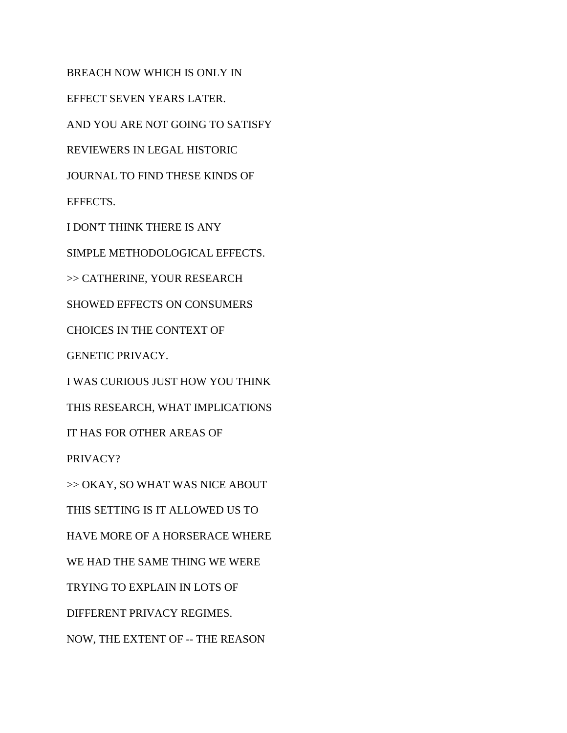BREACH NOW WHICH IS ONLY IN

EFFECT SEVEN YEARS LATER.

AND YOU ARE NOT GOING TO SATISFY

REVIEWERS IN LEGAL HISTORIC

JOURNAL TO FIND THESE KINDS OF

EFFECTS.

I DON'T THINK THERE IS ANY

SIMPLE METHODOLOGICAL EFFECTS.

>> CATHERINE, YOUR RESEARCH

SHOWED EFFECTS ON CONSUMERS

CHOICES IN THE CONTEXT OF

GENETIC PRIVACY.

I WAS CURIOUS JUST HOW YOU THINK

THIS RESEARCH, WHAT IMPLICATIONS

IT HAS FOR OTHER AREAS OF

PRIVACY?

>> OKAY, SO WHAT WAS NICE ABOUT

THIS SETTING IS IT ALLOWED US TO

HAVE MORE OF A HORSERACE WHERE

WE HAD THE SAME THING WE WERE

TRYING TO EXPLAIN IN LOTS OF

DIFFERENT PRIVACY REGIMES.

NOW, THE EXTENT OF -- THE REASON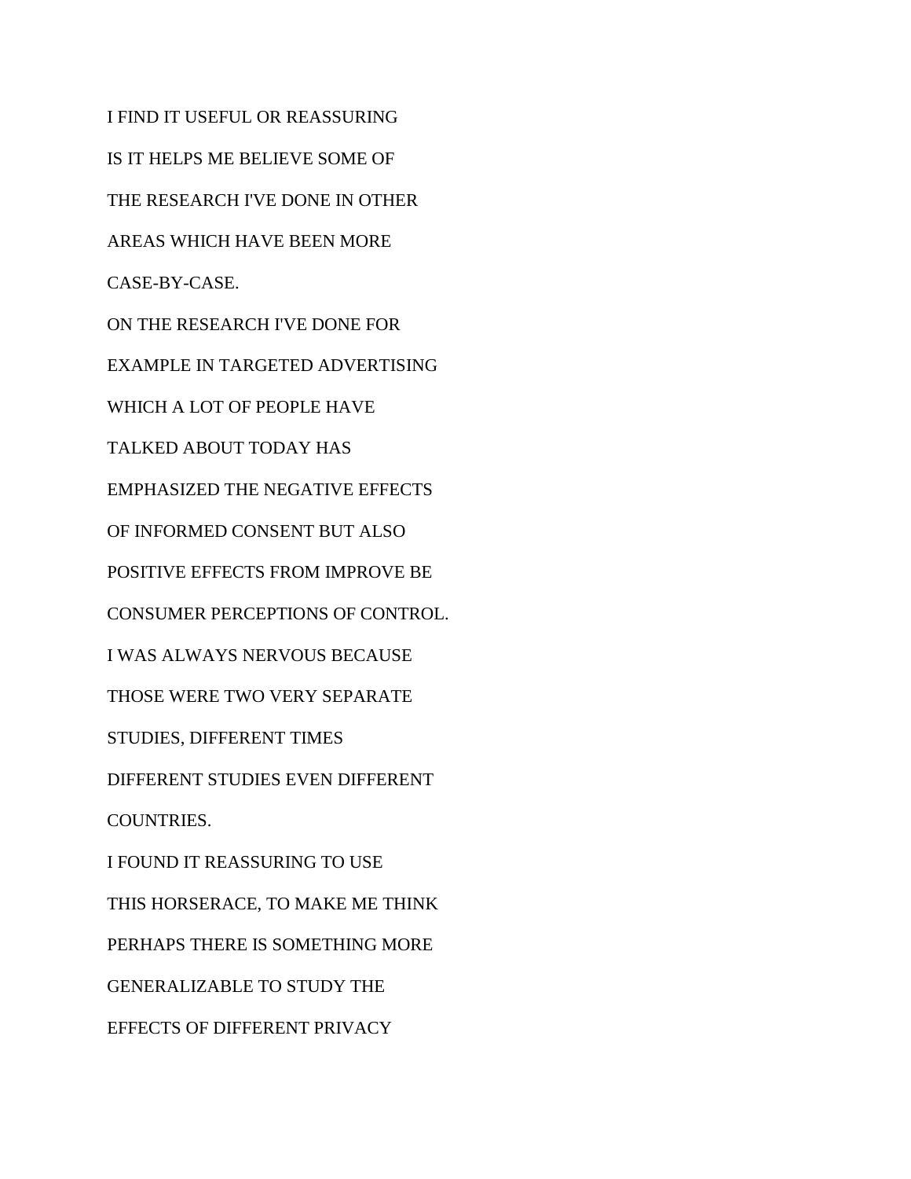I FIND IT USEFUL OR REASSURING

IS IT HELPS ME BELIEVE SOME OF

THE RESEARCH I'VE DONE IN OTHER

AREAS WHICH HAVE BEEN MORE

CASE-BY-CASE.

ON THE RESEARCH I'VE DONE FOR

EXAMPLE IN TARGETED ADVERTISING

WHICH A LOT OF PEOPLE HAVE

TALKED ABOUT TODAY HAS

EMPHASIZED THE NEGATIVE EFFECTS

OF INFORMED CONSENT BUT ALSO

POSITIVE EFFECTS FROM IMPROVE BE

CONSUMER PERCEPTIONS OF CONTROL.

I WAS ALWAYS NERVOUS BECAUSE

THOSE WERE TWO VERY SEPARATE

STUDIES, DIFFERENT TIMES

DIFFERENT STUDIES EVEN DIFFERENT

COUNTRIES.

I FOUND IT REASSURING TO USE

THIS HORSERACE, TO MAKE ME THINK

PERHAPS THERE IS SOMETHING MORE

GENERALIZABLE TO STUDY THE

EFFECTS OF DIFFERENT PRIVACY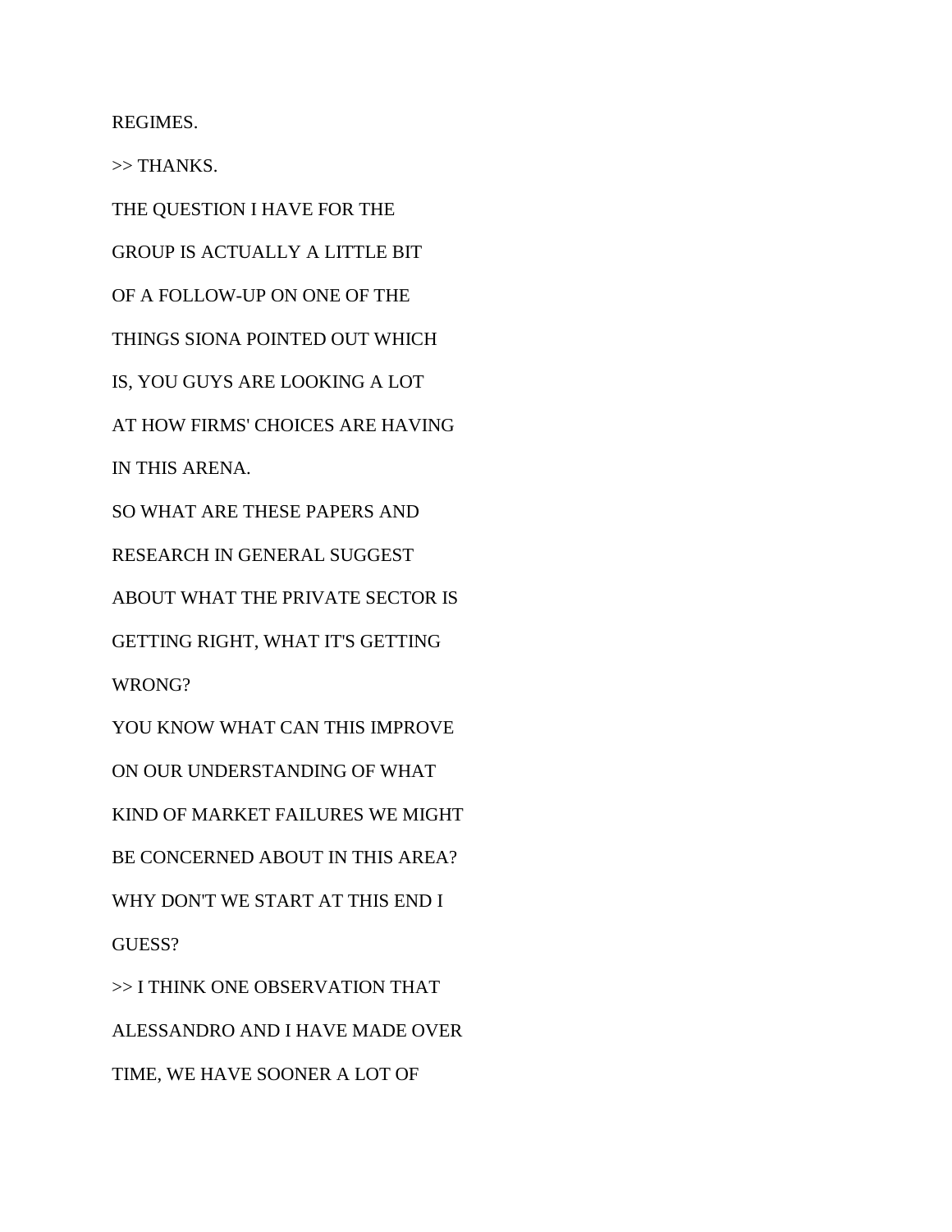REGIMES.

>> THANKS.

THE QUESTION I HAVE FOR THE

GROUP IS ACTUALLY A LITTLE BIT

OF A FOLLOW-UP ON ONE OF THE

THINGS SIONA POINTED OUT WHICH

IS, YOU GUYS ARE LOOKING A LOT

AT HOW FIRMS' CHOICES ARE HAVING

IN THIS ARENA.

SO WHAT ARE THESE PAPERS AND

RESEARCH IN GENERAL SUGGEST

ABOUT WHAT THE PRIVATE SECTOR IS

GETTING RIGHT, WHAT IT'S GETTING

WRONG?

YOU KNOW WHAT CAN THIS IMPROVE

ON OUR UNDERSTANDING OF WHAT

KIND OF MARKET FAILURES WE MIGHT

BE CONCERNED ABOUT IN THIS AREA?

WHY DON'T WE START AT THIS END I

GUESS?

>> I THINK ONE OBSERVATION THAT

ALESSANDRO AND I HAVE MADE OVER

TIME, WE HAVE SOONER A LOT OF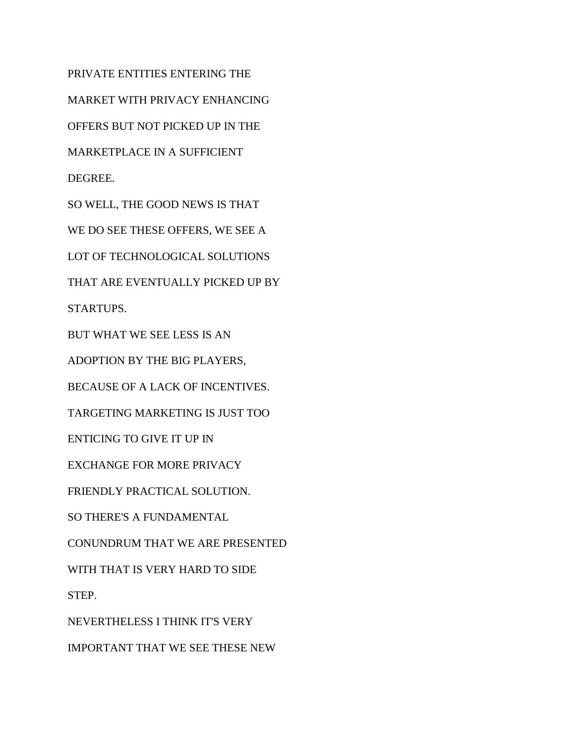PRIVATE ENTITIES ENTERING THE

MARKET WITH PRIVACY ENHANCING

OFFERS BUT NOT PICKED UP IN THE

MARKETPLACE IN A SUFFICIENT

DEGREE.

SO WELL, THE GOOD NEWS IS THAT

WE DO SEE THESE OFFERS, WE SEE A

LOT OF TECHNOLOGICAL SOLUTIONS

THAT ARE EVENTUALLY PICKED UP BY

STARTUPS.

BUT WHAT WE SEE LESS IS AN

ADOPTION BY THE BIG PLAYERS,

BECAUSE OF A LACK OF INCENTIVES.

TARGETING MARKETING IS JUST TOO

ENTICING TO GIVE IT UP IN

EXCHANGE FOR MORE PRIVACY

FRIENDLY PRACTICAL SOLUTION.

SO THERE'S A FUNDAMENTAL

CONUNDRUM THAT WE ARE PRESENTED

WITH THAT IS VERY HARD TO SIDE

STEP.

NEVERTHELESS I THINK IT'S VERY

IMPORTANT THAT WE SEE THESE NEW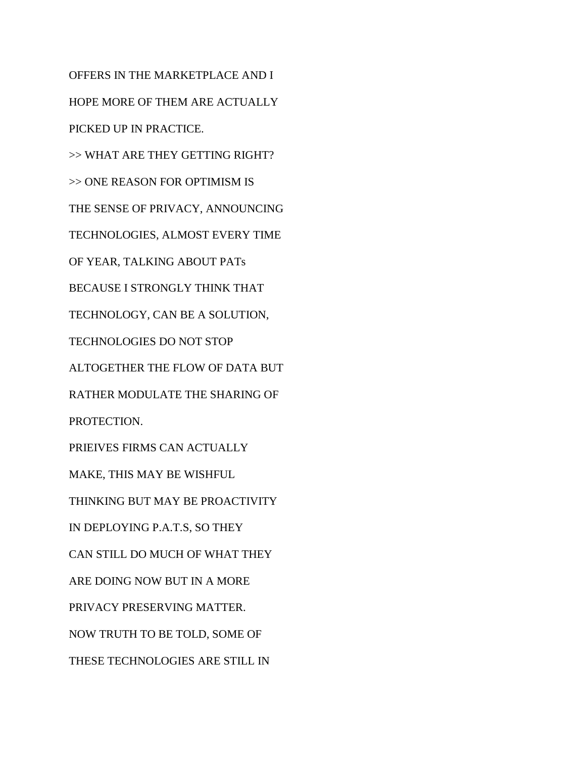OFFERS IN THE MARKETPLACE AND I

HOPE MORE OF THEM ARE ACTUALLY

PICKED UP IN PRACTICE.

>> WHAT ARE THEY GETTING RIGHT?

>> ONE REASON FOR OPTIMISM IS

THE SENSE OF PRIVACY, ANNOUNCING

TECHNOLOGIES, ALMOST EVERY TIME

OF YEAR, TALKING ABOUT PATs

BECAUSE I STRONGLY THINK THAT

TECHNOLOGY, CAN BE A SOLUTION,

TECHNOLOGIES DO NOT STOP

ALTOGETHER THE FLOW OF DATA BUT

RATHER MODULATE THE SHARING OF

PROTECTION.

PRIEIVES FIRMS CAN ACTUALLY

MAKE, THIS MAY BE WISHFUL

THINKING BUT MAY BE PROACTIVITY

IN DEPLOYING P.A.T.S, SO THEY

CAN STILL DO MUCH OF WHAT THEY

ARE DOING NOW BUT IN A MORE

PRIVACY PRESERVING MATTER.

NOW TRUTH TO BE TOLD, SOME OF

THESE TECHNOLOGIES ARE STILL IN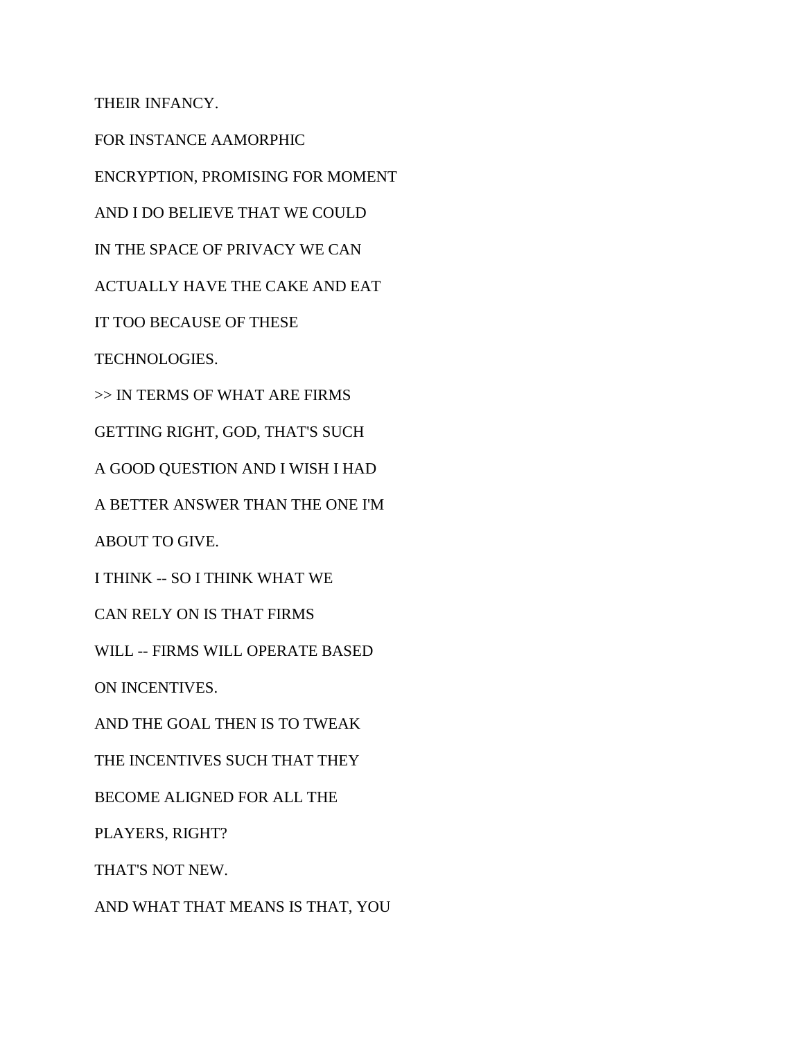THEIR INFANCY.

FOR INSTANCE AAMORPHIC

ENCRYPTION, PROMISING FOR MOMENT

AND I DO BELIEVE THAT WE COULD

IN THE SPACE OF PRIVACY WE CAN

ACTUALLY HAVE THE CAKE AND EAT

IT TOO BECAUSE OF THESE

TECHNOLOGIES.

>> IN TERMS OF WHAT ARE FIRMS

GETTING RIGHT, GOD, THAT'S SUCH

A GOOD QUESTION AND I WISH I HAD

A BETTER ANSWER THAN THE ONE I'M

ABOUT TO GIVE.

I THINK -- SO I THINK WHAT WE

CAN RELY ON IS THAT FIRMS

WILL -- FIRMS WILL OPERATE BASED

ON INCENTIVES.

AND THE GOAL THEN IS TO TWEAK

THE INCENTIVES SUCH THAT THEY

BECOME ALIGNED FOR ALL THE

PLAYERS, RIGHT?

THAT'S NOT NEW.

AND WHAT THAT MEANS IS THAT, YOU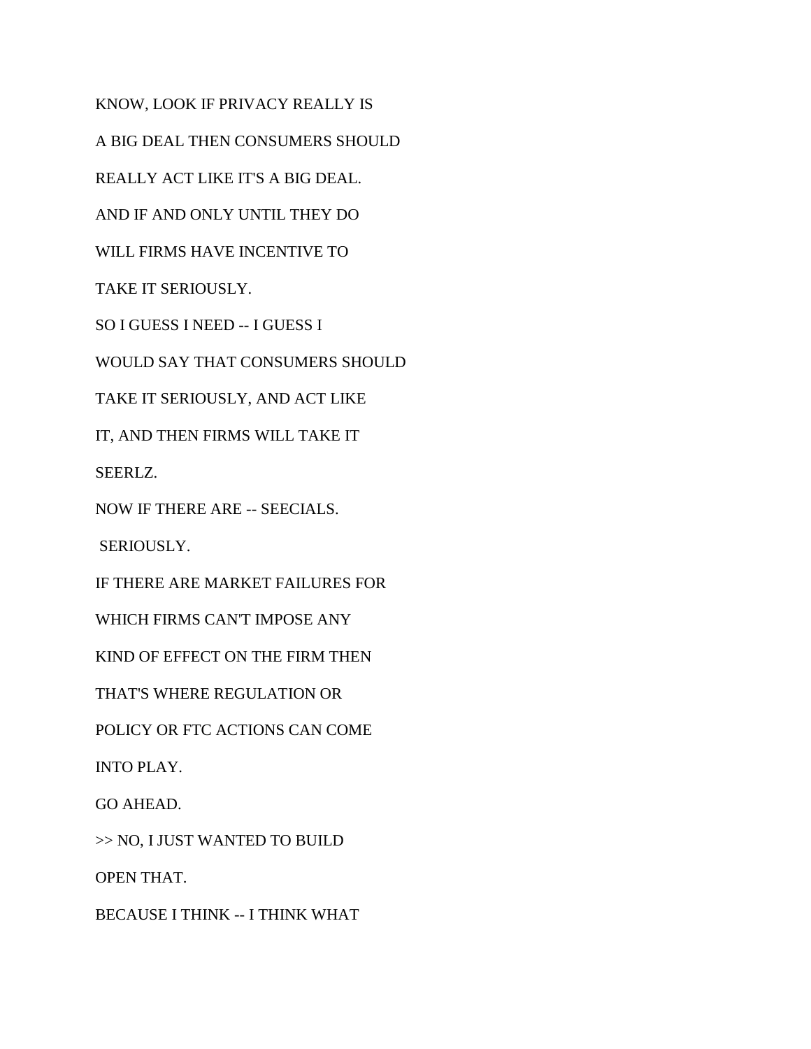KNOW, LOOK IF PRIVACY REALLY IS

A BIG DEAL THEN CONSUMERS SHOULD

REALLY ACT LIKE IT'S A BIG DEAL.

AND IF AND ONLY UNTIL THEY DO

WILL FIRMS HAVE INCENTIVE TO

TAKE IT SERIOUSLY.

SO I GUESS I NEED -- I GUESS I

WOULD SAY THAT CONSUMERS SHOULD

TAKE IT SERIOUSLY, AND ACT LIKE

IT, AND THEN FIRMS WILL TAKE IT

SEERLZ.

NOW IF THERE ARE -- SEECIALS.

SERIOUSLY.

IF THERE ARE MARKET FAILURES FOR

WHICH FIRMS CAN'T IMPOSE ANY

KIND OF EFFECT ON THE FIRM THEN

THAT'S WHERE REGULATION OR

POLICY OR FTC ACTIONS CAN COME

INTO PLAY.

GO AHEAD.

>> NO, I JUST WANTED TO BUILD

OPEN THAT.

BECAUSE I THINK -- I THINK WHAT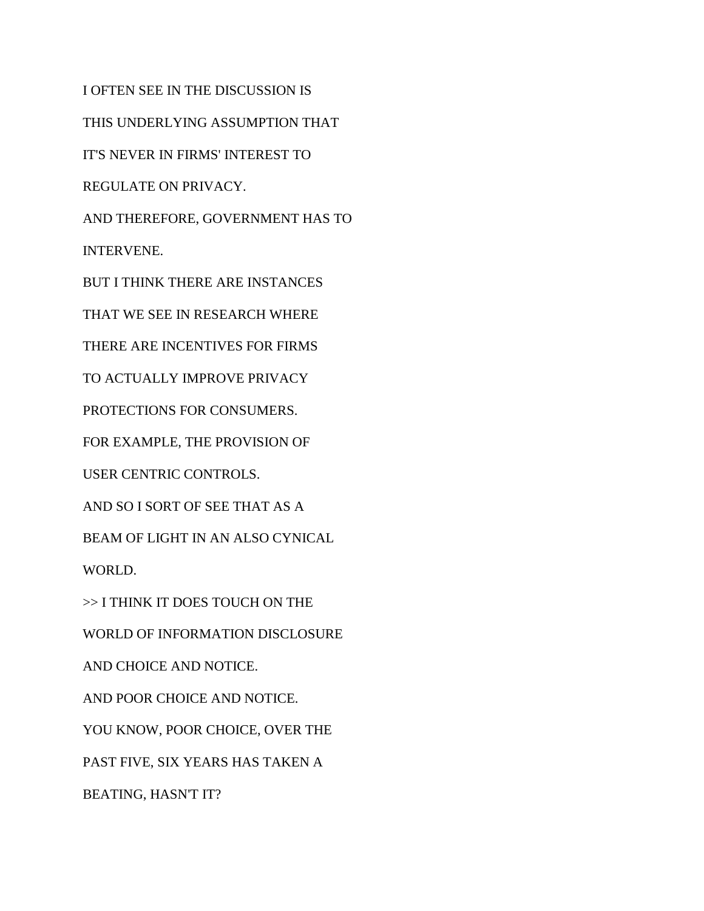I OFTEN SEE IN THE DISCUSSION IS

THIS UNDERLYING ASSUMPTION THAT

IT'S NEVER IN FIRMS' INTEREST TO

REGULATE ON PRIVACY.

AND THEREFORE, GOVERNMENT HAS TO

INTERVENE.

BUT I THINK THERE ARE INSTANCES

THAT WE SEE IN RESEARCH WHERE

THERE ARE INCENTIVES FOR FIRMS

TO ACTUALLY IMPROVE PRIVACY

PROTECTIONS FOR CONSUMERS.

FOR EXAMPLE, THE PROVISION OF

USER CENTRIC CONTROLS.

AND SO I SORT OF SEE THAT AS A

BEAM OF LIGHT IN AN ALSO CYNICAL

WORLD.

>> I THINK IT DOES TOUCH ON THE

WORLD OF INFORMATION DISCLOSURE

AND CHOICE AND NOTICE.

AND POOR CHOICE AND NOTICE.

YOU KNOW, POOR CHOICE, OVER THE

PAST FIVE, SIX YEARS HAS TAKEN A

BEATING, HASN'T IT?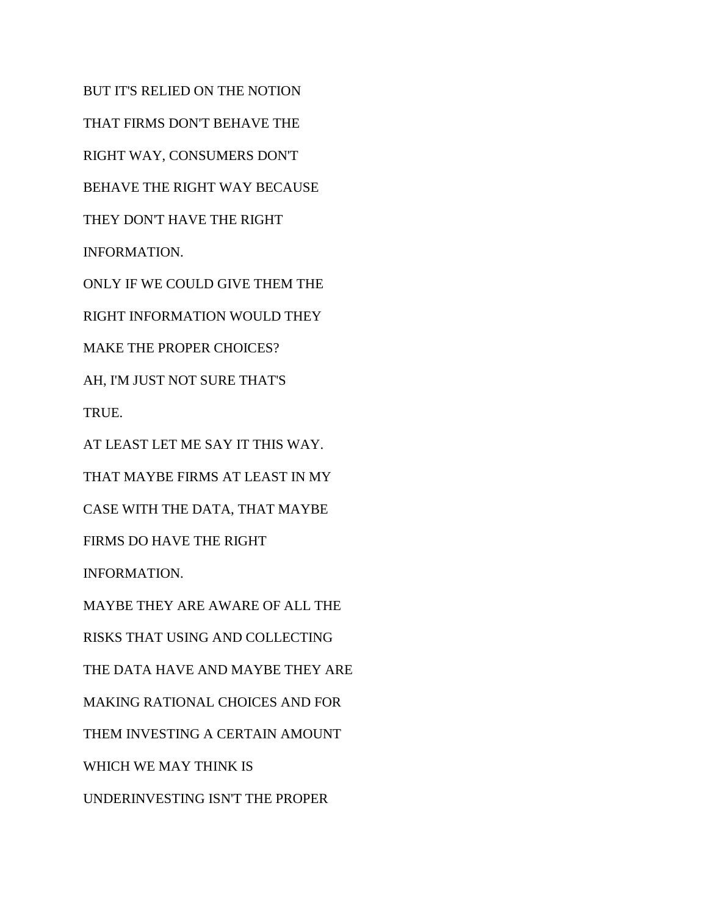BUT IT'S RELIED ON THE NOTION

THAT FIRMS DON'T BEHAVE THE

RIGHT WAY, CONSUMERS DON'T

BEHAVE THE RIGHT WAY BECAUSE

THEY DON'T HAVE THE RIGHT

INFORMATION.

ONLY IF WE COULD GIVE THEM THE

RIGHT INFORMATION WOULD THEY

MAKE THE PROPER CHOICES?

AH, I'M JUST NOT SURE THAT'S

TRUE.

AT LEAST LET ME SAY IT THIS WAY.

THAT MAYBE FIRMS AT LEAST IN MY

CASE WITH THE DATA, THAT MAYBE

FIRMS DO HAVE THE RIGHT

INFORMATION.

MAYBE THEY ARE AWARE OF ALL THE

RISKS THAT USING AND COLLECTING

THE DATA HAVE AND MAYBE THEY ARE

MAKING RATIONAL CHOICES AND FOR

THEM INVESTING A CERTAIN AMOUNT

WHICH WE MAY THINK IS

UNDERINVESTING ISN'T THE PROPER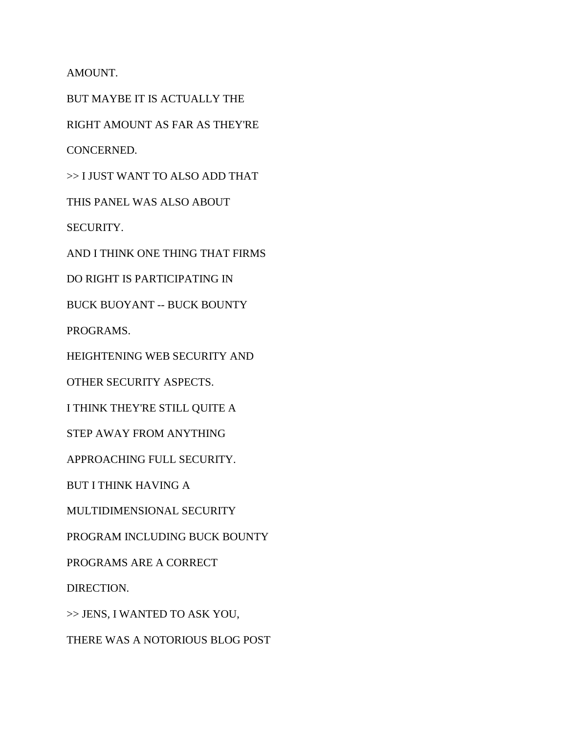AMOUNT.

BUT MAYBE IT IS ACTUALLY THE

RIGHT AMOUNT AS FAR AS THEY'RE

CONCERNED.

>> I JUST WANT TO ALSO ADD THAT

THIS PANEL WAS ALSO ABOUT

SECURITY.

AND I THINK ONE THING THAT FIRMS

DO RIGHT IS PARTICIPATING IN

BUCK BUOYANT -- BUCK BOUNTY

PROGRAMS.

HEIGHTENING WEB SECURITY AND

OTHER SECURITY ASPECTS.

I THINK THEY'RE STILL QUITE A

STEP AWAY FROM ANYTHING

APPROACHING FULL SECURITY.

BUT I THINK HAVING A

MULTIDIMENSIONAL SECURITY

PROGRAM INCLUDING BUCK BOUNTY

PROGRAMS ARE A CORRECT

DIRECTION.

>> JENS, I WANTED TO ASK YOU,

THERE WAS A NOTORIOUS BLOG POST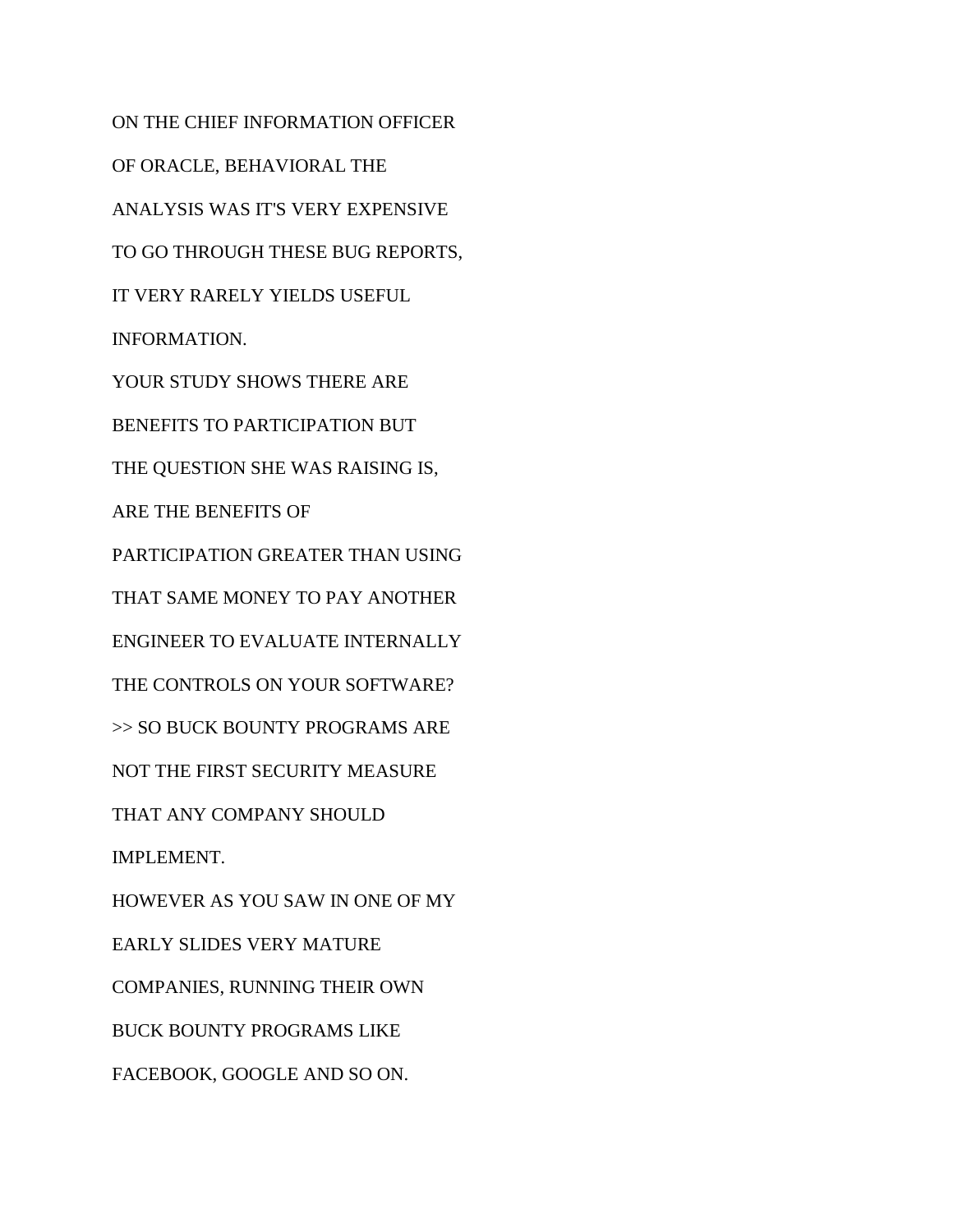ON THE CHIEF INFORMATION OFFICER

OF ORACLE, BEHAVIORAL THE

ANALYSIS WAS IT'S VERY EXPENSIVE

TO GO THROUGH THESE BUG REPORTS,

IT VERY RARELY YIELDS USEFUL

INFORMATION.

YOUR STUDY SHOWS THERE ARE

BENEFITS TO PARTICIPATION BUT

THE QUESTION SHE WAS RAISING IS,

ARE THE BENEFITS OF

PARTICIPATION GREATER THAN USING

THAT SAME MONEY TO PAY ANOTHER

ENGINEER TO EVALUATE INTERNALLY

THE CONTROLS ON YOUR SOFTWARE?

>> SO BUCK BOUNTY PROGRAMS ARE

NOT THE FIRST SECURITY MEASURE

THAT ANY COMPANY SHOULD

IMPLEMENT.

HOWEVER AS YOU SAW IN ONE OF MY

EARLY SLIDES VERY MATURE

COMPANIES, RUNNING THEIR OWN

BUCK BOUNTY PROGRAMS LIKE

FACEBOOK, GOOGLE AND SO ON.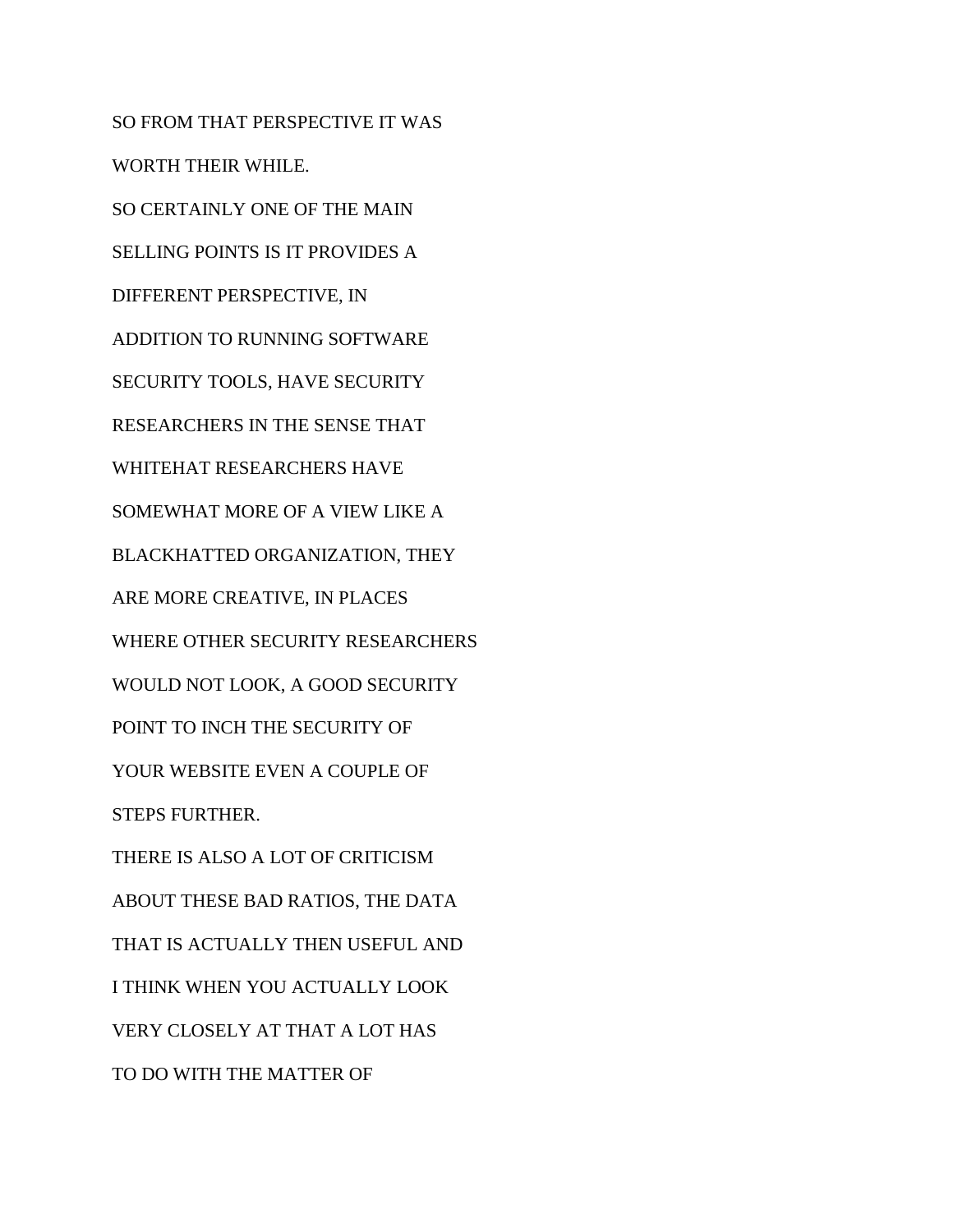SO FROM THAT PERSPECTIVE IT WAS

WORTH THEIR WHILE.

SO CERTAINLY ONE OF THE MAIN

SELLING POINTS IS IT PROVIDES A

DIFFERENT PERSPECTIVE, IN

ADDITION TO RUNNING SOFTWARE

SECURITY TOOLS, HAVE SECURITY

RESEARCHERS IN THE SENSE THAT

WHITEHAT RESEARCHERS HAVE

SOMEWHAT MORE OF A VIEW LIKE A

BLACKHATTED ORGANIZATION, THEY

ARE MORE CREATIVE, IN PLACES

WHERE OTHER SECURITY RESEARCHERS

WOULD NOT LOOK, A GOOD SECURITY

POINT TO INCH THE SECURITY OF

YOUR WEBSITE EVEN A COUPLE OF

STEPS FURTHER.

THERE IS ALSO A LOT OF CRITICISM

ABOUT THESE BAD RATIOS, THE DATA

THAT IS ACTUALLY THEN USEFUL AND

I THINK WHEN YOU ACTUALLY LOOK

VERY CLOSELY AT THAT A LOT HAS

TO DO WITH THE MATTER OF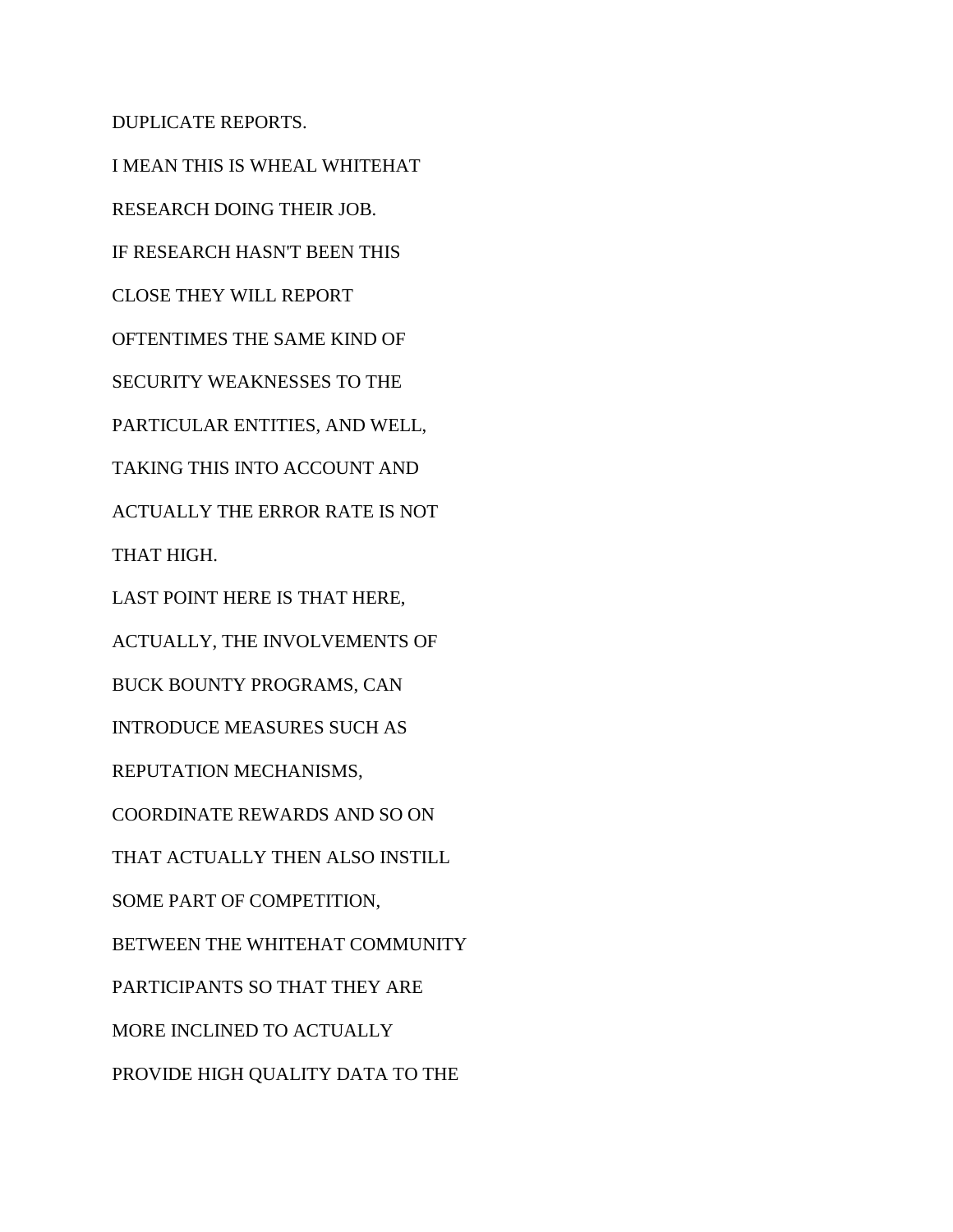DUPLICATE REPORTS.

I MEAN THIS IS WHEAL WHITEHAT

RESEARCH DOING THEIR JOB.

IF RESEARCH HASN'T BEEN THIS

CLOSE THEY WILL REPORT

OFTENTIMES THE SAME KIND OF

SECURITY WEAKNESSES TO THE

PARTICULAR ENTITIES, AND WELL,

TAKING THIS INTO ACCOUNT AND

ACTUALLY THE ERROR RATE IS NOT

THAT HIGH.

LAST POINT HERE IS THAT HERE,

ACTUALLY, THE INVOLVEMENTS OF

BUCK BOUNTY PROGRAMS, CAN

INTRODUCE MEASURES SUCH AS

REPUTATION MECHANISMS,

COORDINATE REWARDS AND SO ON

THAT ACTUALLY THEN ALSO INSTILL

SOME PART OF COMPETITION,

BETWEEN THE WHITEHAT COMMUNITY

PARTICIPANTS SO THAT THEY ARE

MORE INCLINED TO ACTUALLY

PROVIDE HIGH QUALITY DATA TO THE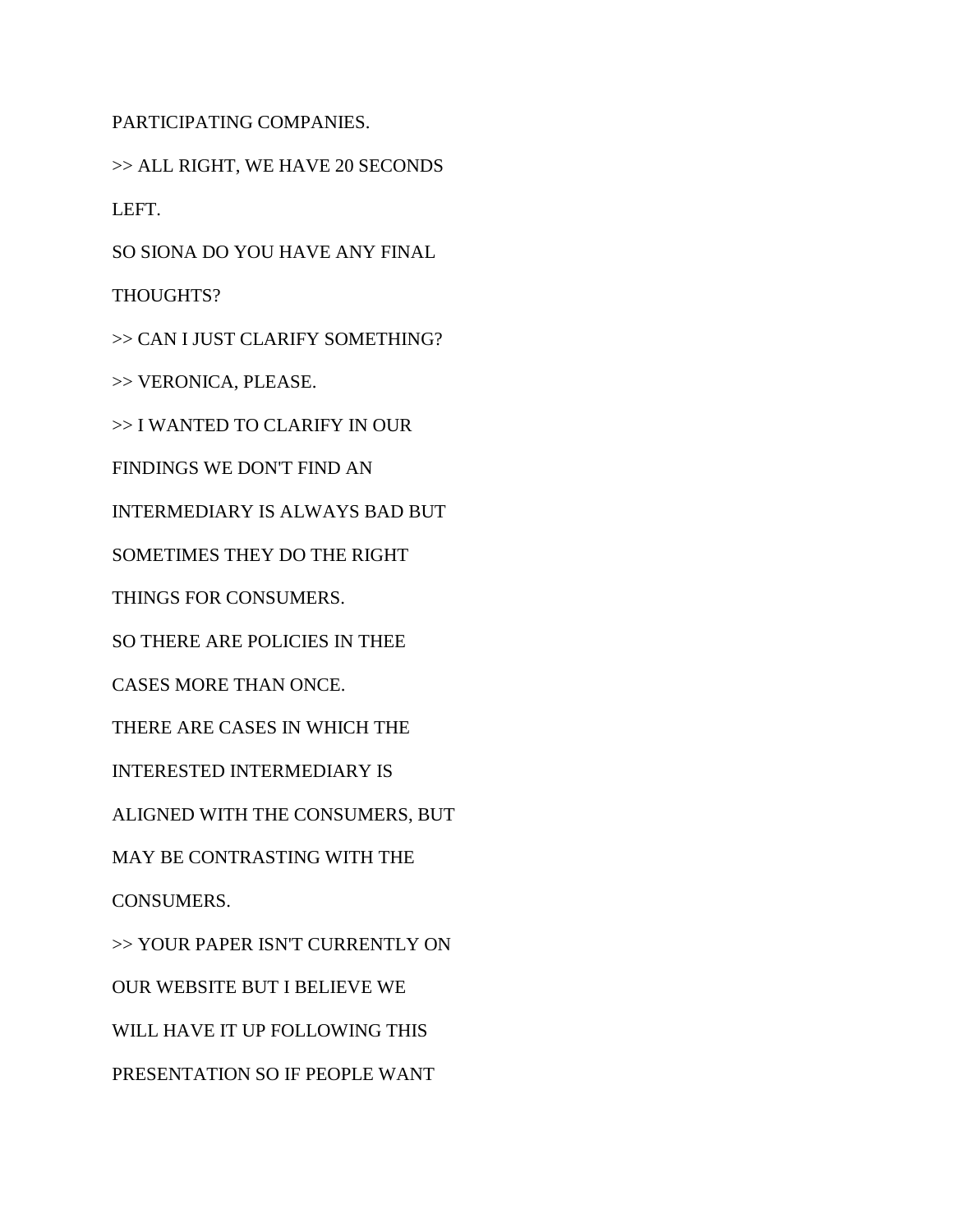PARTICIPATING COMPANIES.

>> ALL RIGHT, WE HAVE 20 SECONDS

LEFT.

SO SIONA DO YOU HAVE ANY FINAL

THOUGHTS?

>> CAN I JUST CLARIFY SOMETHING?

>> VERONICA, PLEASE.

>> I WANTED TO CLARIFY IN OUR

FINDINGS WE DON'T FIND AN

INTERMEDIARY IS ALWAYS BAD BUT

SOMETIMES THEY DO THE RIGHT

THINGS FOR CONSUMERS.

SO THERE ARE POLICIES IN THEE

CASES MORE THAN ONCE.

THERE ARE CASES IN WHICH THE

INTERESTED INTERMEDIARY IS

ALIGNED WITH THE CONSUMERS, BUT

MAY BE CONTRASTING WITH THE

CONSUMERS.

>> YOUR PAPER ISN'T CURRENTLY ON

OUR WEBSITE BUT I BELIEVE WE

WILL HAVE IT UP FOLLOWING THIS

PRESENTATION SO IF PEOPLE WANT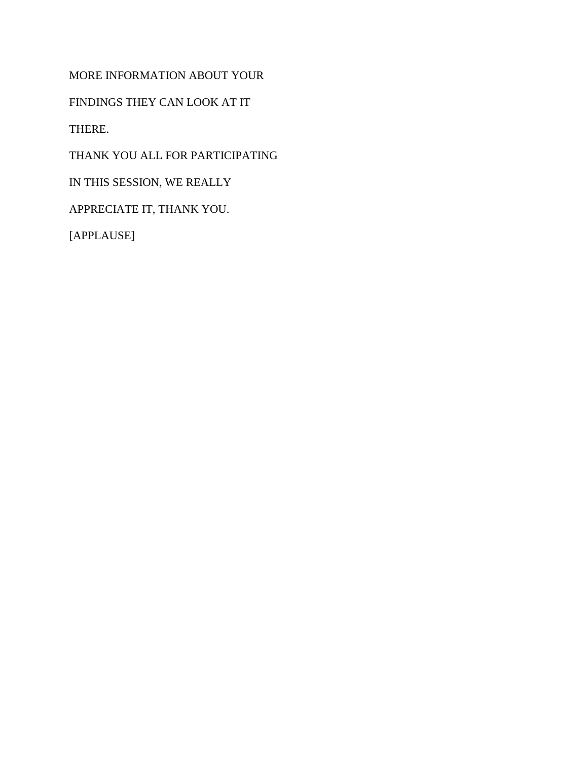MORE INFORMATION ABOUT YOUR

FINDINGS THEY CAN LOOK AT IT

THERE.

THANK YOU ALL FOR PARTICIPATING

IN THIS SESSION, WE REALLY

APPRECIATE IT, THANK YOU.

[APPLAUSE]